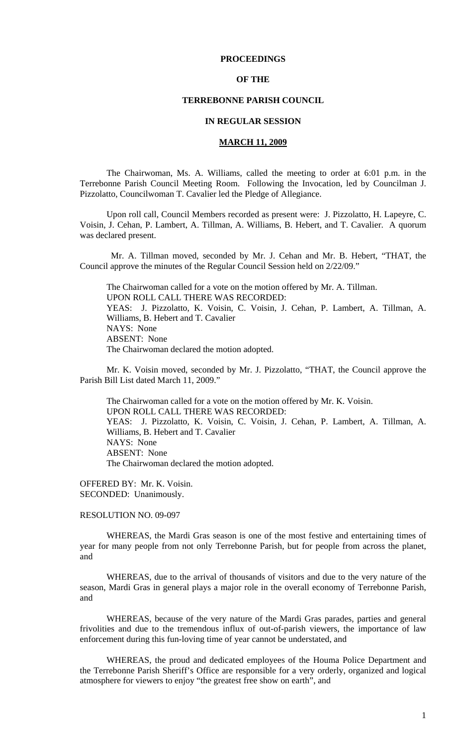**PROCEEDINGS**

**OF THE**

**TERREBONNE PARISH COUNCIL**

**IN REGULAR SESSION**

**MARCH 11, 2009**

The Chairwoman, Ms. A. Williams, called the meeting to order at 6:01 p.m. in the Terrebonne Parish Council Meeting Room. Following the Invocation, led by Councilman J. Pizzolatto, Councilwoman T. Cavalier led the Pledge of Allegiance.

Upon roll call, Council Members recorded as present were: J. Pizzolatto, H. Lapeyre, C. Voisin, J. Cehan, P. Lambert, A. Tillman, A. Williams, B. Hebert, and T. Cavalier. A quorum was declared present.

Mr. A. Tillman moved, seconded by Mr. J. Cehan and Mr. B. Hebert, "THAT, the Council approve the minutes of the Regular Council Session held on 2/22/09."

The Chairwoman called for a vote on the motion offered by Mr. A. Tillman.
UPON ROLL CALL THERE WAS RECORDED:
YEAS: J. Pizzolatto, K. Voisin, C. Voisin, J. Cehan, P. Lambert, A. Tillman, A. Williams, B. Hebert and T. Cavalier
NAYS: None
ABSENT: None
The Chairwoman declared the motion adopted.

Mr. K. Voisin moved, seconded by Mr. J. Pizzolatto, "THAT, the Council approve the Parish Bill List dated March 11, 2009."

The Chairwoman called for a vote on the motion offered by Mr. K. Voisin.
UPON ROLL CALL THERE WAS RECORDED:
YEAS: J. Pizzolatto, K. Voisin, C. Voisin, J. Cehan, P. Lambert, A. Tillman, A. Williams, B. Hebert and T. Cavalier
NAYS: None
ABSENT: None
The Chairwoman declared the motion adopted.

OFFERED BY: Mr. K. Voisin.
SECONDED: Unanimously.

RESOLUTION NO. 09-097

WHEREAS, the Mardi Gras season is one of the most festive and entertaining times of year for many people from not only Terrebonne Parish, but for people from across the planet, and

WHEREAS, due to the arrival of thousands of visitors and due to the very nature of the season, Mardi Gras in general plays a major role in the overall economy of Terrebonne Parish, and

WHEREAS, because of the very nature of the Mardi Gras parades, parties and general frivolities and due to the tremendous influx of out-of-parish viewers, the importance of law enforcement during this fun-loving time of year cannot be understated, and

WHEREAS, the proud and dedicated employees of the Houma Police Department and the Terrebonne Parish Sheriff's Office are responsible for a very orderly, organized and logical atmosphere for viewers to enjoy "the greatest free show on earth", and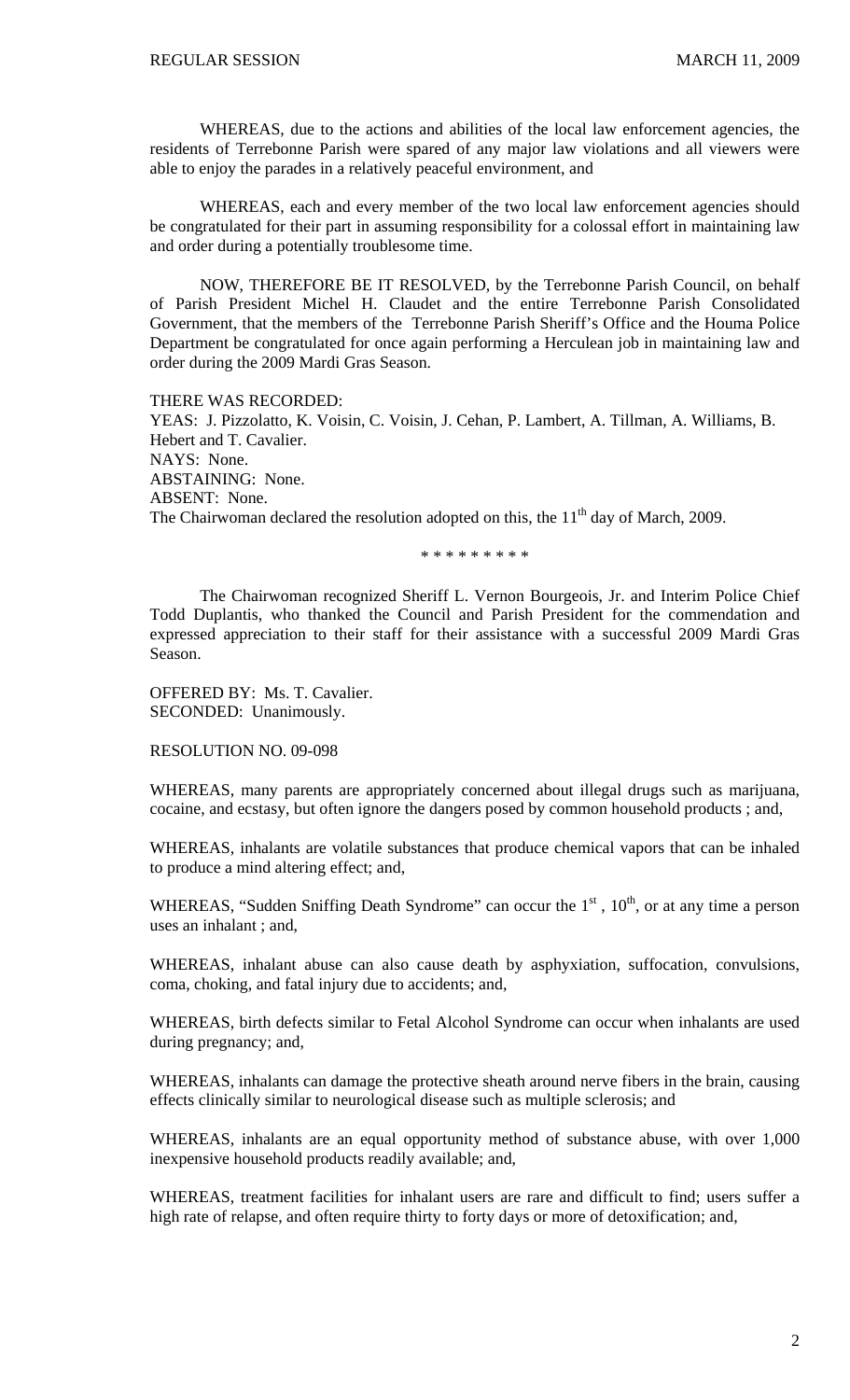WHEREAS, due to the actions and abilities of the local law enforcement agencies, the residents of Terrebonne Parish were spared of any major law violations and all viewers were able to enjoy the parades in a relatively peaceful environment, and

WHEREAS, each and every member of the two local law enforcement agencies should be congratulated for their part in assuming responsibility for a colossal effort in maintaining law and order during a potentially troublesome time.

NOW, THEREFORE BE IT RESOLVED, by the Terrebonne Parish Council, on behalf of Parish President Michel H. Claudet and the entire Terrebonne Parish Consolidated Government, that the members of the Terrebonne Parish Sheriff's Office and the Houma Police Department be congratulated for once again performing a Herculean job in maintaining law and order during the 2009 Mardi Gras Season.

THERE WAS RECORDED:
YEAS: J. Pizzolatto, K. Voisin, C. Voisin, J. Cehan, P. Lambert, A. Tillman, A. Williams, B. Hebert and T. Cavalier.
NAYS: None.
ABSTAINING: None.
ABSENT: None.
The Chairwoman declared the resolution adopted on this, the 11th day of March, 2009.

\* \* \* \* \* \* \* \* \*

The Chairwoman recognized Sheriff L. Vernon Bourgeois, Jr. and Interim Police Chief Todd Duplantis, who thanked the Council and Parish President for the commendation and expressed appreciation to their staff for their assistance with a successful 2009 Mardi Gras Season.

OFFERED BY: Ms. T. Cavalier.
SECONDED: Unanimously.

RESOLUTION NO. 09-098

WHEREAS, many parents are appropriately concerned about illegal drugs such as marijuana, cocaine, and ecstasy, but often ignore the dangers posed by common household products ; and,

WHEREAS, inhalants are volatile substances that produce chemical vapors that can be inhaled to produce a mind altering effect; and,

WHEREAS, "Sudden Sniffing Death Syndrome" can occur the 1st , 10th, or at any time a person uses an inhalant ; and,

WHEREAS, inhalant abuse can also cause death by asphyxiation, suffocation, convulsions, coma, choking, and fatal injury due to accidents; and,

WHEREAS, birth defects similar to Fetal Alcohol Syndrome can occur when inhalants are used during pregnancy; and,

WHEREAS, inhalants can damage the protective sheath around nerve fibers in the brain, causing effects clinically similar to neurological disease such as multiple sclerosis; and

WHEREAS, inhalants are an equal opportunity method of substance abuse, with over 1,000 inexpensive household products readily available; and,

WHEREAS, treatment facilities for inhalant users are rare and difficult to find; users suffer a high rate of relapse, and often require thirty to forty days or more of detoxification; and,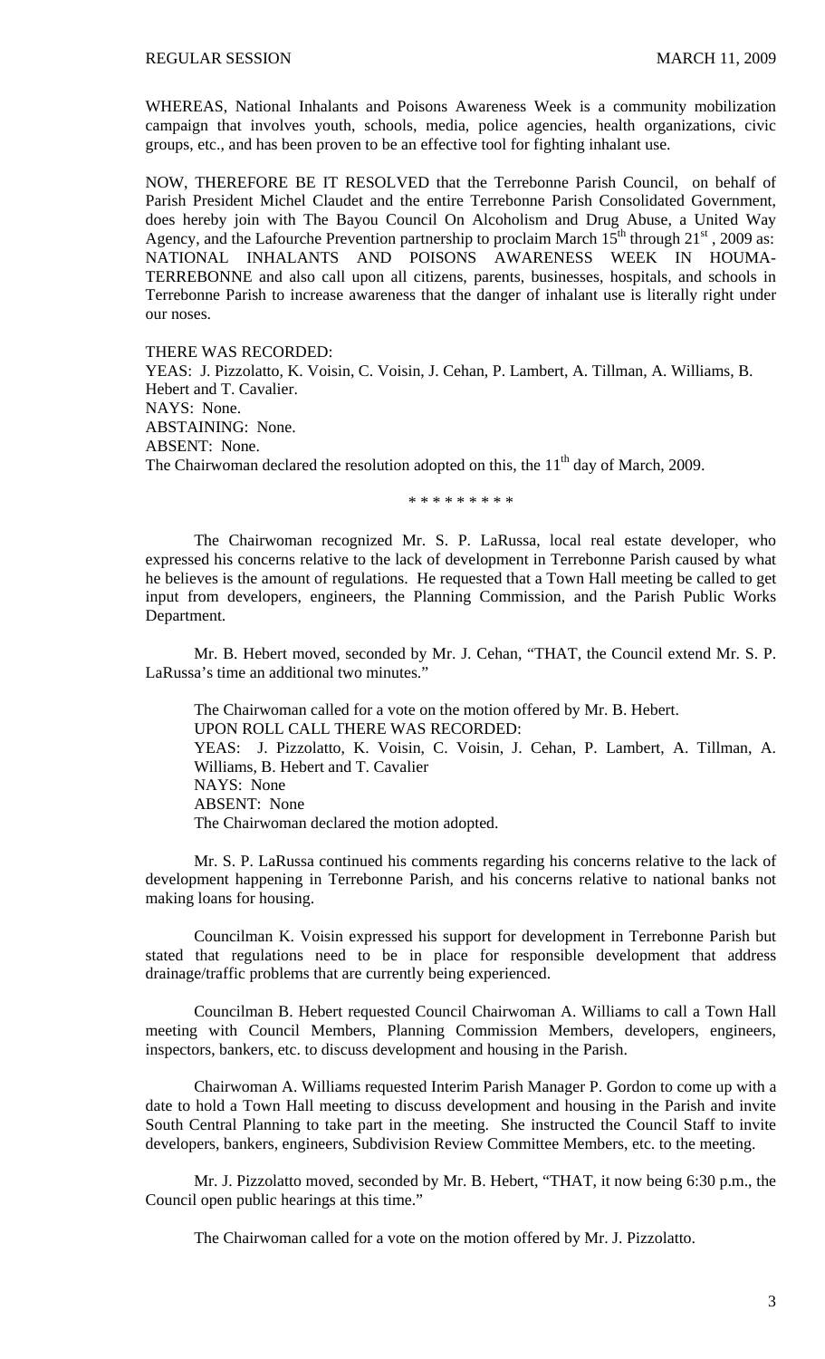WHEREAS, National Inhalants and Poisons Awareness Week is a community mobilization campaign that involves youth, schools, media, police agencies, health organizations, civic groups, etc., and has been proven to be an effective tool for fighting inhalant use.

NOW, THEREFORE BE IT RESOLVED that the Terrebonne Parish Council, on behalf of Parish President Michel Claudet and the entire Terrebonne Parish Consolidated Government, does hereby join with The Bayou Council On Alcoholism and Drug Abuse, a United Way Agency, and the Lafourche Prevention partnership to proclaim March 15th through 21st, 2009 as: NATIONAL INHALANTS AND POISONS AWARENESS WEEK IN HOUMA-TERREBONNE and also call upon all citizens, parents, businesses, hospitals, and schools in Terrebonne Parish to increase awareness that the danger of inhalant use is literally right under our noses.

THERE WAS RECORDED:
YEAS: J. Pizzolatto, K. Voisin, C. Voisin, J. Cehan, P. Lambert, A. Tillman, A. Williams, B. Hebert and T. Cavalier.
NAYS: None.
ABSTAINING: None.
ABSENT: None.
The Chairwoman declared the resolution adopted on this, the 11th day of March, 2009.

\* \* \* \* \* \* \* \* \*

The Chairwoman recognized Mr. S. P. LaRussa, local real estate developer, who expressed his concerns relative to the lack of development in Terrebonne Parish caused by what he believes is the amount of regulations. He requested that a Town Hall meeting be called to get input from developers, engineers, the Planning Commission, and the Parish Public Works Department.

Mr. B. Hebert moved, seconded by Mr. J. Cehan, "THAT, the Council extend Mr. S. P. LaRussa's time an additional two minutes."

The Chairwoman called for a vote on the motion offered by Mr. B. Hebert.
UPON ROLL CALL THERE WAS RECORDED:
YEAS: J. Pizzolatto, K. Voisin, C. Voisin, J. Cehan, P. Lambert, A. Tillman, A. Williams, B. Hebert and T. Cavalier
NAYS: None
ABSENT: None
The Chairwoman declared the motion adopted.

Mr. S. P. LaRussa continued his comments regarding his concerns relative to the lack of development happening in Terrebonne Parish, and his concerns relative to national banks not making loans for housing.

Councilman K. Voisin expressed his support for development in Terrebonne Parish but stated that regulations need to be in place for responsible development that address drainage/traffic problems that are currently being experienced.

Councilman B. Hebert requested Council Chairwoman A. Williams to call a Town Hall meeting with Council Members, Planning Commission Members, developers, engineers, inspectors, bankers, etc. to discuss development and housing in the Parish.

Chairwoman A. Williams requested Interim Parish Manager P. Gordon to come up with a date to hold a Town Hall meeting to discuss development and housing in the Parish and invite South Central Planning to take part in the meeting. She instructed the Council Staff to invite developers, bankers, engineers, Subdivision Review Committee Members, etc. to the meeting.

Mr. J. Pizzolatto moved, seconded by Mr. B. Hebert, "THAT, it now being 6:30 p.m., the Council open public hearings at this time."

The Chairwoman called for a vote on the motion offered by Mr. J. Pizzolatto.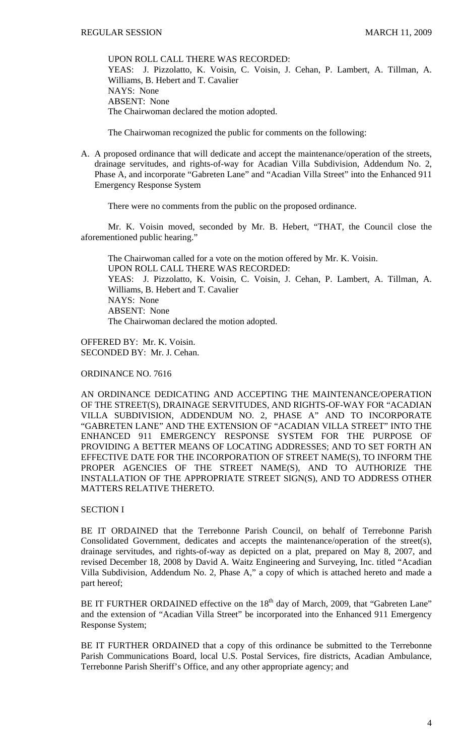UPON ROLL CALL THERE WAS RECORDED:
YEAS: J. Pizzolatto, K. Voisin, C. Voisin, J. Cehan, P. Lambert, A. Tillman, A. Williams, B. Hebert and T. Cavalier
NAYS: None
ABSENT: None
The Chairwoman declared the motion adopted.

The Chairwoman recognized the public for comments on the following:

A. A proposed ordinance that will dedicate and accept the maintenance/operation of the streets, drainage servitudes, and rights-of-way for Acadian Villa Subdivision, Addendum No. 2, Phase A, and incorporate "Gabreten Lane" and "Acadian Villa Street" into the Enhanced 911 Emergency Response System

There were no comments from the public on the proposed ordinance.

Mr. K. Voisin moved, seconded by Mr. B. Hebert, "THAT, the Council close the aforementioned public hearing."

The Chairwoman called for a vote on the motion offered by Mr. K. Voisin.
UPON ROLL CALL THERE WAS RECORDED:
YEAS: J. Pizzolatto, K. Voisin, C. Voisin, J. Cehan, P. Lambert, A. Tillman, A. Williams, B. Hebert and T. Cavalier
NAYS: None
ABSENT: None
The Chairwoman declared the motion adopted.

OFFERED BY: Mr. K. Voisin.
SECONDED BY: Mr. J. Cehan.

ORDINANCE NO. 7616

AN ORDINANCE DEDICATING AND ACCEPTING THE MAINTENANCE/OPERATION OF THE STREET(S), DRAINAGE SERVITUDES, AND RIGHTS-OF-WAY FOR "ACADIAN VILLA SUBDIVISION, ADDENDUM NO. 2, PHASE A" AND TO INCORPORATE "GABRETEN LANE" AND THE EXTENSION OF "ACADIAN VILLA STREET" INTO THE ENHANCED 911 EMERGENCY RESPONSE SYSTEM FOR THE PURPOSE OF PROVIDING A BETTER MEANS OF LOCATING ADDRESSES; AND TO SET FORTH AN EFFECTIVE DATE FOR THE INCORPORATION OF STREET NAME(S), TO INFORM THE PROPER AGENCIES OF THE STREET NAME(S), AND TO AUTHORIZE THE INSTALLATION OF THE APPROPRIATE STREET SIGN(S), AND TO ADDRESS OTHER MATTERS RELATIVE THERETO.

SECTION I

BE IT ORDAINED that the Terrebonne Parish Council, on behalf of Terrebonne Parish Consolidated Government, dedicates and accepts the maintenance/operation of the street(s), drainage servitudes, and rights-of-way as depicted on a plat, prepared on May 8, 2007, and revised December 18, 2008 by David A. Waitz Engineering and Surveying, Inc. titled "Acadian Villa Subdivision, Addendum No. 2, Phase A," a copy of which is attached hereto and made a part hereof;

BE IT FURTHER ORDAINED effective on the 18th day of March, 2009, that "Gabreten Lane" and the extension of "Acadian Villa Street" be incorporated into the Enhanced 911 Emergency Response System;

BE IT FURTHER ORDAINED that a copy of this ordinance be submitted to the Terrebonne Parish Communications Board, local U.S. Postal Services, fire districts, Acadian Ambulance, Terrebonne Parish Sheriff's Office, and any other appropriate agency; and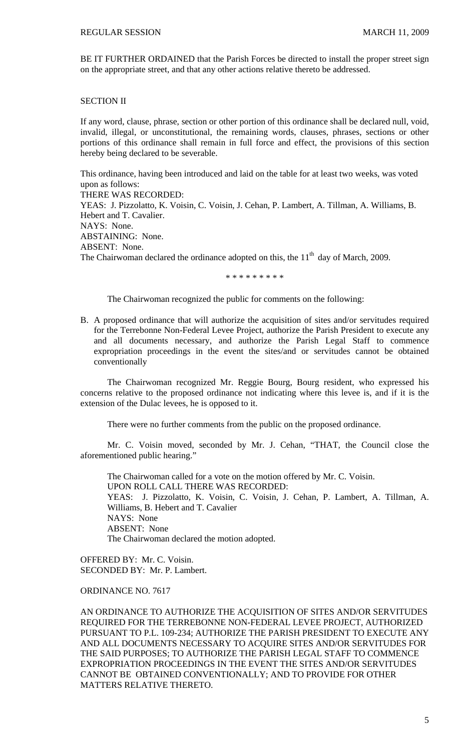BE IT FURTHER ORDAINED that the Parish Forces be directed to install the proper street sign on the appropriate street, and that any other actions relative thereto be addressed.

SECTION II

If any word, clause, phrase, section or other portion of this ordinance shall be declared null, void, invalid, illegal, or unconstitutional, the remaining words, clauses, phrases, sections or other portions of this ordinance shall remain in full force and effect, the provisions of this section hereby being declared to be severable.

This ordinance, having been introduced and laid on the table for at least two weeks, was voted upon as follows:
THERE WAS RECORDED:
YEAS: J. Pizzolatto, K. Voisin, C. Voisin, J. Cehan, P. Lambert, A. Tillman, A. Williams, B. Hebert and T. Cavalier.
NAYS: None.
ABSTAINING: None.
ABSENT: None.
The Chairwoman declared the ordinance adopted on this, the 11th day of March, 2009.

\* \* \* \* \* \* \* \* \*

The Chairwoman recognized the public for comments on the following:

B. A proposed ordinance that will authorize the acquisition of sites and/or servitudes required for the Terrebonne Non-Federal Levee Project, authorize the Parish President to execute any and all documents necessary, and authorize the Parish Legal Staff to commence expropriation proceedings in the event the sites/and or servitudes cannot be obtained conventionally

The Chairwoman recognized Mr. Reggie Bourg, Bourg resident, who expressed his concerns relative to the proposed ordinance not indicating where this levee is, and if it is the extension of the Dulac levees, he is opposed to it.

There were no further comments from the public on the proposed ordinance.

Mr. C. Voisin moved, seconded by Mr. J. Cehan, "THAT, the Council close the aforementioned public hearing."

The Chairwoman called for a vote on the motion offered by Mr. C. Voisin.
UPON ROLL CALL THERE WAS RECORDED:
YEAS: J. Pizzolatto, K. Voisin, C. Voisin, J. Cehan, P. Lambert, A. Tillman, A. Williams, B. Hebert and T. Cavalier
NAYS: None
ABSENT: None
The Chairwoman declared the motion adopted.

OFFERED BY: Mr. C. Voisin.
SECONDED BY: Mr. P. Lambert.

ORDINANCE NO. 7617

AN ORDINANCE TO AUTHORIZE THE ACQUISITION OF SITES AND/OR SERVITUDES REQUIRED FOR THE TERREBONNE NON-FEDERAL LEVEE PROJECT, AUTHORIZED PURSUANT TO P.L. 109-234; AUTHORIZE THE PARISH PRESIDENT TO EXECUTE ANY AND ALL DOCUMENTS NECESSARY TO ACQUIRE SITES AND/OR SERVITUDES FOR THE SAID PURPOSES; TO AUTHORIZE THE PARISH LEGAL STAFF TO COMMENCE EXPROPRIATION PROCEEDINGS IN THE EVENT THE SITES AND/OR SERVITUDES CANNOT BE OBTAINED CONVENTIONALLY; AND TO PROVIDE FOR OTHER MATTERS RELATIVE THERETO.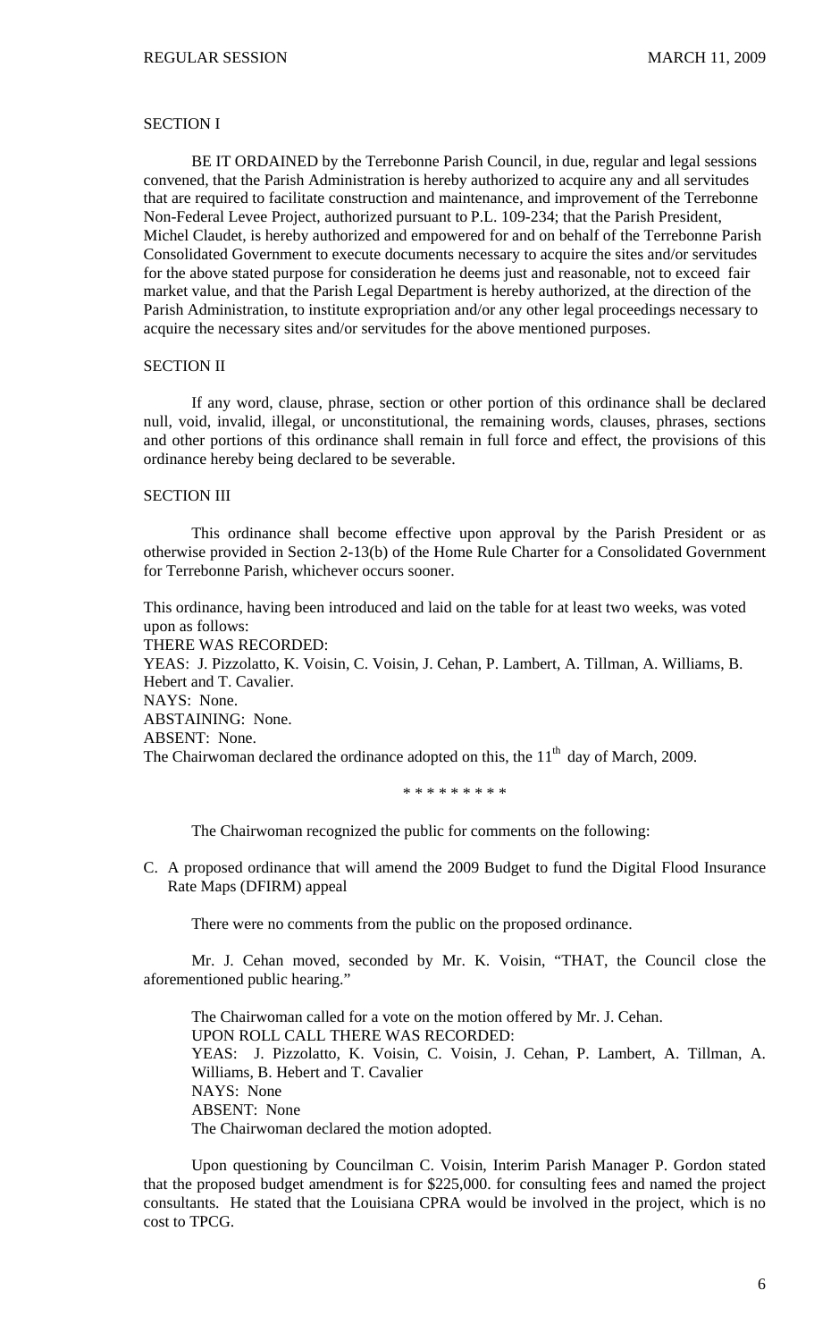SECTION I

BE IT ORDAINED by the Terrebonne Parish Council, in due, regular and legal sessions convened, that the Parish Administration is hereby authorized to acquire any and all servitudes that are required to facilitate construction and maintenance, and improvement of the Terrebonne Non-Federal Levee Project, authorized pursuant to P.L. 109-234; that the Parish President, Michel Claudet, is hereby authorized and empowered for and on behalf of the Terrebonne Parish Consolidated Government to execute documents necessary to acquire the sites and/or servitudes for the above stated purpose for consideration he deems just and reasonable, not to exceed fair market value, and that the Parish Legal Department is hereby authorized, at the direction of the Parish Administration, to institute expropriation and/or any other legal proceedings necessary to acquire the necessary sites and/or servitudes for the above mentioned purposes.

SECTION II

If any word, clause, phrase, section or other portion of this ordinance shall be declared null, void, invalid, illegal, or unconstitutional, the remaining words, clauses, phrases, sections and other portions of this ordinance shall remain in full force and effect, the provisions of this ordinance hereby being declared to be severable.

SECTION III

This ordinance shall become effective upon approval by the Parish President or as otherwise provided in Section 2-13(b) of the Home Rule Charter for a Consolidated Government for Terrebonne Parish, whichever occurs sooner.

This ordinance, having been introduced and laid on the table for at least two weeks, was voted upon as follows:
THERE WAS RECORDED:
YEAS: J. Pizzolatto, K. Voisin, C. Voisin, J. Cehan, P. Lambert, A. Tillman, A. Williams, B. Hebert and T. Cavalier.
NAYS: None.
ABSTAINING: None.
ABSENT: None.
The Chairwoman declared the ordinance adopted on this, the 11th day of March, 2009.

\* \* \* \* \* \* \* \* \*

The Chairwoman recognized the public for comments on the following:

C. A proposed ordinance that will amend the 2009 Budget to fund the Digital Flood Insurance Rate Maps (DFIRM) appeal

There were no comments from the public on the proposed ordinance.

Mr. J. Cehan moved, seconded by Mr. K. Voisin, "THAT, the Council close the aforementioned public hearing."

The Chairwoman called for a vote on the motion offered by Mr. J. Cehan.
UPON ROLL CALL THERE WAS RECORDED:
YEAS: J. Pizzolatto, K. Voisin, C. Voisin, J. Cehan, P. Lambert, A. Tillman, A. Williams, B. Hebert and T. Cavalier
NAYS: None
ABSENT: None
The Chairwoman declared the motion adopted.

Upon questioning by Councilman C. Voisin, Interim Parish Manager P. Gordon stated that the proposed budget amendment is for $225,000. for consulting fees and named the project consultants. He stated that the Louisiana CPRA would be involved in the project, which is no cost to TPCG.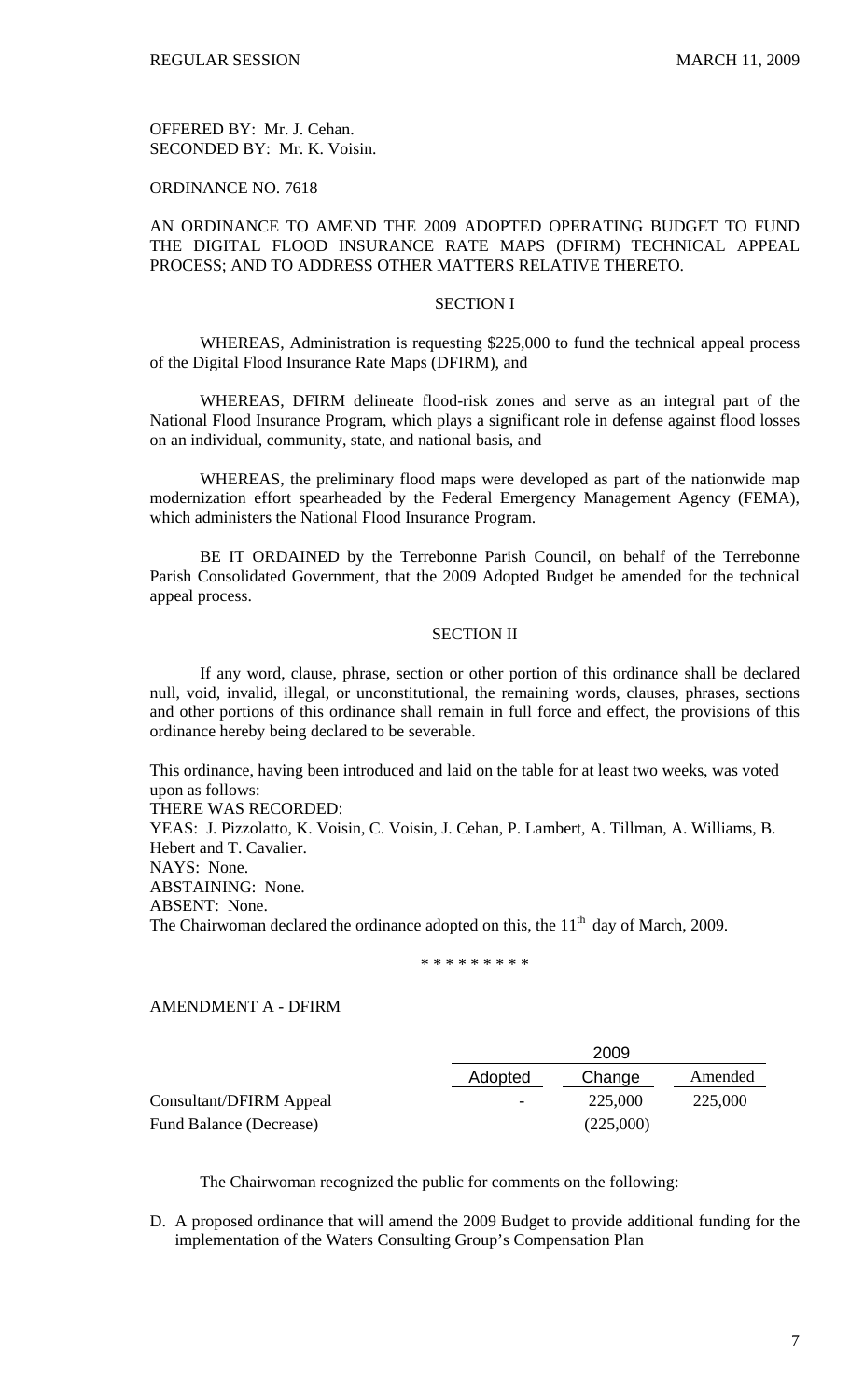OFFERED BY: Mr. J. Cehan.
SECONDED BY: Mr. K. Voisin.

ORDINANCE NO. 7618

AN ORDINANCE TO AMEND THE 2009 ADOPTED OPERATING BUDGET TO FUND THE DIGITAL FLOOD INSURANCE RATE MAPS (DFIRM) TECHNICAL APPEAL PROCESS; AND TO ADDRESS OTHER MATTERS RELATIVE THERETO.

SECTION I

WHEREAS, Administration is requesting $225,000 to fund the technical appeal process of the Digital Flood Insurance Rate Maps (DFIRM), and

WHEREAS, DFIRM delineate flood-risk zones and serve as an integral part of the National Flood Insurance Program, which plays a significant role in defense against flood losses on an individual, community, state, and national basis, and

WHEREAS, the preliminary flood maps were developed as part of the nationwide map modernization effort spearheaded by the Federal Emergency Management Agency (FEMA), which administers the National Flood Insurance Program.

BE IT ORDAINED by the Terrebonne Parish Council, on behalf of the Terrebonne Parish Consolidated Government, that the 2009 Adopted Budget be amended for the technical appeal process.

SECTION II

If any word, clause, phrase, section or other portion of this ordinance shall be declared null, void, invalid, illegal, or unconstitutional, the remaining words, clauses, phrases, sections and other portions of this ordinance shall remain in full force and effect, the provisions of this ordinance hereby being declared to be severable.

This ordinance, having been introduced and laid on the table for at least two weeks, was voted upon as follows:
THERE WAS RECORDED:
YEAS: J. Pizzolatto, K. Voisin, C. Voisin, J. Cehan, P. Lambert, A. Tillman, A. Williams, B. Hebert and T. Cavalier.
NAYS: None.
ABSTAINING: None.
ABSENT: None.
The Chairwoman declared the ordinance adopted on this, the 11th day of March, 2009.

\* \* \* \* \* \* \* \* \*

AMENDMENT A - DFIRM

| | 2009 | | |
|---|---|---|---|
| | Adopted | Change | Amended |
| Consultant/DFIRM Appeal | - | 225,000 | 225,000 |
| Fund Balance (Decrease) | | (225,000) | |

The Chairwoman recognized the public for comments on the following:

D. A proposed ordinance that will amend the 2009 Budget to provide additional funding for the implementation of the Waters Consulting Group's Compensation Plan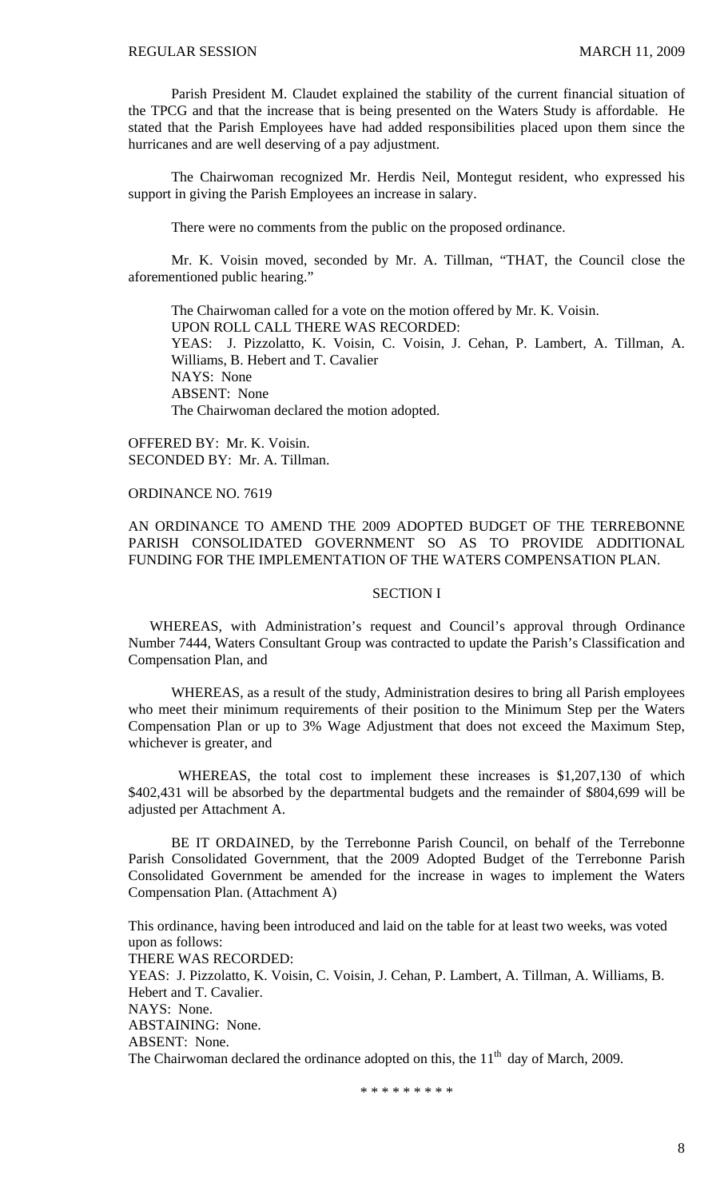Parish President M. Claudet explained the stability of the current financial situation of the TPCG and that the increase that is being presented on the Waters Study is affordable. He stated that the Parish Employees have had added responsibilities placed upon them since the hurricanes and are well deserving of a pay adjustment.

The Chairwoman recognized Mr. Herdis Neil, Montegut resident, who expressed his support in giving the Parish Employees an increase in salary.

There were no comments from the public on the proposed ordinance.

Mr. K. Voisin moved, seconded by Mr. A. Tillman, "THAT, the Council close the aforementioned public hearing."

The Chairwoman called for a vote on the motion offered by Mr. K. Voisin.
UPON ROLL CALL THERE WAS RECORDED:
YEAS: J. Pizzolatto, K. Voisin, C. Voisin, J. Cehan, P. Lambert, A. Tillman, A. Williams, B. Hebert and T. Cavalier
NAYS: None
ABSENT: None
The Chairwoman declared the motion adopted.

OFFERED BY: Mr. K. Voisin.
SECONDED BY: Mr. A. Tillman.

ORDINANCE NO. 7619

AN ORDINANCE TO AMEND THE 2009 ADOPTED BUDGET OF THE TERREBONNE PARISH CONSOLIDATED GOVERNMENT SO AS TO PROVIDE ADDITIONAL FUNDING FOR THE IMPLEMENTATION OF THE WATERS COMPENSATION PLAN.

SECTION I

WHEREAS, with Administration's request and Council's approval through Ordinance Number 7444, Waters Consultant Group was contracted to update the Parish's Classification and Compensation Plan, and

WHEREAS, as a result of the study, Administration desires to bring all Parish employees who meet their minimum requirements of their position to the Minimum Step per the Waters Compensation Plan or up to 3% Wage Adjustment that does not exceed the Maximum Step, whichever is greater, and

WHEREAS, the total cost to implement these increases is $1,207,130 of which $402,431 will be absorbed by the departmental budgets and the remainder of $804,699 will be adjusted per Attachment A.

BE IT ORDAINED, by the Terrebonne Parish Council, on behalf of the Terrebonne Parish Consolidated Government, that the 2009 Adopted Budget of the Terrebonne Parish Consolidated Government be amended for the increase in wages to implement the Waters Compensation Plan. (Attachment A)

This ordinance, having been introduced and laid on the table for at least two weeks, was voted upon as follows:
THERE WAS RECORDED:
YEAS: J. Pizzolatto, K. Voisin, C. Voisin, J. Cehan, P. Lambert, A. Tillman, A. Williams, B. Hebert and T. Cavalier.
NAYS: None.
ABSTAINING: None.
ABSENT: None.
The Chairwoman declared the ordinance adopted on this, the 11th day of March, 2009.

\* \* \* \* \* \* \* \* \*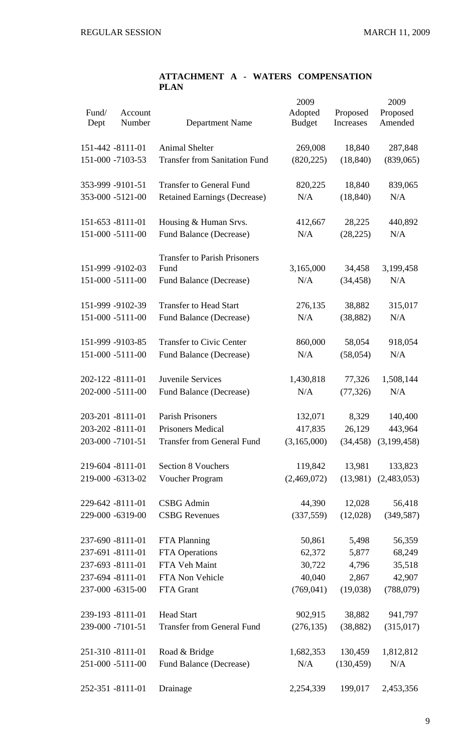**ATTACHMENT A - WATERS COMPENSATION PLAN**

| Fund/ Dept | Account Number | Department Name | 2009 Adopted Budget | Proposed Increases | 2009 Proposed Amended |
|---|---|---|---|---|---|
| 151-442 | -8111-01 | Animal Shelter | 269,008 | 18,840 | 287,848 |
| 151-000 | -7103-53 | Transfer from Sanitation Fund | (820,225) | (18,840) | (839,065) |
| | | | | | |
| 353-999 | -9101-51 | Transfer to General Fund | 820,225 | 18,840 | 839,065 |
| 353-000 | -5121-00 | Retained Earnings (Decrease) | N/A | (18,840) | N/A |
| | | | | | |
| 151-653 | -8111-01 | Housing & Human Srvs. | 412,667 | 28,225 | 440,892 |
| 151-000 | -5111-00 | Fund Balance (Decrease) | N/A | (28,225) | N/A |
| | | | | | |
| 151-999 | -9102-03 | Transfer to Parish Prisoners Fund | 3,165,000 | 34,458 | 3,199,458 |
| 151-000 | -5111-00 | Fund Balance (Decrease) | N/A | (34,458) | N/A |
| | | | | | |
| 151-999 | -9102-39 | Transfer to Head Start | 276,135 | 38,882 | 315,017 |
| 151-000 | -5111-00 | Fund Balance (Decrease) | N/A | (38,882) | N/A |
| | | | | | |
| 151-999 | -9103-85 | Transfer to Civic Center | 860,000 | 58,054 | 918,054 |
| 151-000 | -5111-00 | Fund Balance (Decrease) | N/A | (58,054) | N/A |
| | | | | | |
| 202-122 | -8111-01 | Juvenile Services | 1,430,818 | 77,326 | 1,508,144 |
| 202-000 | -5111-00 | Fund Balance (Decrease) | N/A | (77,326) | N/A |
| | | | | | |
| 203-201 | -8111-01 | Parish Prisoners | 132,071 | 8,329 | 140,400 |
| 203-202 | -8111-01 | Prisoners Medical | 417,835 | 26,129 | 443,964 |
| 203-000 | -7101-51 | Transfer from General Fund | (3,165,000) | (34,458) | (3,199,458) |
| | | | | | |
| 219-604 | -8111-01 | Section 8 Vouchers | 119,842 | 13,981 | 133,823 |
| 219-000 | -6313-02 | Voucher Program | (2,469,072) | (13,981) | (2,483,053) |
| | | | | | |
| 229-642 | -8111-01 | CSBG Admin | 44,390 | 12,028 | 56,418 |
| 229-000 | -6319-00 | CSBG Revenues | (337,559) | (12,028) | (349,587) |
| | | | | | |
| 237-690 | -8111-01 | FTA Planning | 50,861 | 5,498 | 56,359 |
| 237-691 | -8111-01 | FTA Operations | 62,372 | 5,877 | 68,249 |
| 237-693 | -8111-01 | FTA Veh Maint | 30,722 | 4,796 | 35,518 |
| 237-694 | -8111-01 | FTA Non Vehicle | 40,040 | 2,867 | 42,907 |
| 237-000 | -6315-00 | FTA Grant | (769,041) | (19,038) | (788,079) |
| | | | | | |
| 239-193 | -8111-01 | Head Start | 902,915 | 38,882 | 941,797 |
| 239-000 | -7101-51 | Transfer from General Fund | (276,135) | (38,882) | (315,017) |
| | | | | | |
| 251-310 | -8111-01 | Road & Bridge | 1,682,353 | 130,459 | 1,812,812 |
| 251-000 | -5111-00 | Fund Balance (Decrease) | N/A | (130,459) | N/A |
| | | | | | |
| 252-351 | -8111-01 | Drainage | 2,254,339 | 199,017 | 2,453,356 |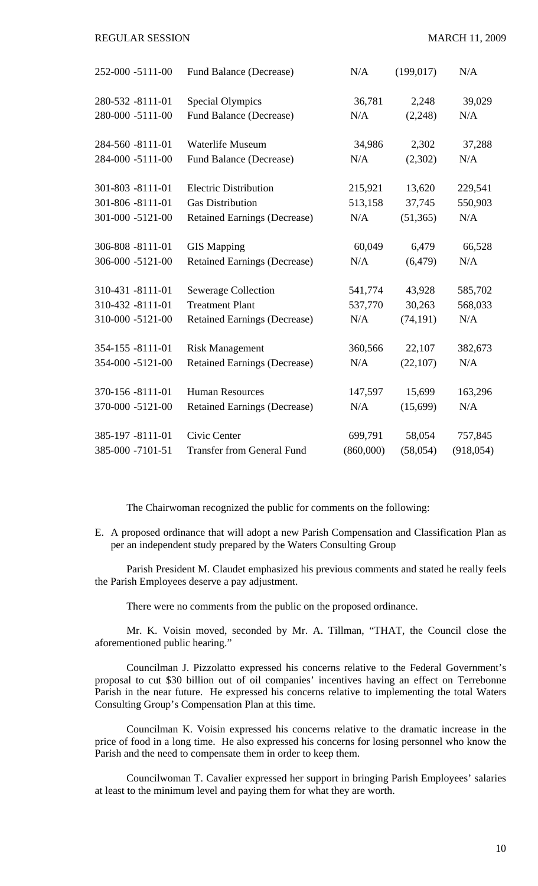| | | | | |
|---|---|---|---|---|
| 252-000 -5111-00 | Fund Balance (Decrease) | N/A | (199,017) | N/A |
| 280-532 -8111-01 | Special Olympics | 36,781 | 2,248 | 39,029 |
| 280-000 -5111-00 | Fund Balance (Decrease) | N/A | (2,248) | N/A |
| 284-560 -8111-01 | Waterlife Museum | 34,986 | 2,302 | 37,288 |
| 284-000 -5111-00 | Fund Balance (Decrease) | N/A | (2,302) | N/A |
| 301-803 -8111-01 | Electric Distribution | 215,921 | 13,620 | 229,541 |
| 301-806 -8111-01 | Gas Distribution | 513,158 | 37,745 | 550,903 |
| 301-000 -5121-00 | Retained Earnings (Decrease) | N/A | (51,365) | N/A |
| 306-808 -8111-01 | GIS Mapping | 60,049 | 6,479 | 66,528 |
| 306-000 -5121-00 | Retained Earnings (Decrease) | N/A | (6,479) | N/A |
| 310-431 -8111-01 | Sewerage Collection | 541,774 | 43,928 | 585,702 |
| 310-432 -8111-01 | Treatment Plant | 537,770 | 30,263 | 568,033 |
| 310-000 -5121-00 | Retained Earnings (Decrease) | N/A | (74,191) | N/A |
| 354-155 -8111-01 | Risk Management | 360,566 | 22,107 | 382,673 |
| 354-000 -5121-00 | Retained Earnings (Decrease) | N/A | (22,107) | N/A |
| 370-156 -8111-01 | Human Resources | 147,597 | 15,699 | 163,296 |
| 370-000 -5121-00 | Retained Earnings (Decrease) | N/A | (15,699) | N/A |
| 385-197 -8111-01 | Civic Center | 699,791 | 58,054 | 757,845 |
| 385-000 -7101-51 | Transfer from General Fund | (860,000) | (58,054) | (918,054) |

The Chairwoman recognized the public for comments on the following:

E. A proposed ordinance that will adopt a new Parish Compensation and Classification Plan as per an independent study prepared by the Waters Consulting Group

Parish President M. Claudet emphasized his previous comments and stated he really feels the Parish Employees deserve a pay adjustment.

There were no comments from the public on the proposed ordinance.

Mr. K. Voisin moved, seconded by Mr. A. Tillman, "THAT, the Council close the aforementioned public hearing."

Councilman J. Pizzolatto expressed his concerns relative to the Federal Government's proposal to cut $30 billion out of oil companies' incentives having an effect on Terrebonne Parish in the near future. He expressed his concerns relative to implementing the total Waters Consulting Group's Compensation Plan at this time.

Councilman K. Voisin expressed his concerns relative to the dramatic increase in the price of food in a long time. He also expressed his concerns for losing personnel who know the Parish and the need to compensate them in order to keep them.

Councilwoman T. Cavalier expressed her support in bringing Parish Employees' salaries at least to the minimum level and paying them for what they are worth.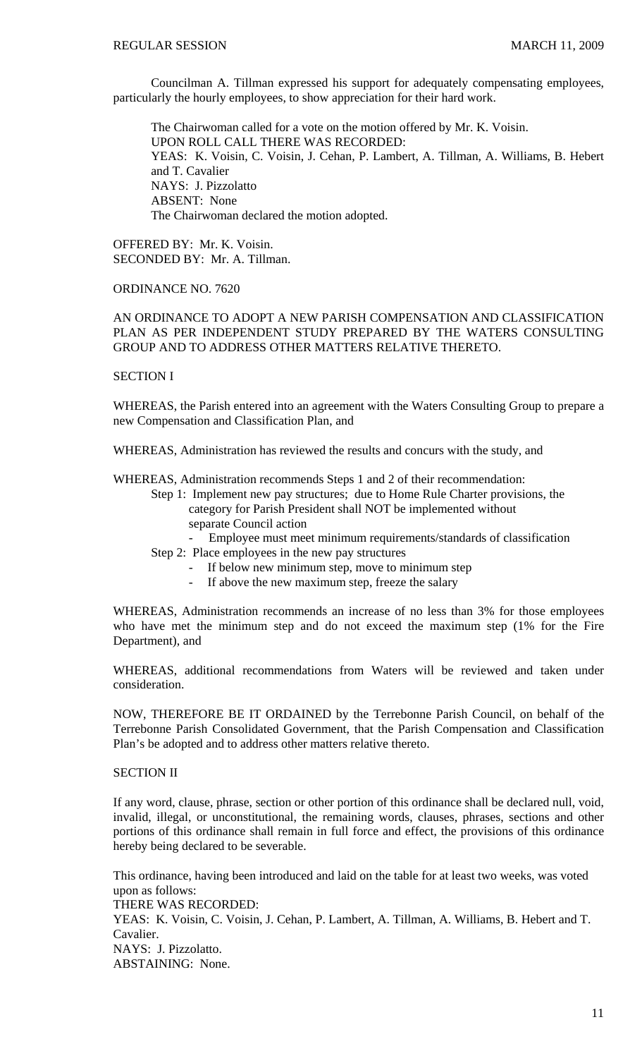Councilman A. Tillman expressed his support for adequately compensating employees, particularly the hourly employees, to show appreciation for their hard work.

The Chairwoman called for a vote on the motion offered by Mr. K. Voisin.
UPON ROLL CALL THERE WAS RECORDED:
YEAS: K. Voisin, C. Voisin, J. Cehan, P. Lambert, A. Tillman, A. Williams, B. Hebert and T. Cavalier
NAYS: J. Pizzolatto
ABSENT: None
The Chairwoman declared the motion adopted.

OFFERED BY: Mr. K. Voisin.
SECONDED BY: Mr. A. Tillman.

ORDINANCE NO. 7620

AN ORDINANCE TO ADOPT A NEW PARISH COMPENSATION AND CLASSIFICATION PLAN AS PER INDEPENDENT STUDY PREPARED BY THE WATERS CONSULTING GROUP AND TO ADDRESS OTHER MATTERS RELATIVE THERETO.

SECTION I

WHEREAS, the Parish entered into an agreement with the Waters Consulting Group to prepare a new Compensation and Classification Plan, and

WHEREAS, Administration has reviewed the results and concurs with the study, and

WHEREAS, Administration recommends Steps 1 and 2 of their recommendation:

Step 1: Implement new pay structures; due to Home Rule Charter provisions, the category for Parish President shall NOT be implemented without separate Council action
- Employee must meet minimum requirements/standards of classification

Step 2: Place employees in the new pay structures
- If below new minimum step, move to minimum step
- If above the new maximum step, freeze the salary

WHEREAS, Administration recommends an increase of no less than 3% for those employees who have met the minimum step and do not exceed the maximum step (1% for the Fire Department), and

WHEREAS, additional recommendations from Waters will be reviewed and taken under consideration.

NOW, THEREFORE BE IT ORDAINED by the Terrebonne Parish Council, on behalf of the Terrebonne Parish Consolidated Government, that the Parish Compensation and Classification Plan's be adopted and to address other matters relative thereto.

SECTION II

If any word, clause, phrase, section or other portion of this ordinance shall be declared null, void, invalid, illegal, or unconstitutional, the remaining words, clauses, phrases, sections and other portions of this ordinance shall remain in full force and effect, the provisions of this ordinance hereby being declared to be severable.

This ordinance, having been introduced and laid on the table for at least two weeks, was voted upon as follows:
THERE WAS RECORDED:
YEAS: K. Voisin, C. Voisin, J. Cehan, P. Lambert, A. Tillman, A. Williams, B. Hebert and T. Cavalier.
NAYS: J. Pizzolatto.
ABSTAINING: None.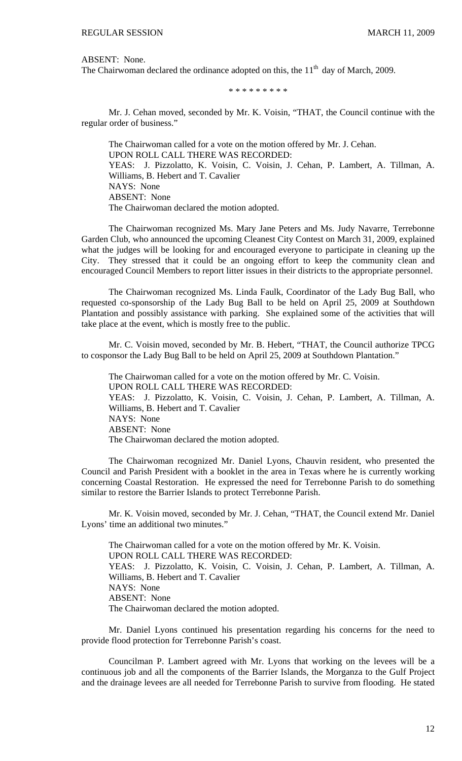ABSENT: None.

The Chairwoman declared the ordinance adopted on this, the 11th day of March, 2009.

\* \* \* \* \* \* \* \* \*

Mr. J. Cehan moved, seconded by Mr. K. Voisin, "THAT, the Council continue with the regular order of business."

The Chairwoman called for a vote on the motion offered by Mr. J. Cehan.
UPON ROLL CALL THERE WAS RECORDED:
YEAS: J. Pizzolatto, K. Voisin, C. Voisin, J. Cehan, P. Lambert, A. Tillman, A. Williams, B. Hebert and T. Cavalier
NAYS: None
ABSENT: None
The Chairwoman declared the motion adopted.

The Chairwoman recognized Ms. Mary Jane Peters and Ms. Judy Navarre, Terrebonne Garden Club, who announced the upcoming Cleanest City Contest on March 31, 2009, explained what the judges will be looking for and encouraged everyone to participate in cleaning up the City. They stressed that it could be an ongoing effort to keep the community clean and encouraged Council Members to report litter issues in their districts to the appropriate personnel.

The Chairwoman recognized Ms. Linda Faulk, Coordinator of the Lady Bug Ball, who requested co-sponsorship of the Lady Bug Ball to be held on April 25, 2009 at Southdown Plantation and possibly assistance with parking. She explained some of the activities that will take place at the event, which is mostly free to the public.

Mr. C. Voisin moved, seconded by Mr. B. Hebert, "THAT, the Council authorize TPCG to cosponsor the Lady Bug Ball to be held on April 25, 2009 at Southdown Plantation."

The Chairwoman called for a vote on the motion offered by Mr. C. Voisin.
UPON ROLL CALL THERE WAS RECORDED:
YEAS: J. Pizzolatto, K. Voisin, C. Voisin, J. Cehan, P. Lambert, A. Tillman, A. Williams, B. Hebert and T. Cavalier
NAYS: None
ABSENT: None
The Chairwoman declared the motion adopted.

The Chairwoman recognized Mr. Daniel Lyons, Chauvin resident, who presented the Council and Parish President with a booklet in the area in Texas where he is currently working concerning Coastal Restoration. He expressed the need for Terrebonne Parish to do something similar to restore the Barrier Islands to protect Terrebonne Parish.

Mr. K. Voisin moved, seconded by Mr. J. Cehan, "THAT, the Council extend Mr. Daniel Lyons' time an additional two minutes."

The Chairwoman called for a vote on the motion offered by Mr. K. Voisin.
UPON ROLL CALL THERE WAS RECORDED:
YEAS: J. Pizzolatto, K. Voisin, C. Voisin, J. Cehan, P. Lambert, A. Tillman, A. Williams, B. Hebert and T. Cavalier
NAYS: None
ABSENT: None
The Chairwoman declared the motion adopted.

Mr. Daniel Lyons continued his presentation regarding his concerns for the need to provide flood protection for Terrebonne Parish's coast.

Councilman P. Lambert agreed with Mr. Lyons that working on the levees will be a continuous job and all the components of the Barrier Islands, the Morganza to the Gulf Project and the drainage levees are all needed for Terrebonne Parish to survive from flooding. He stated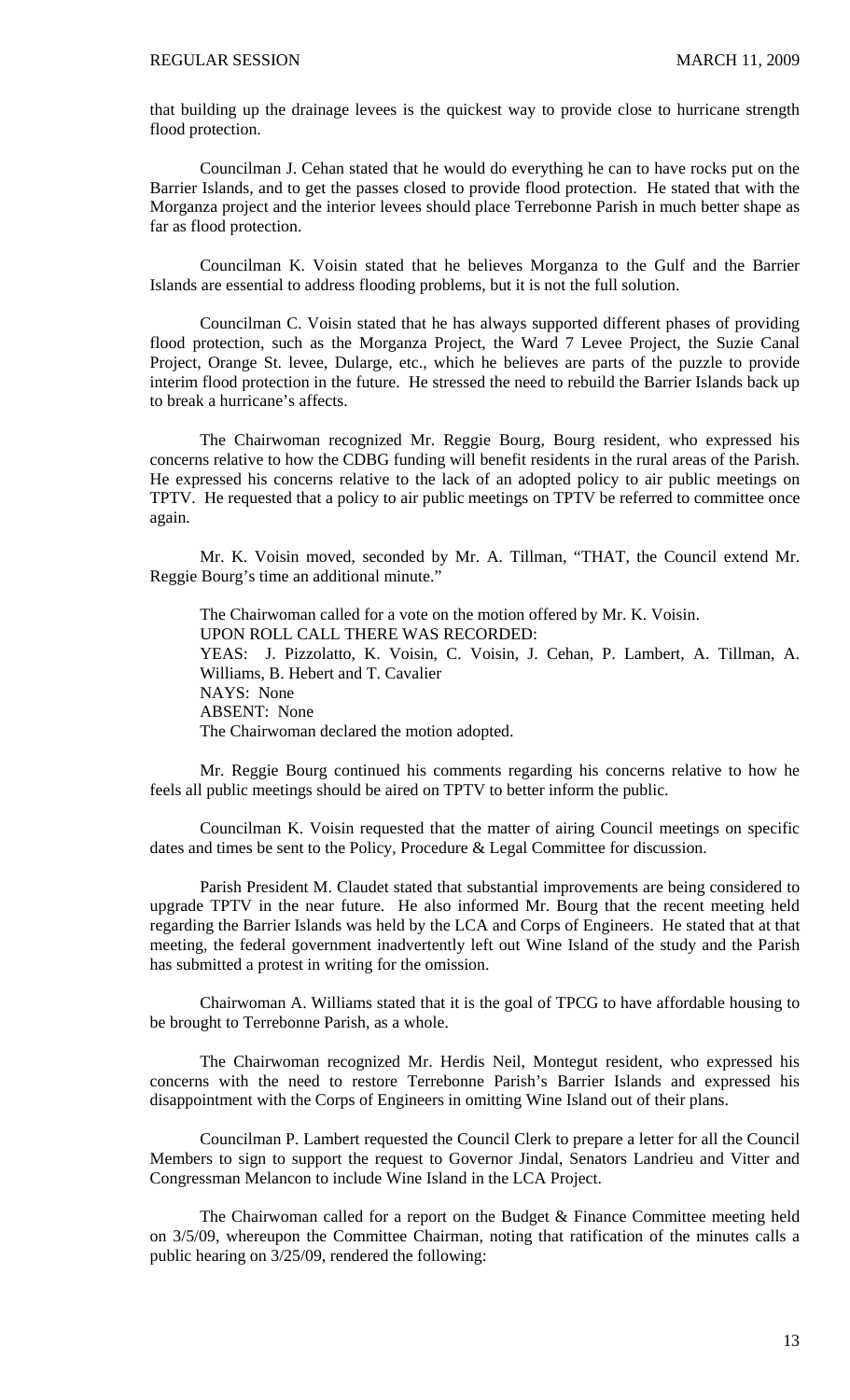that building up the drainage levees is the quickest way to provide close to hurricane strength flood protection.

Councilman J. Cehan stated that he would do everything he can to have rocks put on the Barrier Islands, and to get the passes closed to provide flood protection. He stated that with the Morganza project and the interior levees should place Terrebonne Parish in much better shape as far as flood protection.

Councilman K. Voisin stated that he believes Morganza to the Gulf and the Barrier Islands are essential to address flooding problems, but it is not the full solution.

Councilman C. Voisin stated that he has always supported different phases of providing flood protection, such as the Morganza Project, the Ward 7 Levee Project, the Suzie Canal Project, Orange St. levee, Dularge, etc., which he believes are parts of the puzzle to provide interim flood protection in the future. He stressed the need to rebuild the Barrier Islands back up to break a hurricane's affects.

The Chairwoman recognized Mr. Reggie Bourg, Bourg resident, who expressed his concerns relative to how the CDBG funding will benefit residents in the rural areas of the Parish. He expressed his concerns relative to the lack of an adopted policy to air public meetings on TPTV. He requested that a policy to air public meetings on TPTV be referred to committee once again.

Mr. K. Voisin moved, seconded by Mr. A. Tillman, "THAT, the Council extend Mr. Reggie Bourg's time an additional minute."

The Chairwoman called for a vote on the motion offered by Mr. K. Voisin.
UPON ROLL CALL THERE WAS RECORDED:
YEAS: J. Pizzolatto, K. Voisin, C. Voisin, J. Cehan, P. Lambert, A. Tillman, A. Williams, B. Hebert and T. Cavalier
NAYS: None
ABSENT: None
The Chairwoman declared the motion adopted.

Mr. Reggie Bourg continued his comments regarding his concerns relative to how he feels all public meetings should be aired on TPTV to better inform the public.

Councilman K. Voisin requested that the matter of airing Council meetings on specific dates and times be sent to the Policy, Procedure & Legal Committee for discussion.

Parish President M. Claudet stated that substantial improvements are being considered to upgrade TPTV in the near future. He also informed Mr. Bourg that the recent meeting held regarding the Barrier Islands was held by the LCA and Corps of Engineers. He stated that at that meeting, the federal government inadvertently left out Wine Island of the study and the Parish has submitted a protest in writing for the omission.

Chairwoman A. Williams stated that it is the goal of TPCG to have affordable housing to be brought to Terrebonne Parish, as a whole.

The Chairwoman recognized Mr. Herdis Neil, Montegut resident, who expressed his concerns with the need to restore Terrebonne Parish's Barrier Islands and expressed his disappointment with the Corps of Engineers in omitting Wine Island out of their plans.

Councilman P. Lambert requested the Council Clerk to prepare a letter for all the Council Members to sign to support the request to Governor Jindal, Senators Landrieu and Vitter and Congressman Melancon to include Wine Island in the LCA Project.

The Chairwoman called for a report on the Budget & Finance Committee meeting held on 3/5/09, whereupon the Committee Chairman, noting that ratification of the minutes calls a public hearing on 3/25/09, rendered the following: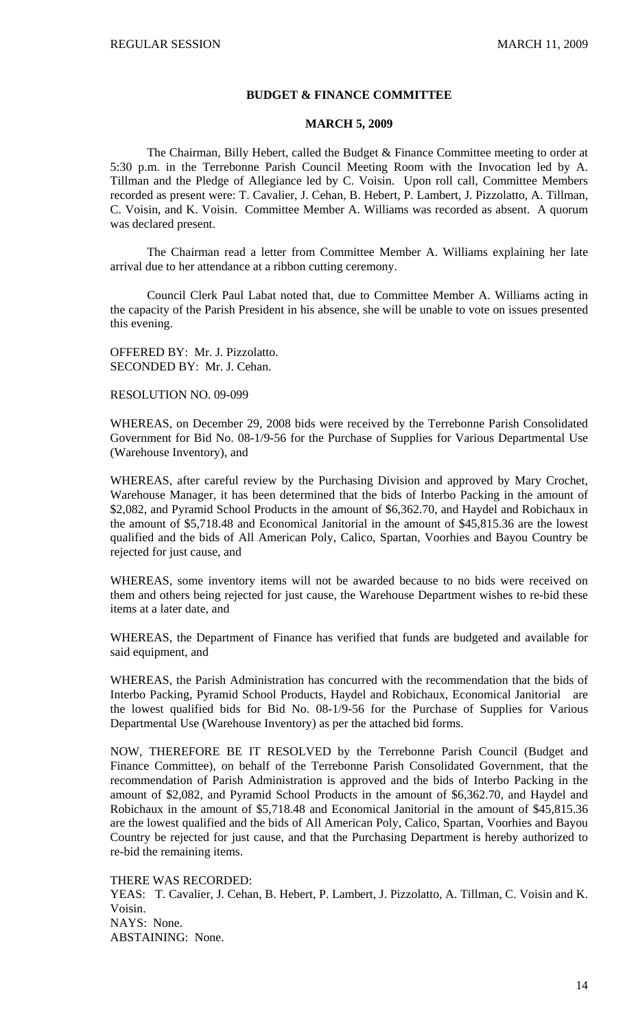## BUDGET & FINANCE COMMITTEE

### MARCH 5, 2009

The Chairman, Billy Hebert, called the Budget & Finance Committee meeting to order at 5:30 p.m. in the Terrebonne Parish Council Meeting Room with the Invocation led by A. Tillman and the Pledge of Allegiance led by C. Voisin. Upon roll call, Committee Members recorded as present were: T. Cavalier, J. Cehan, B. Hebert, P. Lambert, J. Pizzolatto, A. Tillman, C. Voisin, and K. Voisin. Committee Member A. Williams was recorded as absent. A quorum was declared present.

The Chairman read a letter from Committee Member A. Williams explaining her late arrival due to her attendance at a ribbon cutting ceremony.

Council Clerk Paul Labat noted that, due to Committee Member A. Williams acting in the capacity of the Parish President in his absence, she will be unable to vote on issues presented this evening.

OFFERED BY: Mr. J. Pizzolatto.
SECONDED BY: Mr. J. Cehan.

RESOLUTION NO. 09-099

WHEREAS, on December 29, 2008 bids were received by the Terrebonne Parish Consolidated Government for Bid No. 08-1/9-56 for the Purchase of Supplies for Various Departmental Use (Warehouse Inventory), and

WHEREAS, after careful review by the Purchasing Division and approved by Mary Crochet, Warehouse Manager, it has been determined that the bids of Interbo Packing in the amount of $2,082, and Pyramid School Products in the amount of $6,362.70, and Haydel and Robichaux in the amount of $5,718.48 and Economical Janitorial in the amount of $45,815.36 are the lowest qualified and the bids of All American Poly, Calico, Spartan, Voorhies and Bayou Country be rejected for just cause, and

WHEREAS, some inventory items will not be awarded because to no bids were received on them and others being rejected for just cause, the Warehouse Department wishes to re-bid these items at a later date, and

WHEREAS, the Department of Finance has verified that funds are budgeted and available for said equipment, and

WHEREAS, the Parish Administration has concurred with the recommendation that the bids of Interbo Packing, Pyramid School Products, Haydel and Robichaux, Economical Janitorial are the lowest qualified bids for Bid No. 08-1/9-56 for the Purchase of Supplies for Various Departmental Use (Warehouse Inventory) as per the attached bid forms.

NOW, THEREFORE BE IT RESOLVED by the Terrebonne Parish Council (Budget and Finance Committee), on behalf of the Terrebonne Parish Consolidated Government, that the recommendation of Parish Administration is approved and the bids of Interbo Packing in the amount of $2,082, and Pyramid School Products in the amount of $6,362.70, and Haydel and Robichaux in the amount of $5,718.48 and Economical Janitorial in the amount of $45,815.36 are the lowest qualified and the bids of All American Poly, Calico, Spartan, Voorhies and Bayou Country be rejected for just cause, and that the Purchasing Department is hereby authorized to re-bid the remaining items.

THERE WAS RECORDED:
YEAS: T. Cavalier, J. Cehan, B. Hebert, P. Lambert, J. Pizzolatto, A. Tillman, C. Voisin and K. Voisin.
NAYS: None.
ABSTAINING: None.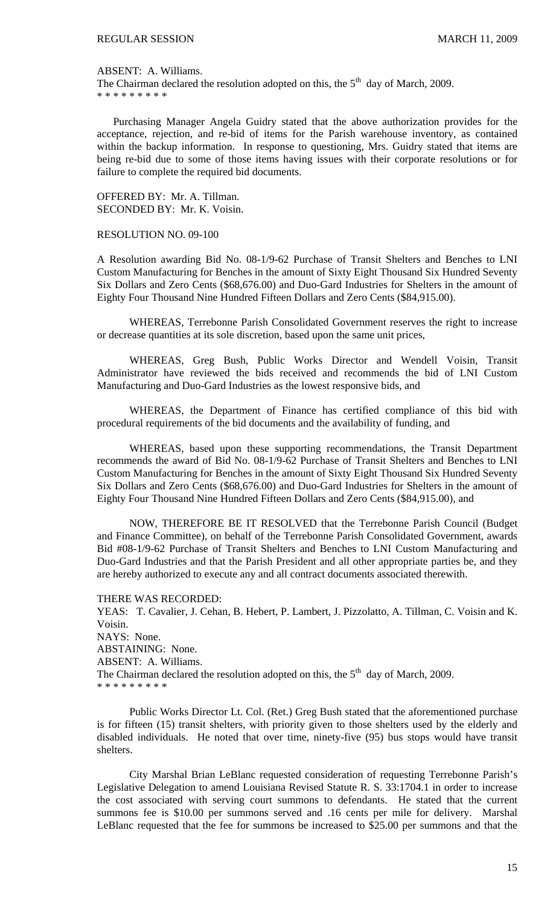ABSENT: A. Williams.
The Chairman declared the resolution adopted on this, the 5th day of March, 2009.
* * * * * * * * *

Purchasing Manager Angela Guidry stated that the above authorization provides for the acceptance, rejection, and re-bid of items for the Parish warehouse inventory, as contained within the backup information. In response to questioning, Mrs. Guidry stated that items are being re-bid due to some of those items having issues with their corporate resolutions or for failure to complete the required bid documents.

OFFERED BY: Mr. A. Tillman.
SECONDED BY: Mr. K. Voisin.

RESOLUTION NO. 09-100

A Resolution awarding Bid No. 08-1/9-62 Purchase of Transit Shelters and Benches to LNI Custom Manufacturing for Benches in the amount of Sixty Eight Thousand Six Hundred Seventy Six Dollars and Zero Cents ($68,676.00) and Duo-Gard Industries for Shelters in the amount of Eighty Four Thousand Nine Hundred Fifteen Dollars and Zero Cents ($84,915.00).

WHEREAS, Terrebonne Parish Consolidated Government reserves the right to increase or decrease quantities at its sole discretion, based upon the same unit prices,

WHEREAS, Greg Bush, Public Works Director and Wendell Voisin, Transit Administrator have reviewed the bids received and recommends the bid of LNI Custom Manufacturing and Duo-Gard Industries as the lowest responsive bids, and

WHEREAS, the Department of Finance has certified compliance of this bid with procedural requirements of the bid documents and the availability of funding, and

WHEREAS, based upon these supporting recommendations, the Transit Department recommends the award of Bid No. 08-1/9-62 Purchase of Transit Shelters and Benches to LNI Custom Manufacturing for Benches in the amount of Sixty Eight Thousand Six Hundred Seventy Six Dollars and Zero Cents ($68,676.00) and Duo-Gard Industries for Shelters in the amount of Eighty Four Thousand Nine Hundred Fifteen Dollars and Zero Cents ($84,915.00), and

NOW, THEREFORE BE IT RESOLVED that the Terrebonne Parish Council (Budget and Finance Committee), on behalf of the Terrebonne Parish Consolidated Government, awards Bid #08-1/9-62 Purchase of Transit Shelters and Benches to LNI Custom Manufacturing and Duo-Gard Industries and that the Parish President and all other appropriate parties be, and they are hereby authorized to execute any and all contract documents associated therewith.

THERE WAS RECORDED:
YEAS: T. Cavalier, J. Cehan, B. Hebert, P. Lambert, J. Pizzolatto, A. Tillman, C. Voisin and K. Voisin.
NAYS: None.
ABSTAINING: None.
ABSENT: A. Williams.
The Chairman declared the resolution adopted on this, the 5th day of March, 2009.
* * * * * * * * *

Public Works Director Lt. Col. (Ret.) Greg Bush stated that the aforementioned purchase is for fifteen (15) transit shelters, with priority given to those shelters used by the elderly and disabled individuals. He noted that over time, ninety-five (95) bus stops would have transit shelters.

City Marshal Brian LeBlanc requested consideration of requesting Terrebonne Parish's Legislative Delegation to amend Louisiana Revised Statute R. S. 33:1704.1 in order to increase the cost associated with serving court summons to defendants. He stated that the current summons fee is $10.00 per summons served and .16 cents per mile for delivery. Marshal LeBlanc requested that the fee for summons be increased to $25.00 per summons and that the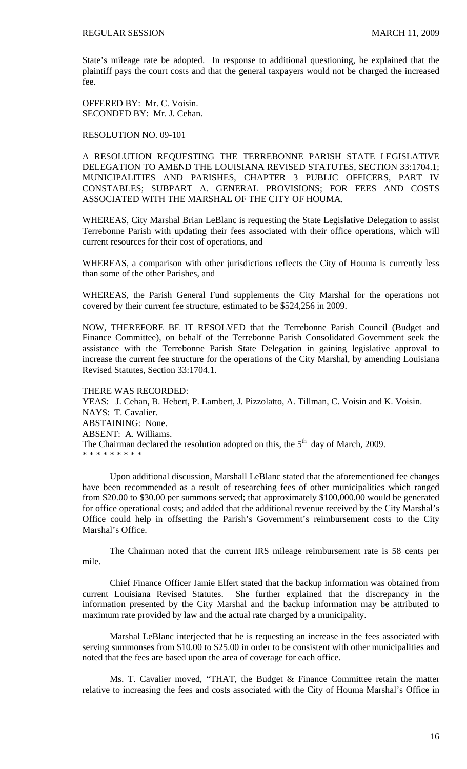State's mileage rate be adopted. In response to additional questioning, he explained that the plaintiff pays the court costs and that the general taxpayers would not be charged the increased fee.

OFFERED BY: Mr. C. Voisin.
SECONDED BY: Mr. J. Cehan.

RESOLUTION NO. 09-101

A RESOLUTION REQUESTING THE TERREBONNE PARISH STATE LEGISLATIVE DELEGATION TO AMEND THE LOUISIANA REVISED STATUTES, SECTION 33:1704.1; MUNICIPALITIES AND PARISHES, CHAPTER 3 PUBLIC OFFICERS, PART IV CONSTABLES; SUBPART A. GENERAL PROVISIONS; FOR FEES AND COSTS ASSOCIATED WITH THE MARSHAL OF THE CITY OF HOUMA.

WHEREAS, City Marshal Brian LeBlanc is requesting the State Legislative Delegation to assist Terrebonne Parish with updating their fees associated with their office operations, which will current resources for their cost of operations, and

WHEREAS, a comparison with other jurisdictions reflects the City of Houma is currently less than some of the other Parishes, and

WHEREAS, the Parish General Fund supplements the City Marshal for the operations not covered by their current fee structure, estimated to be $524,256 in 2009.

NOW, THEREFORE BE IT RESOLVED that the Terrebonne Parish Council (Budget and Finance Committee), on behalf of the Terrebonne Parish Consolidated Government seek the assistance with the Terrebonne Parish State Delegation in gaining legislative approval to increase the current fee structure for the operations of the City Marshal, by amending Louisiana Revised Statutes, Section 33:1704.1.

THERE WAS RECORDED:
YEAS: J. Cehan, B. Hebert, P. Lambert, J. Pizzolatto, A. Tillman, C. Voisin and K. Voisin.
NAYS: T. Cavalier.
ABSTAINING: None.
ABSENT: A. Williams.
The Chairman declared the resolution adopted on this, the 5th day of March, 2009.
* * * * * * * * *

Upon additional discussion, Marshall LeBlanc stated that the aforementioned fee changes have been recommended as a result of researching fees of other municipalities which ranged from $20.00 to $30.00 per summons served; that approximately $100,000.00 would be generated for office operational costs; and added that the additional revenue received by the City Marshal's Office could help in offsetting the Parish's Government's reimbursement costs to the City Marshal's Office.

The Chairman noted that the current IRS mileage reimbursement rate is 58 cents per mile.

Chief Finance Officer Jamie Elfert stated that the backup information was obtained from current Louisiana Revised Statutes. She further explained that the discrepancy in the information presented by the City Marshal and the backup information may be attributed to maximum rate provided by law and the actual rate charged by a municipality.

Marshal LeBlanc interjected that he is requesting an increase in the fees associated with serving summonses from $10.00 to $25.00 in order to be consistent with other municipalities and noted that the fees are based upon the area of coverage for each office.

Ms. T. Cavalier moved, "THAT, the Budget & Finance Committee retain the matter relative to increasing the fees and costs associated with the City of Houma Marshal's Office in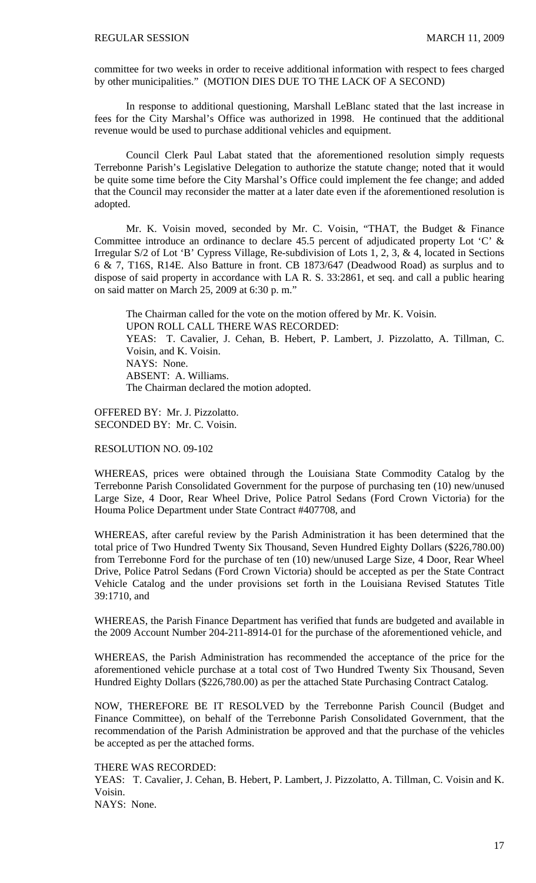committee for two weeks in order to receive additional information with respect to fees charged by other municipalities." (MOTION DIES DUE TO THE LACK OF A SECOND)

In response to additional questioning, Marshall LeBlanc stated that the last increase in fees for the City Marshal's Office was authorized in 1998. He continued that the additional revenue would be used to purchase additional vehicles and equipment.

Council Clerk Paul Labat stated that the aforementioned resolution simply requests Terrebonne Parish's Legislative Delegation to authorize the statute change; noted that it would be quite some time before the City Marshal's Office could implement the fee change; and added that the Council may reconsider the matter at a later date even if the aforementioned resolution is adopted.

Mr. K. Voisin moved, seconded by Mr. C. Voisin, "THAT, the Budget & Finance Committee introduce an ordinance to declare 45.5 percent of adjudicated property Lot 'C' & Irregular S/2 of Lot 'B' Cypress Village, Re-subdivision of Lots 1, 2, 3, & 4, located in Sections 6 & 7, T16S, R14E. Also Batture in front. CB 1873/647 (Deadwood Road) as surplus and to dispose of said property in accordance with LA R. S. 33:2861, et seq. and call a public hearing on said matter on March 25, 2009 at 6:30 p. m."

The Chairman called for the vote on the motion offered by Mr. K. Voisin.
UPON ROLL CALL THERE WAS RECORDED:
YEAS: T. Cavalier, J. Cehan, B. Hebert, P. Lambert, J. Pizzolatto, A. Tillman, C. Voisin, and K. Voisin.
NAYS: None.
ABSENT: A. Williams.
The Chairman declared the motion adopted.

OFFERED BY: Mr. J. Pizzolatto.
SECONDED BY: Mr. C. Voisin.

RESOLUTION NO. 09-102

WHEREAS, prices were obtained through the Louisiana State Commodity Catalog by the Terrebonne Parish Consolidated Government for the purpose of purchasing ten (10) new/unused Large Size, 4 Door, Rear Wheel Drive, Police Patrol Sedans (Ford Crown Victoria) for the Houma Police Department under State Contract #407708, and

WHEREAS, after careful review by the Parish Administration it has been determined that the total price of Two Hundred Twenty Six Thousand, Seven Hundred Eighty Dollars ($226,780.00) from Terrebonne Ford for the purchase of ten (10) new/unused Large Size, 4 Door, Rear Wheel Drive, Police Patrol Sedans (Ford Crown Victoria) should be accepted as per the State Contract Vehicle Catalog and the under provisions set forth in the Louisiana Revised Statutes Title 39:1710, and

WHEREAS, the Parish Finance Department has verified that funds are budgeted and available in the 2009 Account Number 204-211-8914-01 for the purchase of the aforementioned vehicle, and

WHEREAS, the Parish Administration has recommended the acceptance of the price for the aforementioned vehicle purchase at a total cost of Two Hundred Twenty Six Thousand, Seven Hundred Eighty Dollars ($226,780.00) as per the attached State Purchasing Contract Catalog.

NOW, THEREFORE BE IT RESOLVED by the Terrebonne Parish Council (Budget and Finance Committee), on behalf of the Terrebonne Parish Consolidated Government, that the recommendation of the Parish Administration be approved and that the purchase of the vehicles be accepted as per the attached forms.

THERE WAS RECORDED:
YEAS: T. Cavalier, J. Cehan, B. Hebert, P. Lambert, J. Pizzolatto, A. Tillman, C. Voisin and K. Voisin.
NAYS: None.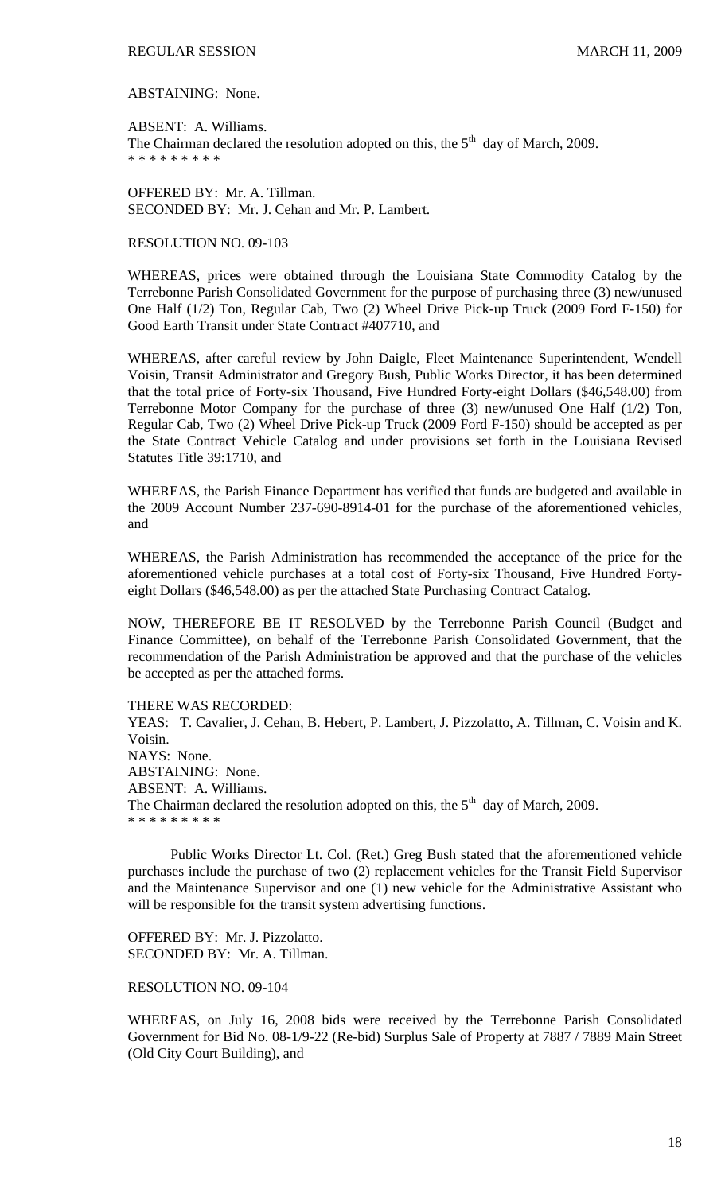ABSTAINING: None.

ABSENT: A. Williams.
The Chairman declared the resolution adopted on this, the 5th day of March, 2009.
* * * * * * * * *

OFFERED BY: Mr. A. Tillman.
SECONDED BY: Mr. J. Cehan and Mr. P. Lambert.

RESOLUTION NO. 09-103

WHEREAS, prices were obtained through the Louisiana State Commodity Catalog by the Terrebonne Parish Consolidated Government for the purpose of purchasing three (3) new/unused One Half (1/2) Ton, Regular Cab, Two (2) Wheel Drive Pick-up Truck (2009 Ford F-150) for Good Earth Transit under State Contract #407710, and

WHEREAS, after careful review by John Daigle, Fleet Maintenance Superintendent, Wendell Voisin, Transit Administrator and Gregory Bush, Public Works Director, it has been determined that the total price of Forty-six Thousand, Five Hundred Forty-eight Dollars ($46,548.00) from Terrebonne Motor Company for the purchase of three (3) new/unused One Half (1/2) Ton, Regular Cab, Two (2) Wheel Drive Pick-up Truck (2009 Ford F-150) should be accepted as per the State Contract Vehicle Catalog and under provisions set forth in the Louisiana Revised Statutes Title 39:1710, and

WHEREAS, the Parish Finance Department has verified that funds are budgeted and available in the 2009 Account Number 237-690-8914-01 for the purchase of the aforementioned vehicles, and

WHEREAS, the Parish Administration has recommended the acceptance of the price for the aforementioned vehicle purchases at a total cost of Forty-six Thousand, Five Hundred Forty-eight Dollars ($46,548.00) as per the attached State Purchasing Contract Catalog.

NOW, THEREFORE BE IT RESOLVED by the Terrebonne Parish Council (Budget and Finance Committee), on behalf of the Terrebonne Parish Consolidated Government, that the recommendation of the Parish Administration be approved and that the purchase of the vehicles be accepted as per the attached forms.

THERE WAS RECORDED:
YEAS: T. Cavalier, J. Cehan, B. Hebert, P. Lambert, J. Pizzolatto, A. Tillman, C. Voisin and K. Voisin.
NAYS: None.
ABSTAINING: None.
ABSENT: A. Williams.
The Chairman declared the resolution adopted on this, the 5th day of March, 2009.
* * * * * * * * *

Public Works Director Lt. Col. (Ret.) Greg Bush stated that the aforementioned vehicle purchases include the purchase of two (2) replacement vehicles for the Transit Field Supervisor and the Maintenance Supervisor and one (1) new vehicle for the Administrative Assistant who will be responsible for the transit system advertising functions.

OFFERED BY: Mr. J. Pizzolatto.
SECONDED BY: Mr. A. Tillman.

RESOLUTION NO. 09-104

WHEREAS, on July 16, 2008 bids were received by the Terrebonne Parish Consolidated Government for Bid No. 08-1/9-22 (Re-bid) Surplus Sale of Property at 7887 / 7889 Main Street (Old City Court Building), and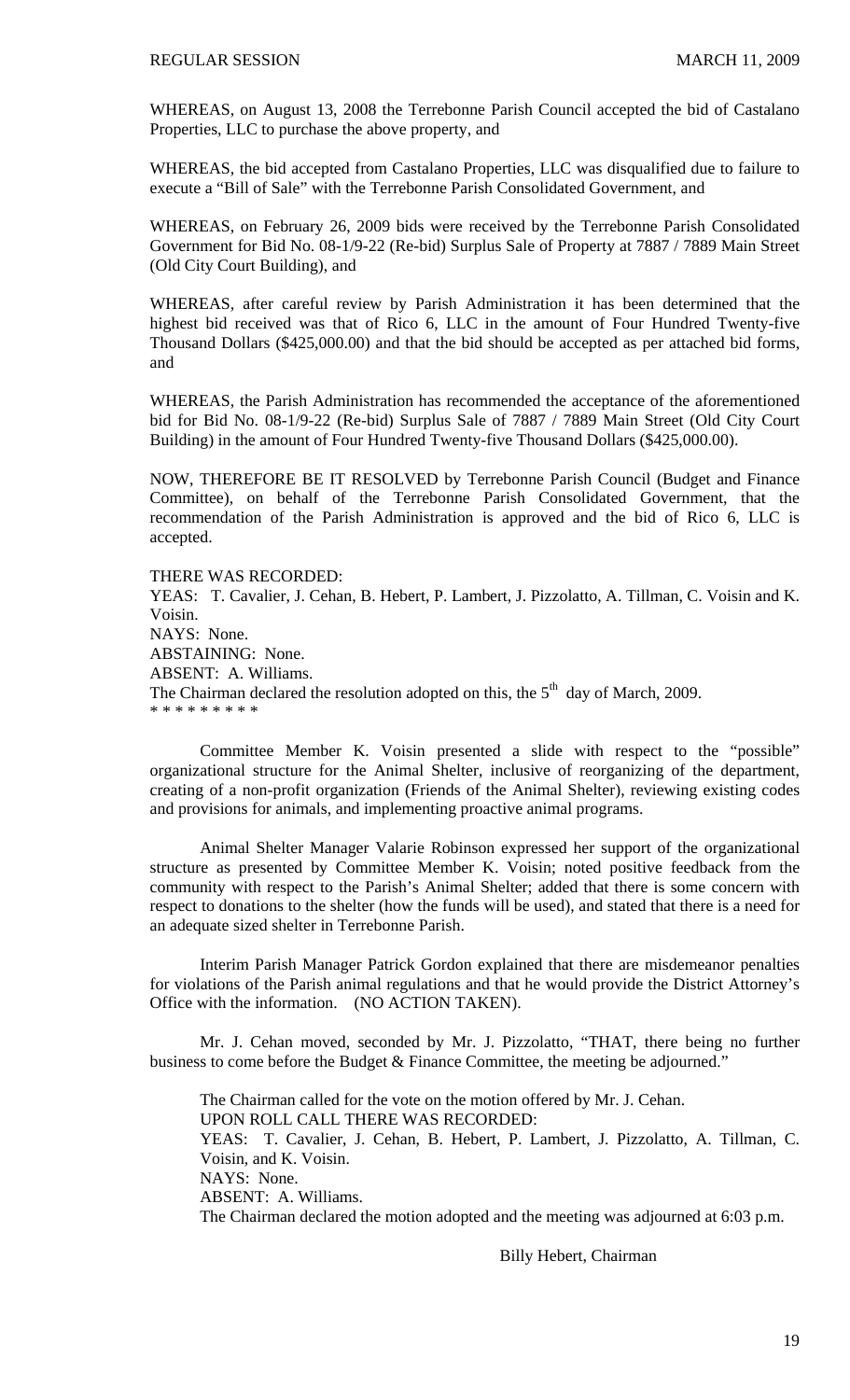WHEREAS, on August 13, 2008 the Terrebonne Parish Council accepted the bid of Castalano Properties, LLC to purchase the above property, and

WHEREAS, the bid accepted from Castalano Properties, LLC was disqualified due to failure to execute a "Bill of Sale" with the Terrebonne Parish Consolidated Government, and

WHEREAS, on February 26, 2009 bids were received by the Terrebonne Parish Consolidated Government for Bid No. 08-1/9-22 (Re-bid) Surplus Sale of Property at 7887 / 7889 Main Street (Old City Court Building), and

WHEREAS, after careful review by Parish Administration it has been determined that the highest bid received was that of Rico 6, LLC in the amount of Four Hundred Twenty-five Thousand Dollars ($425,000.00) and that the bid should be accepted as per attached bid forms, and

WHEREAS, the Parish Administration has recommended the acceptance of the aforementioned bid for Bid No. 08-1/9-22 (Re-bid) Surplus Sale of 7887 / 7889 Main Street (Old City Court Building) in the amount of Four Hundred Twenty-five Thousand Dollars ($425,000.00).

NOW, THEREFORE BE IT RESOLVED by Terrebonne Parish Council (Budget and Finance Committee), on behalf of the Terrebonne Parish Consolidated Government, that the recommendation of the Parish Administration is approved and the bid of Rico 6, LLC is accepted.

THERE WAS RECORDED:
YEAS: T. Cavalier, J. Cehan, B. Hebert, P. Lambert, J. Pizzolatto, A. Tillman, C. Voisin and K. Voisin.
NAYS: None.
ABSTAINING: None.
ABSENT: A. Williams.
The Chairman declared the resolution adopted on this, the 5th day of March, 2009.
* * * * * * * * *

Committee Member K. Voisin presented a slide with respect to the "possible" organizational structure for the Animal Shelter, inclusive of reorganizing of the department, creating of a non-profit organization (Friends of the Animal Shelter), reviewing existing codes and provisions for animals, and implementing proactive animal programs.

Animal Shelter Manager Valarie Robinson expressed her support of the organizational structure as presented by Committee Member K. Voisin; noted positive feedback from the community with respect to the Parish's Animal Shelter; added that there is some concern with respect to donations to the shelter (how the funds will be used), and stated that there is a need for an adequate sized shelter in Terrebonne Parish.

Interim Parish Manager Patrick Gordon explained that there are misdemeanor penalties for violations of the Parish animal regulations and that he would provide the District Attorney's Office with the information. (NO ACTION TAKEN).

Mr. J. Cehan moved, seconded by Mr. J. Pizzolatto, "THAT, there being no further business to come before the Budget & Finance Committee, the meeting be adjourned."

The Chairman called for the vote on the motion offered by Mr. J. Cehan.
UPON ROLL CALL THERE WAS RECORDED:
YEAS: T. Cavalier, J. Cehan, B. Hebert, P. Lambert, J. Pizzolatto, A. Tillman, C. Voisin, and K. Voisin.
NAYS: None.
ABSENT: A. Williams.
The Chairman declared the motion adopted and the meeting was adjourned at 6:03 p.m.

Billy Hebert, Chairman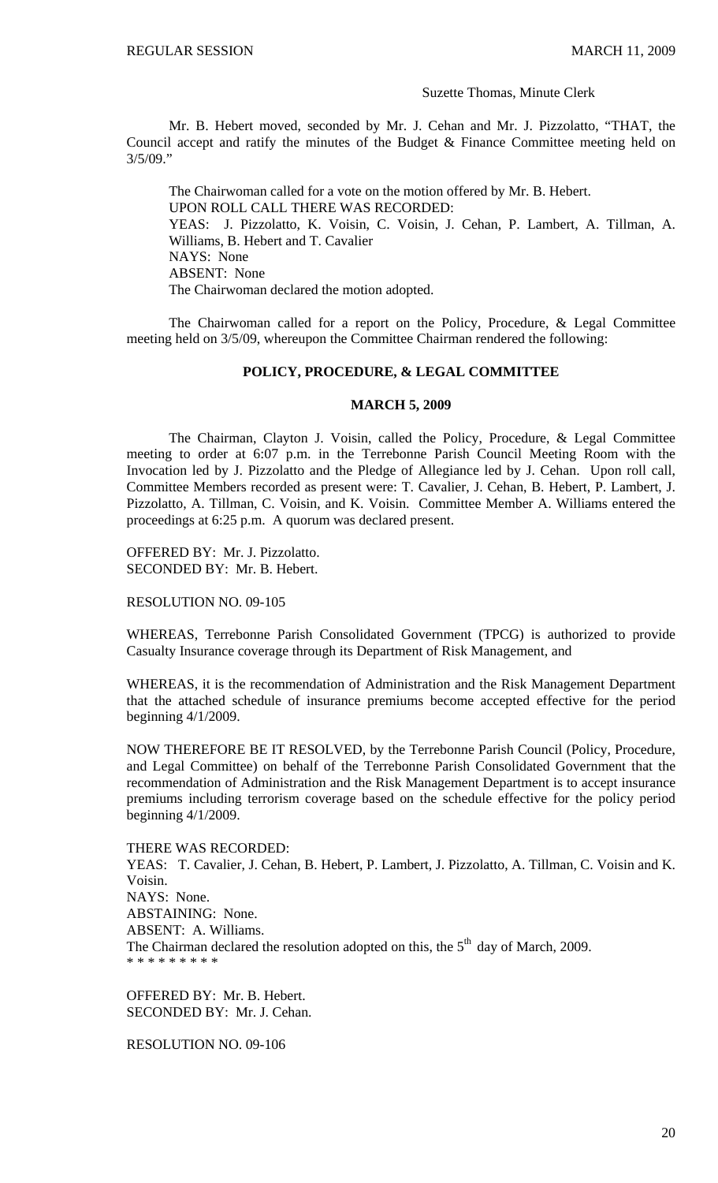Suzette Thomas, Minute Clerk

Mr. B. Hebert moved, seconded by Mr. J. Cehan and Mr. J. Pizzolatto, "THAT, the Council accept and ratify the minutes of the Budget & Finance Committee meeting held on 3/5/09."

The Chairwoman called for a vote on the motion offered by Mr. B. Hebert.
UPON ROLL CALL THERE WAS RECORDED:
YEAS: J. Pizzolatto, K. Voisin, C. Voisin, J. Cehan, P. Lambert, A. Tillman, A. Williams, B. Hebert and T. Cavalier
NAYS: None
ABSENT: None
The Chairwoman declared the motion adopted.

The Chairwoman called for a report on the Policy, Procedure, & Legal Committee meeting held on 3/5/09, whereupon the Committee Chairman rendered the following:

## POLICY, PROCEDURE, & LEGAL COMMITTEE

### MARCH 5, 2009

The Chairman, Clayton J. Voisin, called the Policy, Procedure, & Legal Committee meeting to order at 6:07 p.m. in the Terrebonne Parish Council Meeting Room with the Invocation led by J. Pizzolatto and the Pledge of Allegiance led by J. Cehan. Upon roll call, Committee Members recorded as present were: T. Cavalier, J. Cehan, B. Hebert, P. Lambert, J. Pizzolatto, A. Tillman, C. Voisin, and K. Voisin. Committee Member A. Williams entered the proceedings at 6:25 p.m. A quorum was declared present.

OFFERED BY: Mr. J. Pizzolatto.
SECONDED BY: Mr. B. Hebert.

RESOLUTION NO. 09-105

WHEREAS, Terrebonne Parish Consolidated Government (TPCG) is authorized to provide Casualty Insurance coverage through its Department of Risk Management, and

WHEREAS, it is the recommendation of Administration and the Risk Management Department that the attached schedule of insurance premiums become accepted effective for the period beginning 4/1/2009.

NOW THEREFORE BE IT RESOLVED, by the Terrebonne Parish Council (Policy, Procedure, and Legal Committee) on behalf of the Terrebonne Parish Consolidated Government that the recommendation of Administration and the Risk Management Department is to accept insurance premiums including terrorism coverage based on the schedule effective for the policy period beginning 4/1/2009.

THERE WAS RECORDED:
YEAS: T. Cavalier, J. Cehan, B. Hebert, P. Lambert, J. Pizzolatto, A. Tillman, C. Voisin and K. Voisin.
NAYS: None.
ABSTAINING: None.
ABSENT: A. Williams.
The Chairman declared the resolution adopted on this, the 5th day of March, 2009.
* * * * * * * * *

OFFERED BY: Mr. B. Hebert.
SECONDED BY: Mr. J. Cehan.

RESOLUTION NO. 09-106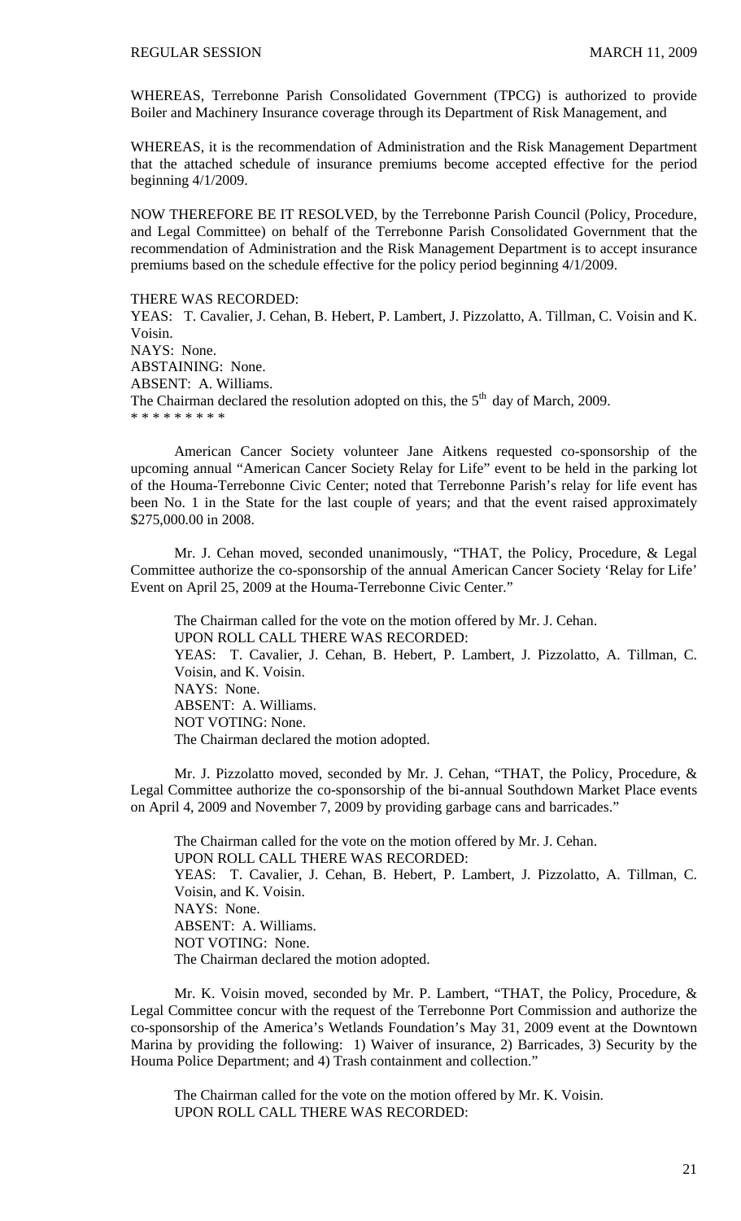WHEREAS, Terrebonne Parish Consolidated Government (TPCG) is authorized to provide Boiler and Machinery Insurance coverage through its Department of Risk Management, and

WHEREAS, it is the recommendation of Administration and the Risk Management Department that the attached schedule of insurance premiums become accepted effective for the period beginning 4/1/2009.

NOW THEREFORE BE IT RESOLVED, by the Terrebonne Parish Council (Policy, Procedure, and Legal Committee) on behalf of the Terrebonne Parish Consolidated Government that the recommendation of Administration and the Risk Management Department is to accept insurance premiums based on the schedule effective for the policy period beginning 4/1/2009.

THERE WAS RECORDED:
YEAS: T. Cavalier, J. Cehan, B. Hebert, P. Lambert, J. Pizzolatto, A. Tillman, C. Voisin and K. Voisin.
NAYS: None.
ABSTAINING: None.
ABSENT: A. Williams.
The Chairman declared the resolution adopted on this, the 5th day of March, 2009.
\* \* \* \* \* \* \* \* \*

American Cancer Society volunteer Jane Aitkens requested co-sponsorship of the upcoming annual "American Cancer Society Relay for Life" event to be held in the parking lot of the Houma-Terrebonne Civic Center; noted that Terrebonne Parish's relay for life event has been No. 1 in the State for the last couple of years; and that the event raised approximately $275,000.00 in 2008.

Mr. J. Cehan moved, seconded unanimously, "THAT, the Policy, Procedure, & Legal Committee authorize the co-sponsorship of the annual American Cancer Society 'Relay for Life' Event on April 25, 2009 at the Houma-Terrebonne Civic Center."

The Chairman called for the vote on the motion offered by Mr. J. Cehan.
UPON ROLL CALL THERE WAS RECORDED:
YEAS: T. Cavalier, J. Cehan, B. Hebert, P. Lambert, J. Pizzolatto, A. Tillman, C. Voisin, and K. Voisin.
NAYS: None.
ABSENT: A. Williams.
NOT VOTING: None.
The Chairman declared the motion adopted.

Mr. J. Pizzolatto moved, seconded by Mr. J. Cehan, "THAT, the Policy, Procedure, & Legal Committee authorize the co-sponsorship of the bi-annual Southdown Market Place events on April 4, 2009 and November 7, 2009 by providing garbage cans and barricades."

The Chairman called for the vote on the motion offered by Mr. J. Cehan.
UPON ROLL CALL THERE WAS RECORDED:
YEAS: T. Cavalier, J. Cehan, B. Hebert, P. Lambert, J. Pizzolatto, A. Tillman, C. Voisin, and K. Voisin.
NAYS: None.
ABSENT: A. Williams.
NOT VOTING: None.
The Chairman declared the motion adopted.

Mr. K. Voisin moved, seconded by Mr. P. Lambert, "THAT, the Policy, Procedure, & Legal Committee concur with the request of the Terrebonne Port Commission and authorize the co-sponsorship of the America's Wetlands Foundation's May 31, 2009 event at the Downtown Marina by providing the following: 1) Waiver of insurance, 2) Barricades, 3) Security by the Houma Police Department; and 4) Trash containment and collection."

The Chairman called for the vote on the motion offered by Mr. K. Voisin.
UPON ROLL CALL THERE WAS RECORDED: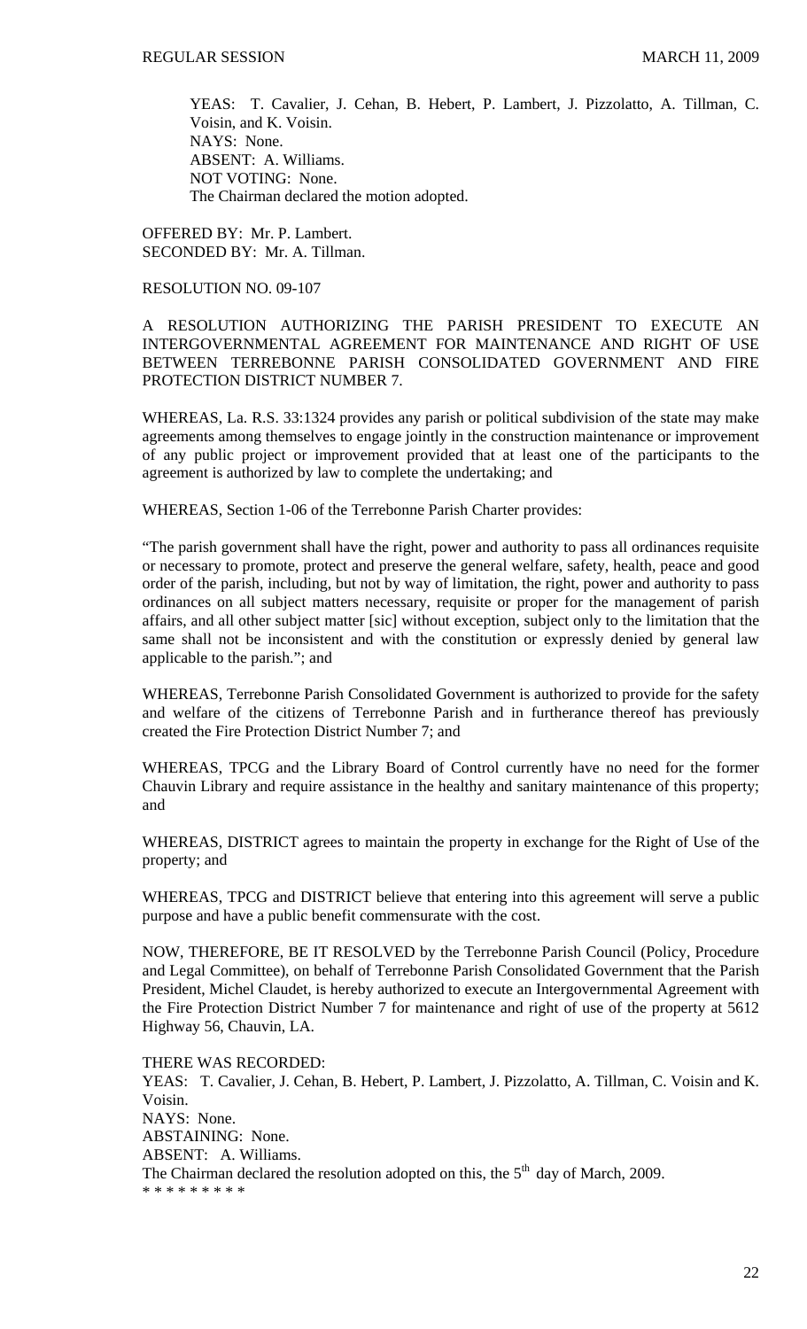YEAS: T. Cavalier, J. Cehan, B. Hebert, P. Lambert, J. Pizzolatto, A. Tillman, C. Voisin, and K. Voisin.
NAYS: None.
ABSENT: A. Williams.
NOT VOTING: None.
The Chairman declared the motion adopted.

OFFERED BY: Mr. P. Lambert.
SECONDED BY: Mr. A. Tillman.

RESOLUTION NO. 09-107

A RESOLUTION AUTHORIZING THE PARISH PRESIDENT TO EXECUTE AN INTERGOVERNMENTAL AGREEMENT FOR MAINTENANCE AND RIGHT OF USE BETWEEN TERREBONNE PARISH CONSOLIDATED GOVERNMENT AND FIRE PROTECTION DISTRICT NUMBER 7.

WHEREAS, La. R.S. 33:1324 provides any parish or political subdivision of the state may make agreements among themselves to engage jointly in the construction maintenance or improvement of any public project or improvement provided that at least one of the participants to the agreement is authorized by law to complete the undertaking; and

WHEREAS, Section 1-06 of the Terrebonne Parish Charter provides:

"The parish government shall have the right, power and authority to pass all ordinances requisite or necessary to promote, protect and preserve the general welfare, safety, health, peace and good order of the parish, including, but not by way of limitation, the right, power and authority to pass ordinances on all subject matters necessary, requisite or proper for the management of parish affairs, and all other subject matter [sic] without exception, subject only to the limitation that the same shall not be inconsistent and with the constitution or expressly denied by general law applicable to the parish."; and

WHEREAS, Terrebonne Parish Consolidated Government is authorized to provide for the safety and welfare of the citizens of Terrebonne Parish and in furtherance thereof has previously created the Fire Protection District Number 7; and

WHEREAS, TPCG and the Library Board of Control currently have no need for the former Chauvin Library and require assistance in the healthy and sanitary maintenance of this property; and

WHEREAS, DISTRICT agrees to maintain the property in exchange for the Right of Use of the property; and

WHEREAS, TPCG and DISTRICT believe that entering into this agreement will serve a public purpose and have a public benefit commensurate with the cost.

NOW, THEREFORE, BE IT RESOLVED by the Terrebonne Parish Council (Policy, Procedure and Legal Committee), on behalf of Terrebonne Parish Consolidated Government that the Parish President, Michel Claudet, is hereby authorized to execute an Intergovernmental Agreement with the Fire Protection District Number 7 for maintenance and right of use of the property at 5612 Highway 56, Chauvin, LA.

THERE WAS RECORDED:
YEAS: T. Cavalier, J. Cehan, B. Hebert, P. Lambert, J. Pizzolatto, A. Tillman, C. Voisin and K. Voisin.
NAYS: None.
ABSTAINING: None.
ABSENT: A. Williams.
The Chairman declared the resolution adopted on this, the 5th day of March, 2009.
* * * * * * * * *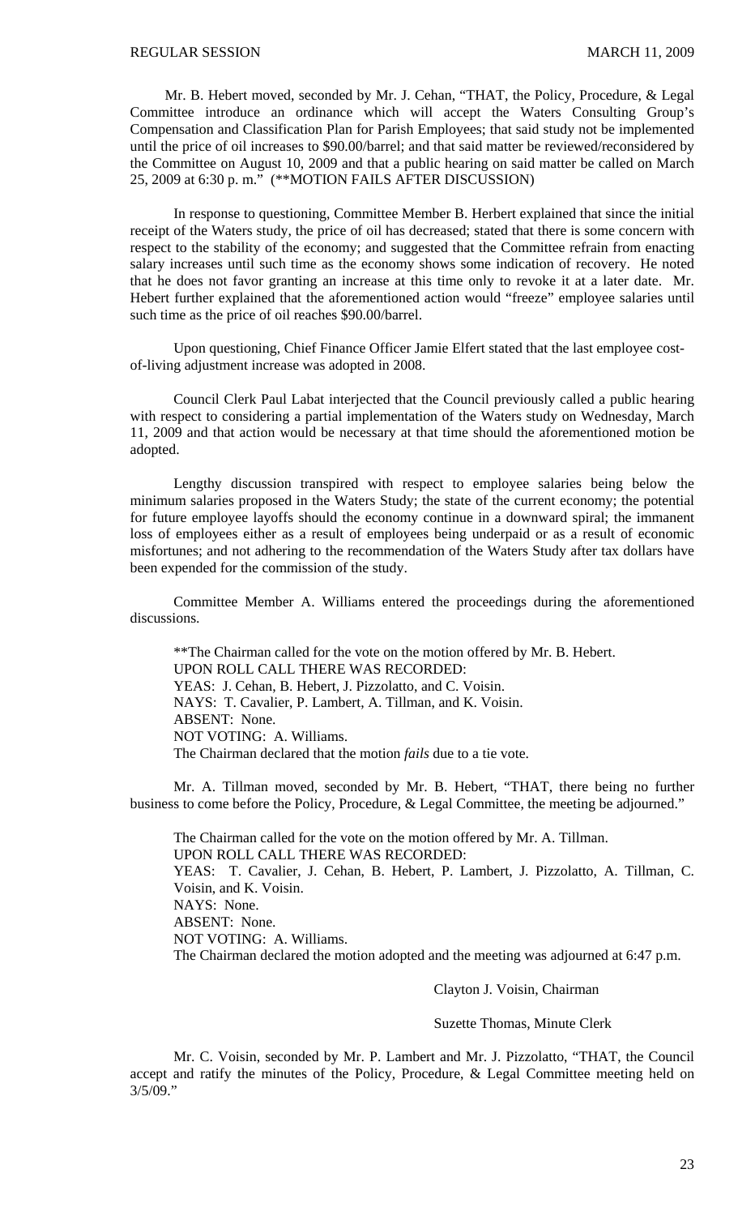Mr. B. Hebert moved, seconded by Mr. J. Cehan, "THAT, the Policy, Procedure, & Legal Committee introduce an ordinance which will accept the Waters Consulting Group's Compensation and Classification Plan for Parish Employees; that said study not be implemented until the price of oil increases to $90.00/barrel; and that said matter be reviewed/reconsidered by the Committee on August 10, 2009 and that a public hearing on said matter be called on March 25, 2009 at 6:30 p. m." (**MOTION FAILS AFTER DISCUSSION)

In response to questioning, Committee Member B. Herbert explained that since the initial receipt of the Waters study, the price of oil has decreased; stated that there is some concern with respect to the stability of the economy; and suggested that the Committee refrain from enacting salary increases until such time as the economy shows some indication of recovery. He noted that he does not favor granting an increase at this time only to revoke it at a later date. Mr. Hebert further explained that the aforementioned action would "freeze" employee salaries until such time as the price of oil reaches $90.00/barrel.

Upon questioning, Chief Finance Officer Jamie Elfert stated that the last employee cost-of-living adjustment increase was adopted in 2008.

Council Clerk Paul Labat interjected that the Council previously called a public hearing with respect to considering a partial implementation of the Waters study on Wednesday, March 11, 2009 and that action would be necessary at that time should the aforementioned motion be adopted.

Lengthy discussion transpired with respect to employee salaries being below the minimum salaries proposed in the Waters Study; the state of the current economy; the potential for future employee layoffs should the economy continue in a downward spiral; the immanent loss of employees either as a result of employees being underpaid or as a result of economic misfortunes; and not adhering to the recommendation of the Waters Study after tax dollars have been expended for the commission of the study.

Committee Member A. Williams entered the proceedings during the aforementioned discussions.

**The Chairman called for the vote on the motion offered by Mr. B. Hebert.
UPON ROLL CALL THERE WAS RECORDED:
YEAS: J. Cehan, B. Hebert, J. Pizzolatto, and C. Voisin.
NAYS: T. Cavalier, P. Lambert, A. Tillman, and K. Voisin.
ABSENT: None.
NOT VOTING: A. Williams.
The Chairman declared that the motion *fails* due to a tie vote.

Mr. A. Tillman moved, seconded by Mr. B. Hebert, "THAT, there being no further business to come before the Policy, Procedure, & Legal Committee, the meeting be adjourned."

The Chairman called for the vote on the motion offered by Mr. A. Tillman.
UPON ROLL CALL THERE WAS RECORDED:
YEAS: T. Cavalier, J. Cehan, B. Hebert, P. Lambert, J. Pizzolatto, A. Tillman, C. Voisin, and K. Voisin.
NAYS: None.
ABSENT: None.
NOT VOTING: A. Williams.
The Chairman declared the motion adopted and the meeting was adjourned at 6:47 p.m.

Clayton J. Voisin, Chairman

Suzette Thomas, Minute Clerk

Mr. C. Voisin, seconded by Mr. P. Lambert and Mr. J. Pizzolatto, "THAT, the Council accept and ratify the minutes of the Policy, Procedure, & Legal Committee meeting held on 3/5/09."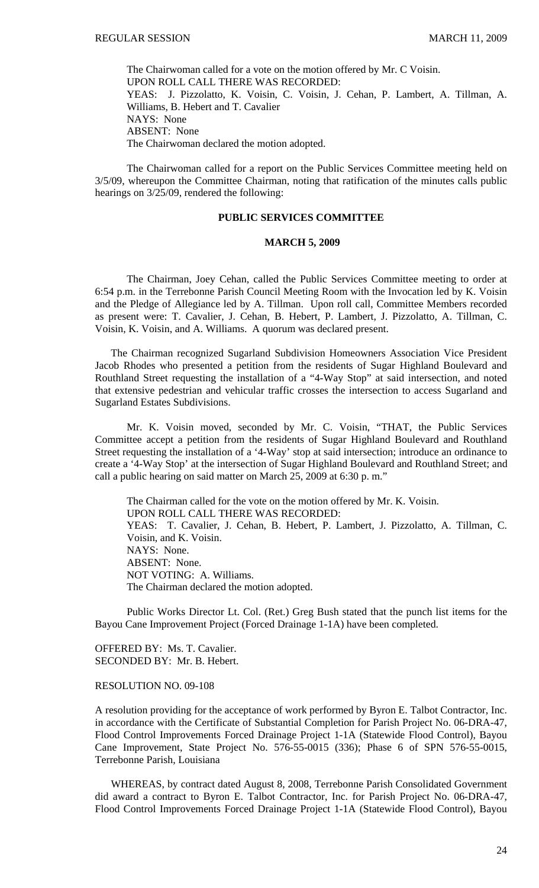The Chairwoman called for a vote on the motion offered by Mr. C Voisin.
UPON ROLL CALL THERE WAS RECORDED:
YEAS: J. Pizzolatto, K. Voisin, C. Voisin, J. Cehan, P. Lambert, A. Tillman, A. Williams, B. Hebert and T. Cavalier
NAYS: None
ABSENT: None
The Chairwoman declared the motion adopted.

The Chairwoman called for a report on the Public Services Committee meeting held on 3/5/09, whereupon the Committee Chairman, noting that ratification of the minutes calls public hearings on 3/25/09, rendered the following:

**PUBLIC SERVICES COMMITTEE**

**MARCH 5, 2009**

The Chairman, Joey Cehan, called the Public Services Committee meeting to order at 6:54 p.m. in the Terrebonne Parish Council Meeting Room with the Invocation led by K. Voisin and the Pledge of Allegiance led by A. Tillman. Upon roll call, Committee Members recorded as present were: T. Cavalier, J. Cehan, B. Hebert, P. Lambert, J. Pizzolatto, A. Tillman, C. Voisin, K. Voisin, and A. Williams. A quorum was declared present.

The Chairman recognized Sugarland Subdivision Homeowners Association Vice President Jacob Rhodes who presented a petition from the residents of Sugar Highland Boulevard and Routhland Street requesting the installation of a "4-Way Stop" at said intersection, and noted that extensive pedestrian and vehicular traffic crosses the intersection to access Sugarland and Sugarland Estates Subdivisions.

Mr. K. Voisin moved, seconded by Mr. C. Voisin, "THAT, the Public Services Committee accept a petition from the residents of Sugar Highland Boulevard and Routhland Street requesting the installation of a '4-Way' stop at said intersection; introduce an ordinance to create a '4-Way Stop' at the intersection of Sugar Highland Boulevard and Routhland Street; and call a public hearing on said matter on March 25, 2009 at 6:30 p. m."

The Chairman called for the vote on the motion offered by Mr. K. Voisin.
UPON ROLL CALL THERE WAS RECORDED:
YEAS: T. Cavalier, J. Cehan, B. Hebert, P. Lambert, J. Pizzolatto, A. Tillman, C. Voisin, and K. Voisin.
NAYS: None.
ABSENT: None.
NOT VOTING: A. Williams.
The Chairman declared the motion adopted.

Public Works Director Lt. Col. (Ret.) Greg Bush stated that the punch list items for the Bayou Cane Improvement Project (Forced Drainage 1-1A) have been completed.

OFFERED BY: Ms. T. Cavalier.
SECONDED BY: Mr. B. Hebert.

RESOLUTION NO. 09-108

A resolution providing for the acceptance of work performed by Byron E. Talbot Contractor, Inc. in accordance with the Certificate of Substantial Completion for Parish Project No. 06-DRA-47, Flood Control Improvements Forced Drainage Project 1-1A (Statewide Flood Control), Bayou Cane Improvement, State Project No. 576-55-0015 (336); Phase 6 of SPN 576-55-0015, Terrebonne Parish, Louisiana

WHEREAS, by contract dated August 8, 2008, Terrebonne Parish Consolidated Government did award a contract to Byron E. Talbot Contractor, Inc. for Parish Project No. 06-DRA-47, Flood Control Improvements Forced Drainage Project 1-1A (Statewide Flood Control), Bayou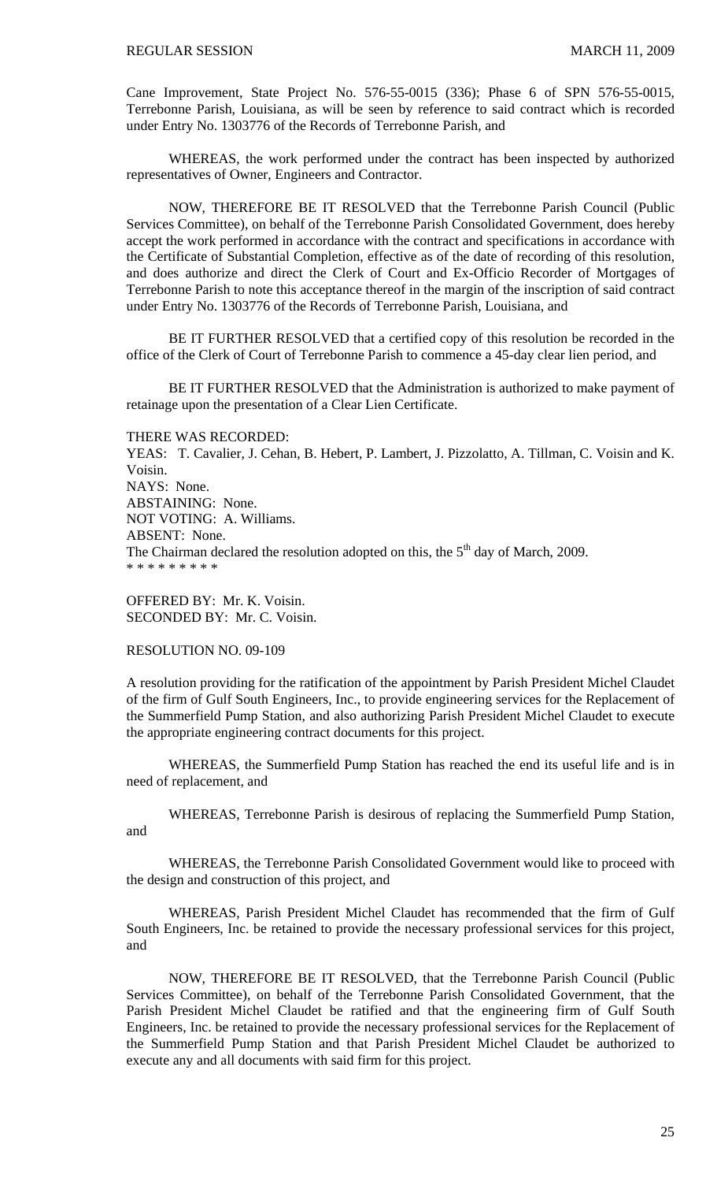Cane Improvement, State Project No. 576-55-0015 (336); Phase 6 of SPN 576-55-0015, Terrebonne Parish, Louisiana, as will be seen by reference to said contract which is recorded under Entry No. 1303776 of the Records of Terrebonne Parish, and

WHEREAS, the work performed under the contract has been inspected by authorized representatives of Owner, Engineers and Contractor.

NOW, THEREFORE BE IT RESOLVED that the Terrebonne Parish Council (Public Services Committee), on behalf of the Terrebonne Parish Consolidated Government, does hereby accept the work performed in accordance with the contract and specifications in accordance with the Certificate of Substantial Completion, effective as of the date of recording of this resolution, and does authorize and direct the Clerk of Court and Ex-Officio Recorder of Mortgages of Terrebonne Parish to note this acceptance thereof in the margin of the inscription of said contract under Entry No. 1303776 of the Records of Terrebonne Parish, Louisiana, and

BE IT FURTHER RESOLVED that a certified copy of this resolution be recorded in the office of the Clerk of Court of Terrebonne Parish to commence a 45-day clear lien period, and

BE IT FURTHER RESOLVED that the Administration is authorized to make payment of retainage upon the presentation of a Clear Lien Certificate.

THERE WAS RECORDED:
YEAS: T. Cavalier, J. Cehan, B. Hebert, P. Lambert, J. Pizzolatto, A. Tillman, C. Voisin and K. Voisin.
NAYS: None.
ABSTAINING: None.
NOT VOTING: A. Williams.
ABSENT: None.
The Chairman declared the resolution adopted on this, the 5th day of March, 2009.
* * * * * * * * *

OFFERED BY: Mr. K. Voisin.
SECONDED BY: Mr. C. Voisin.

RESOLUTION NO. 09-109

A resolution providing for the ratification of the appointment by Parish President Michel Claudet of the firm of Gulf South Engineers, Inc., to provide engineering services for the Replacement of the Summerfield Pump Station, and also authorizing Parish President Michel Claudet to execute the appropriate engineering contract documents for this project.

WHEREAS, the Summerfield Pump Station has reached the end its useful life and is in need of replacement, and

WHEREAS, Terrebonne Parish is desirous of replacing the Summerfield Pump Station, and

WHEREAS, the Terrebonne Parish Consolidated Government would like to proceed with the design and construction of this project, and

WHEREAS, Parish President Michel Claudet has recommended that the firm of Gulf South Engineers, Inc. be retained to provide the necessary professional services for this project, and

NOW, THEREFORE BE IT RESOLVED, that the Terrebonne Parish Council (Public Services Committee), on behalf of the Terrebonne Parish Consolidated Government, that the Parish President Michel Claudet be ratified and that the engineering firm of Gulf South Engineers, Inc. be retained to provide the necessary professional services for the Replacement of the Summerfield Pump Station and that Parish President Michel Claudet be authorized to execute any and all documents with said firm for this project.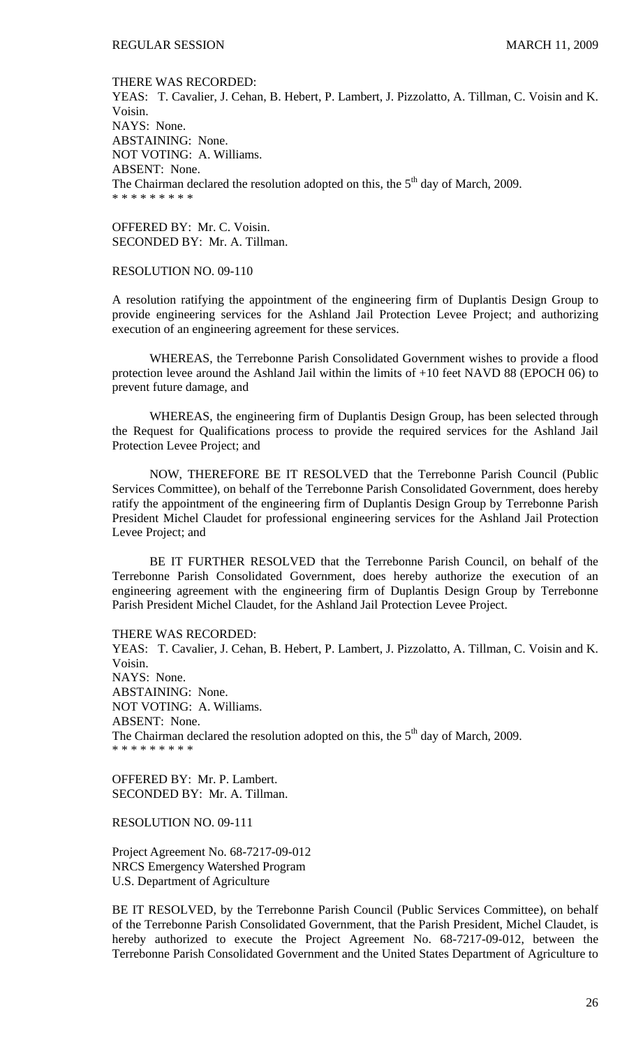THERE WAS RECORDED:
YEAS: T. Cavalier, J. Cehan, B. Hebert, P. Lambert, J. Pizzolatto, A. Tillman, C. Voisin and K. Voisin.
NAYS: None.
ABSTAINING: None.
NOT VOTING: A. Williams.
ABSENT: None.
The Chairman declared the resolution adopted on this, the 5th day of March, 2009.
\* \* \* \* \* \* \* \* \*

OFFERED BY: Mr. C. Voisin.
SECONDED BY: Mr. A. Tillman.

RESOLUTION NO. 09-110

A resolution ratifying the appointment of the engineering firm of Duplantis Design Group to provide engineering services for the Ashland Jail Protection Levee Project; and authorizing execution of an engineering agreement for these services.

WHEREAS, the Terrebonne Parish Consolidated Government wishes to provide a flood protection levee around the Ashland Jail within the limits of +10 feet NAVD 88 (EPOCH 06) to prevent future damage, and

WHEREAS, the engineering firm of Duplantis Design Group, has been selected through the Request for Qualifications process to provide the required services for the Ashland Jail Protection Levee Project; and

NOW, THEREFORE BE IT RESOLVED that the Terrebonne Parish Council (Public Services Committee), on behalf of the Terrebonne Parish Consolidated Government, does hereby ratify the appointment of the engineering firm of Duplantis Design Group by Terrebonne Parish President Michel Claudet for professional engineering services for the Ashland Jail Protection Levee Project; and

BE IT FURTHER RESOLVED that the Terrebonne Parish Council, on behalf of the Terrebonne Parish Consolidated Government, does hereby authorize the execution of an engineering agreement with the engineering firm of Duplantis Design Group by Terrebonne Parish President Michel Claudet, for the Ashland Jail Protection Levee Project.

THERE WAS RECORDED:
YEAS: T. Cavalier, J. Cehan, B. Hebert, P. Lambert, J. Pizzolatto, A. Tillman, C. Voisin and K. Voisin.
NAYS: None.
ABSTAINING: None.
NOT VOTING: A. Williams.
ABSENT: None.
The Chairman declared the resolution adopted on this, the 5th day of March, 2009.
\* \* \* \* \* \* \* \* \*

OFFERED BY: Mr. P. Lambert.
SECONDED BY: Mr. A. Tillman.

RESOLUTION NO. 09-111

Project Agreement No. 68-7217-09-012
NRCS Emergency Watershed Program
U.S. Department of Agriculture

BE IT RESOLVED, by the Terrebonne Parish Council (Public Services Committee), on behalf of the Terrebonne Parish Consolidated Government, that the Parish President, Michel Claudet, is hereby authorized to execute the Project Agreement No. 68-7217-09-012, between the Terrebonne Parish Consolidated Government and the United States Department of Agriculture to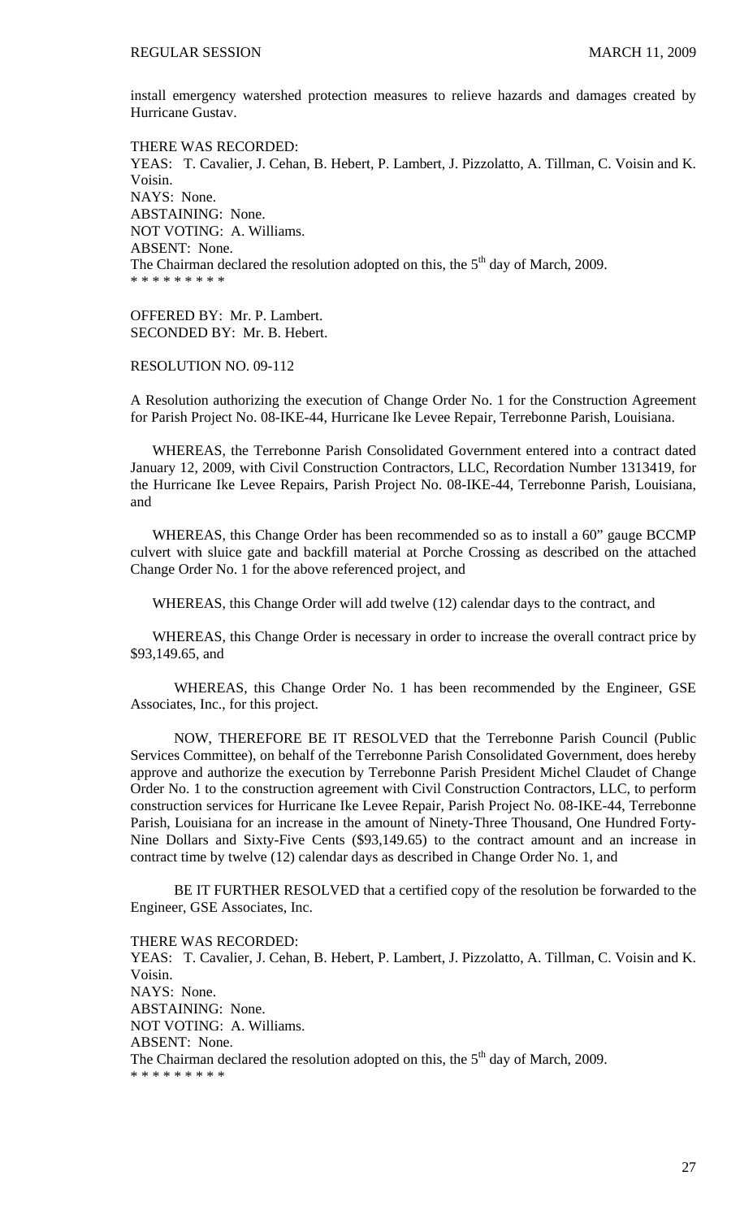install emergency watershed protection measures to relieve hazards and damages created by Hurricane Gustav.

THERE WAS RECORDED:
YEAS: T. Cavalier, J. Cehan, B. Hebert, P. Lambert, J. Pizzolatto, A. Tillman, C. Voisin and K. Voisin.
NAYS: None.
ABSTAINING: None.
NOT VOTING: A. Williams.
ABSENT: None.
The Chairman declared the resolution adopted on this, the 5th day of March, 2009.
\* \* \* \* \* \* \* \* \*

OFFERED BY: Mr. P. Lambert.
SECONDED BY: Mr. B. Hebert.

RESOLUTION NO. 09-112

A Resolution authorizing the execution of Change Order No. 1 for the Construction Agreement for Parish Project No. 08-IKE-44, Hurricane Ike Levee Repair, Terrebonne Parish, Louisiana.

WHEREAS, the Terrebonne Parish Consolidated Government entered into a contract dated January 12, 2009, with Civil Construction Contractors, LLC, Recordation Number 1313419, for the Hurricane Ike Levee Repairs, Parish Project No. 08-IKE-44, Terrebonne Parish, Louisiana, and

WHEREAS, this Change Order has been recommended so as to install a 60" gauge BCCMP culvert with sluice gate and backfill material at Porche Crossing as described on the attached Change Order No. 1 for the above referenced project, and

WHEREAS, this Change Order will add twelve (12) calendar days to the contract, and

WHEREAS, this Change Order is necessary in order to increase the overall contract price by \$93,149.65, and

WHEREAS, this Change Order No. 1 has been recommended by the Engineer, GSE Associates, Inc., for this project.

NOW, THEREFORE BE IT RESOLVED that the Terrebonne Parish Council (Public Services Committee), on behalf of the Terrebonne Parish Consolidated Government, does hereby approve and authorize the execution by Terrebonne Parish President Michel Claudet of Change Order No. 1 to the construction agreement with Civil Construction Contractors, LLC, to perform construction services for Hurricane Ike Levee Repair, Parish Project No. 08-IKE-44, Terrebonne Parish, Louisiana for an increase in the amount of Ninety-Three Thousand, One Hundred Forty-Nine Dollars and Sixty-Five Cents (\$93,149.65) to the contract amount and an increase in contract time by twelve (12) calendar days as described in Change Order No. 1, and

BE IT FURTHER RESOLVED that a certified copy of the resolution be forwarded to the Engineer, GSE Associates, Inc.

THERE WAS RECORDED:
YEAS: T. Cavalier, J. Cehan, B. Hebert, P. Lambert, J. Pizzolatto, A. Tillman, C. Voisin and K. Voisin.
NAYS: None.
ABSTAINING: None.
NOT VOTING: A. Williams.
ABSENT: None.
The Chairman declared the resolution adopted on this, the 5th day of March, 2009.
\* \* \* \* \* \* \* \* \*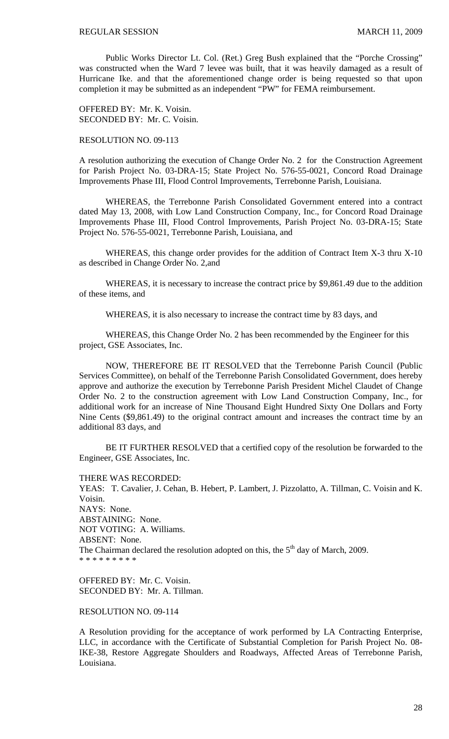Public Works Director Lt. Col. (Ret.) Greg Bush explained that the "Porche Crossing" was constructed when the Ward 7 levee was built, that it was heavily damaged as a result of Hurricane Ike. and that the aforementioned change order is being requested so that upon completion it may be submitted as an independent "PW" for FEMA reimbursement.

OFFERED BY: Mr. K. Voisin.
SECONDED BY: Mr. C. Voisin.

RESOLUTION NO. 09-113

A resolution authorizing the execution of Change Order No. 2 for the Construction Agreement for Parish Project No. 03-DRA-15; State Project No. 576-55-0021, Concord Road Drainage Improvements Phase III, Flood Control Improvements, Terrebonne Parish, Louisiana.

WHEREAS, the Terrebonne Parish Consolidated Government entered into a contract dated May 13, 2008, with Low Land Construction Company, Inc., for Concord Road Drainage Improvements Phase III, Flood Control Improvements, Parish Project No. 03-DRA-15; State Project No. 576-55-0021, Terrebonne Parish, Louisiana, and

WHEREAS, this change order provides for the addition of Contract Item X-3 thru X-10 as described in Change Order No. 2,and

WHEREAS, it is necessary to increase the contract price by $9,861.49 due to the addition of these items, and

WHEREAS, it is also necessary to increase the contract time by 83 days, and

WHEREAS, this Change Order No. 2 has been recommended by the Engineer for this project, GSE Associates, Inc.

NOW, THEREFORE BE IT RESOLVED that the Terrebonne Parish Council (Public Services Committee), on behalf of the Terrebonne Parish Consolidated Government, does hereby approve and authorize the execution by Terrebonne Parish President Michel Claudet of Change Order No. 2 to the construction agreement with Low Land Construction Company, Inc., for additional work for an increase of Nine Thousand Eight Hundred Sixty One Dollars and Forty Nine Cents ($9,861.49) to the original contract amount and increases the contract time by an additional 83 days, and

BE IT FURTHER RESOLVED that a certified copy of the resolution be forwarded to the Engineer, GSE Associates, Inc.

THERE WAS RECORDED:
YEAS: T. Cavalier, J. Cehan, B. Hebert, P. Lambert, J. Pizzolatto, A. Tillman, C. Voisin and K. Voisin.
NAYS: None.
ABSTAINING: None.
NOT VOTING: A. Williams.
ABSENT: None.
The Chairman declared the resolution adopted on this, the 5th day of March, 2009.
* * * * * * * * *

OFFERED BY: Mr. C. Voisin.
SECONDED BY: Mr. A. Tillman.

RESOLUTION NO. 09-114

A Resolution providing for the acceptance of work performed by LA Contracting Enterprise, LLC, in accordance with the Certificate of Substantial Completion for Parish Project No. 08-IKE-38, Restore Aggregate Shoulders and Roadways, Affected Areas of Terrebonne Parish, Louisiana.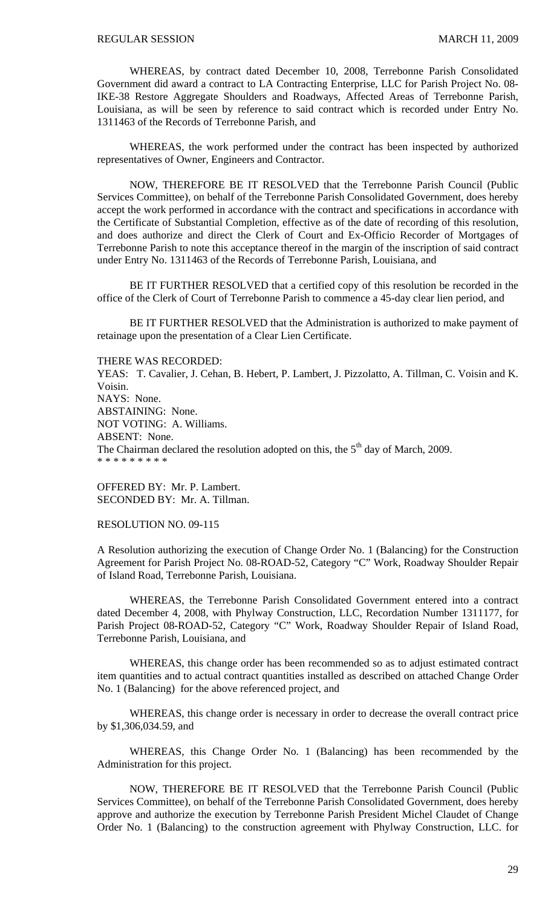WHEREAS, by contract dated December 10, 2008, Terrebonne Parish Consolidated Government did award a contract to LA Contracting Enterprise, LLC for Parish Project No. 08-IKE-38 Restore Aggregate Shoulders and Roadways, Affected Areas of Terrebonne Parish, Louisiana, as will be seen by reference to said contract which is recorded under Entry No. 1311463 of the Records of Terrebonne Parish, and

WHEREAS, the work performed under the contract has been inspected by authorized representatives of Owner, Engineers and Contractor.

NOW, THEREFORE BE IT RESOLVED that the Terrebonne Parish Council (Public Services Committee), on behalf of the Terrebonne Parish Consolidated Government, does hereby accept the work performed in accordance with the contract and specifications in accordance with the Certificate of Substantial Completion, effective as of the date of recording of this resolution, and does authorize and direct the Clerk of Court and Ex-Officio Recorder of Mortgages of Terrebonne Parish to note this acceptance thereof in the margin of the inscription of said contract under Entry No. 1311463 of the Records of Terrebonne Parish, Louisiana, and

BE IT FURTHER RESOLVED that a certified copy of this resolution be recorded in the office of the Clerk of Court of Terrebonne Parish to commence a 45-day clear lien period, and

BE IT FURTHER RESOLVED that the Administration is authorized to make payment of retainage upon the presentation of a Clear Lien Certificate.

THERE WAS RECORDED:
YEAS: T. Cavalier, J. Cehan, B. Hebert, P. Lambert, J. Pizzolatto, A. Tillman, C. Voisin and K. Voisin.
NAYS: None.
ABSTAINING: None.
NOT VOTING: A. Williams.
ABSENT: None.
The Chairman declared the resolution adopted on this, the 5th day of March, 2009.
* * * * * * * * *

OFFERED BY: Mr. P. Lambert.
SECONDED BY: Mr. A. Tillman.

RESOLUTION NO. 09-115

A Resolution authorizing the execution of Change Order No. 1 (Balancing) for the Construction Agreement for Parish Project No. 08-ROAD-52, Category "C" Work, Roadway Shoulder Repair of Island Road, Terrebonne Parish, Louisiana.

WHEREAS, the Terrebonne Parish Consolidated Government entered into a contract dated December 4, 2008, with Phylway Construction, LLC, Recordation Number 1311177, for Parish Project 08-ROAD-52, Category "C" Work, Roadway Shoulder Repair of Island Road, Terrebonne Parish, Louisiana, and

WHEREAS, this change order has been recommended so as to adjust estimated contract item quantities and to actual contract quantities installed as described on attached Change Order No. 1 (Balancing) for the above referenced project, and

WHEREAS, this change order is necessary in order to decrease the overall contract price by $1,306,034.59, and

WHEREAS, this Change Order No. 1 (Balancing) has been recommended by the Administration for this project.

NOW, THEREFORE BE IT RESOLVED that the Terrebonne Parish Council (Public Services Committee), on behalf of the Terrebonne Parish Consolidated Government, does hereby approve and authorize the execution by Terrebonne Parish President Michel Claudet of Change Order No. 1 (Balancing) to the construction agreement with Phylway Construction, LLC. for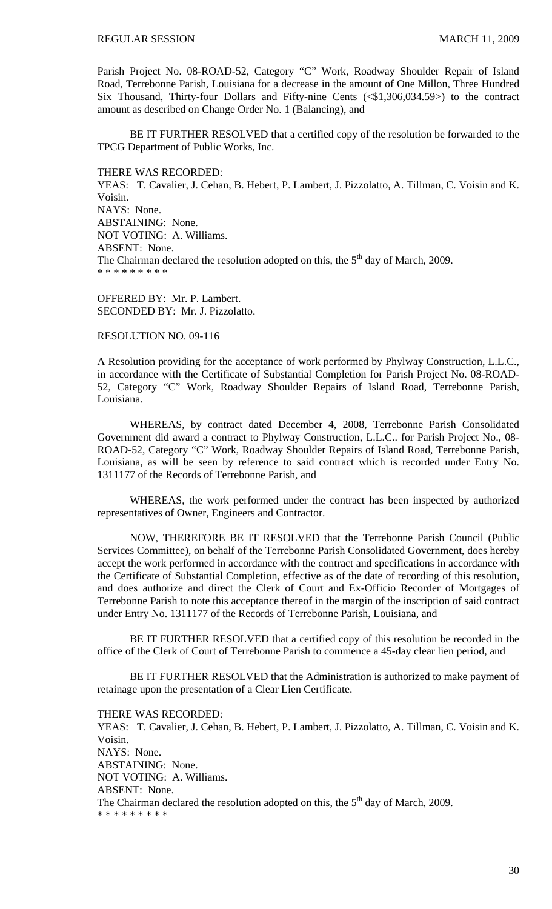Parish Project No. 08-ROAD-52, Category "C" Work, Roadway Shoulder Repair of Island Road, Terrebonne Parish, Louisiana for a decrease in the amount of One Millon, Three Hundred Six Thousand, Thirty-four Dollars and Fifty-nine Cents (<$1,306,034.59>) to the contract amount as described on Change Order No. 1 (Balancing), and

BE IT FURTHER RESOLVED that a certified copy of the resolution be forwarded to the TPCG Department of Public Works, Inc.

THERE WAS RECORDED:
YEAS: T. Cavalier, J. Cehan, B. Hebert, P. Lambert, J. Pizzolatto, A. Tillman, C. Voisin and K. Voisin.
NAYS: None.
ABSTAINING: None.
NOT VOTING: A. Williams.
ABSENT: None.
The Chairman declared the resolution adopted on this, the 5th day of March, 2009.
* * * * * * * * *

OFFERED BY: Mr. P. Lambert.
SECONDED BY: Mr. J. Pizzolatto.

RESOLUTION NO. 09-116

A Resolution providing for the acceptance of work performed by Phylway Construction, L.L.C., in accordance with the Certificate of Substantial Completion for Parish Project No. 08-ROAD-52, Category "C" Work, Roadway Shoulder Repairs of Island Road, Terrebonne Parish, Louisiana.

WHEREAS, by contract dated December 4, 2008, Terrebonne Parish Consolidated Government did award a contract to Phylway Construction, L.L.C.. for Parish Project No., 08-ROAD-52, Category "C" Work, Roadway Shoulder Repairs of Island Road, Terrebonne Parish, Louisiana, as will be seen by reference to said contract which is recorded under Entry No. 1311177 of the Records of Terrebonne Parish, and

WHEREAS, the work performed under the contract has been inspected by authorized representatives of Owner, Engineers and Contractor.

NOW, THEREFORE BE IT RESOLVED that the Terrebonne Parish Council (Public Services Committee), on behalf of the Terrebonne Parish Consolidated Government, does hereby accept the work performed in accordance with the contract and specifications in accordance with the Certificate of Substantial Completion, effective as of the date of recording of this resolution, and does authorize and direct the Clerk of Court and Ex-Officio Recorder of Mortgages of Terrebonne Parish to note this acceptance thereof in the margin of the inscription of said contract under Entry No. 1311177 of the Records of Terrebonne Parish, Louisiana, and

BE IT FURTHER RESOLVED that a certified copy of this resolution be recorded in the office of the Clerk of Court of Terrebonne Parish to commence a 45-day clear lien period, and

BE IT FURTHER RESOLVED that the Administration is authorized to make payment of retainage upon the presentation of a Clear Lien Certificate.

THERE WAS RECORDED:
YEAS: T. Cavalier, J. Cehan, B. Hebert, P. Lambert, J. Pizzolatto, A. Tillman, C. Voisin and K. Voisin.
NAYS: None.
ABSTAINING: None.
NOT VOTING: A. Williams.
ABSENT: None.
The Chairman declared the resolution adopted on this, the 5th day of March, 2009.
* * * * * * * * *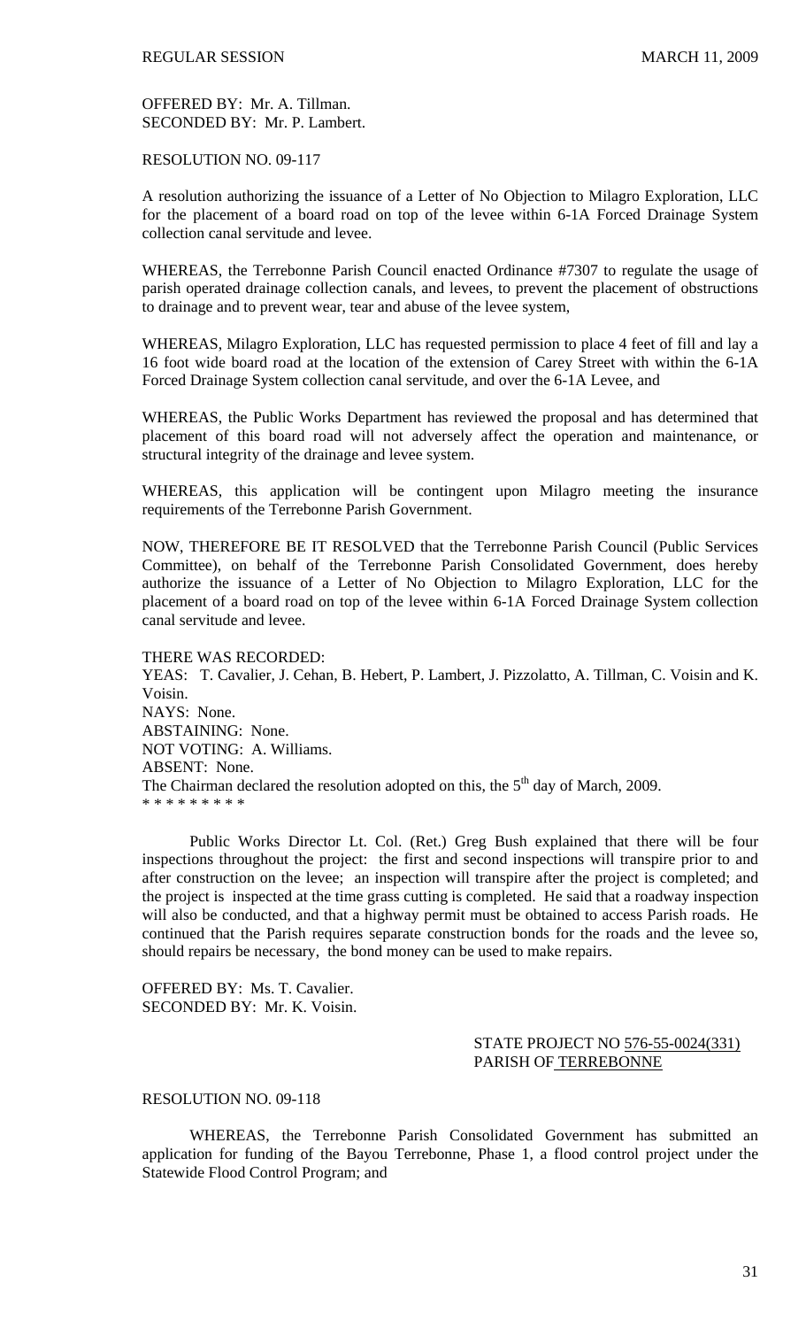OFFERED BY: Mr. A. Tillman.
SECONDED BY: Mr. P. Lambert.

RESOLUTION NO. 09-117

A resolution authorizing the issuance of a Letter of No Objection to Milagro Exploration, LLC for the placement of a board road on top of the levee within 6-1A Forced Drainage System collection canal servitude and levee.

WHEREAS, the Terrebonne Parish Council enacted Ordinance #7307 to regulate the usage of parish operated drainage collection canals, and levees, to prevent the placement of obstructions to drainage and to prevent wear, tear and abuse of the levee system,

WHEREAS, Milagro Exploration, LLC has requested permission to place 4 feet of fill and lay a 16 foot wide board road at the location of the extension of Carey Street with within the 6-1A Forced Drainage System collection canal servitude, and over the 6-1A Levee, and

WHEREAS, the Public Works Department has reviewed the proposal and has determined that placement of this board road will not adversely affect the operation and maintenance, or structural integrity of the drainage and levee system.

WHEREAS, this application will be contingent upon Milagro meeting the insurance requirements of the Terrebonne Parish Government.

NOW, THEREFORE BE IT RESOLVED that the Terrebonne Parish Council (Public Services Committee), on behalf of the Terrebonne Parish Consolidated Government, does hereby authorize the issuance of a Letter of No Objection to Milagro Exploration, LLC for the placement of a board road on top of the levee within 6-1A Forced Drainage System collection canal servitude and levee.

THERE WAS RECORDED:
YEAS: T. Cavalier, J. Cehan, B. Hebert, P. Lambert, J. Pizzolatto, A. Tillman, C. Voisin and K. Voisin.
NAYS: None.
ABSTAINING: None.
NOT VOTING: A. Williams.
ABSENT: None.
The Chairman declared the resolution adopted on this, the 5th day of March, 2009.
* * * * * * * * *

Public Works Director Lt. Col. (Ret.) Greg Bush explained that there will be four inspections throughout the project: the first and second inspections will transpire prior to and after construction on the levee; an inspection will transpire after the project is completed; and the project is inspected at the time grass cutting is completed. He said that a roadway inspection will also be conducted, and that a highway permit must be obtained to access Parish roads. He continued that the Parish requires separate construction bonds for the roads and the levee so, should repairs be necessary, the bond money can be used to make repairs.

OFFERED BY: Ms. T. Cavalier.
SECONDED BY: Mr. K. Voisin.

STATE PROJECT NO 576-55-0024(331)
PARISH OF TERREBONNE

RESOLUTION NO. 09-118

WHEREAS, the Terrebonne Parish Consolidated Government has submitted an application for funding of the Bayou Terrebonne, Phase 1, a flood control project under the Statewide Flood Control Program; and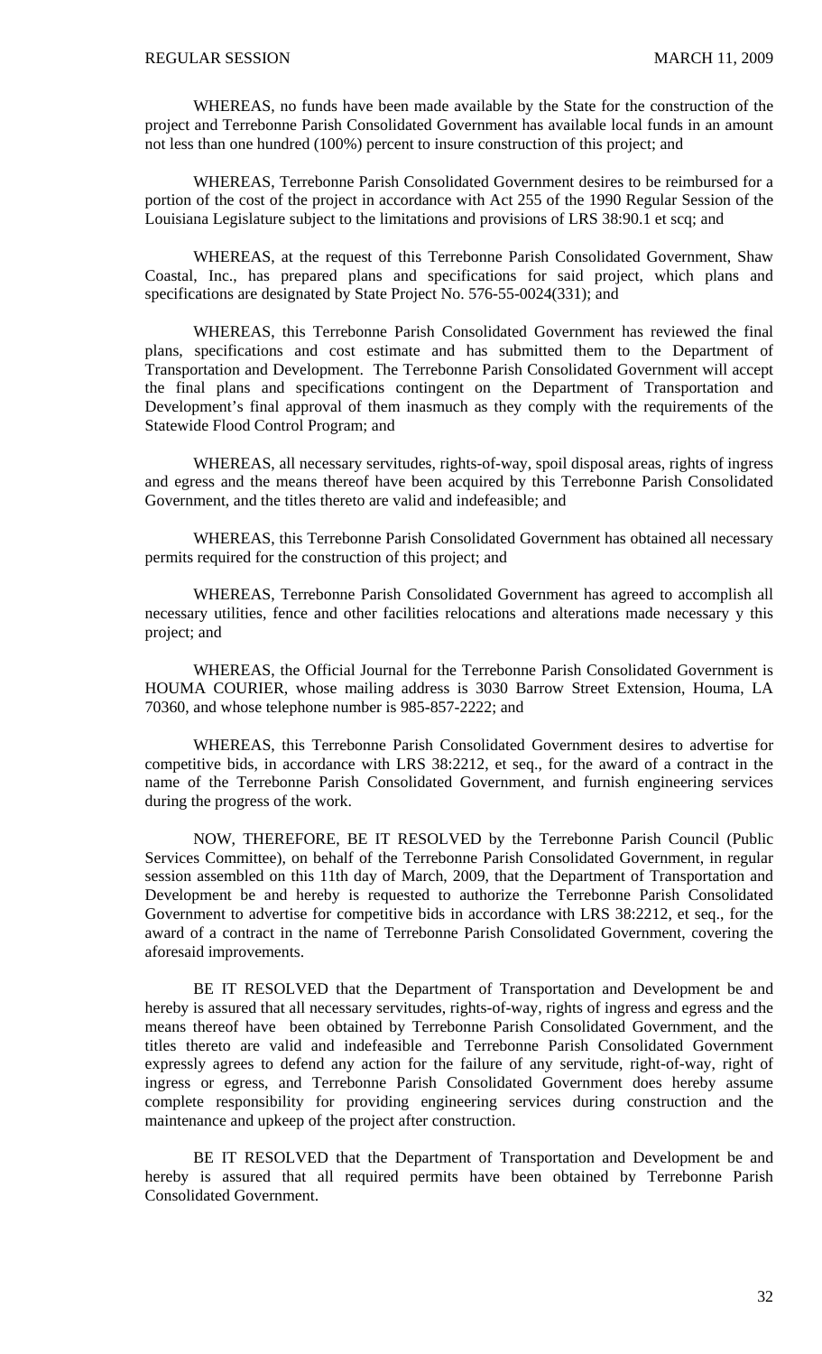WHEREAS, no funds have been made available by the State for the construction of the project and Terrebonne Parish Consolidated Government has available local funds in an amount not less than one hundred (100%) percent to insure construction of this project; and

WHEREAS, Terrebonne Parish Consolidated Government desires to be reimbursed for a portion of the cost of the project in accordance with Act 255 of the 1990 Regular Session of the Louisiana Legislature subject to the limitations and provisions of LRS 38:90.1 et scq; and

WHEREAS, at the request of this Terrebonne Parish Consolidated Government, Shaw Coastal, Inc., has prepared plans and specifications for said project, which plans and specifications are designated by State Project No. 576-55-0024(331); and

WHEREAS, this Terrebonne Parish Consolidated Government has reviewed the final plans, specifications and cost estimate and has submitted them to the Department of Transportation and Development. The Terrebonne Parish Consolidated Government will accept the final plans and specifications contingent on the Department of Transportation and Development's final approval of them inasmuch as they comply with the requirements of the Statewide Flood Control Program; and

WHEREAS, all necessary servitudes, rights-of-way, spoil disposal areas, rights of ingress and egress and the means thereof have been acquired by this Terrebonne Parish Consolidated Government, and the titles thereto are valid and indefeasible; and

WHEREAS, this Terrebonne Parish Consolidated Government has obtained all necessary permits required for the construction of this project; and

WHEREAS, Terrebonne Parish Consolidated Government has agreed to accomplish all necessary utilities, fence and other facilities relocations and alterations made necessary y this project; and

WHEREAS, the Official Journal for the Terrebonne Parish Consolidated Government is HOUMA COURIER, whose mailing address is 3030 Barrow Street Extension, Houma, LA 70360, and whose telephone number is 985-857-2222; and

WHEREAS, this Terrebonne Parish Consolidated Government desires to advertise for competitive bids, in accordance with LRS 38:2212, et seq., for the award of a contract in the name of the Terrebonne Parish Consolidated Government, and furnish engineering services during the progress of the work.

NOW, THEREFORE, BE IT RESOLVED by the Terrebonne Parish Council (Public Services Committee), on behalf of the Terrebonne Parish Consolidated Government, in regular session assembled on this 11th day of March, 2009, that the Department of Transportation and Development be and hereby is requested to authorize the Terrebonne Parish Consolidated Government to advertise for competitive bids in accordance with LRS 38:2212, et seq., for the award of a contract in the name of Terrebonne Parish Consolidated Government, covering the aforesaid improvements.

BE IT RESOLVED that the Department of Transportation and Development be and hereby is assured that all necessary servitudes, rights-of-way, rights of ingress and egress and the means thereof have been obtained by Terrebonne Parish Consolidated Government, and the titles thereto are valid and indefeasible and Terrebonne Parish Consolidated Government expressly agrees to defend any action for the failure of any servitude, right-of-way, right of ingress or egress, and Terrebonne Parish Consolidated Government does hereby assume complete responsibility for providing engineering services during construction and the maintenance and upkeep of the project after construction.

BE IT RESOLVED that the Department of Transportation and Development be and hereby is assured that all required permits have been obtained by Terrebonne Parish Consolidated Government.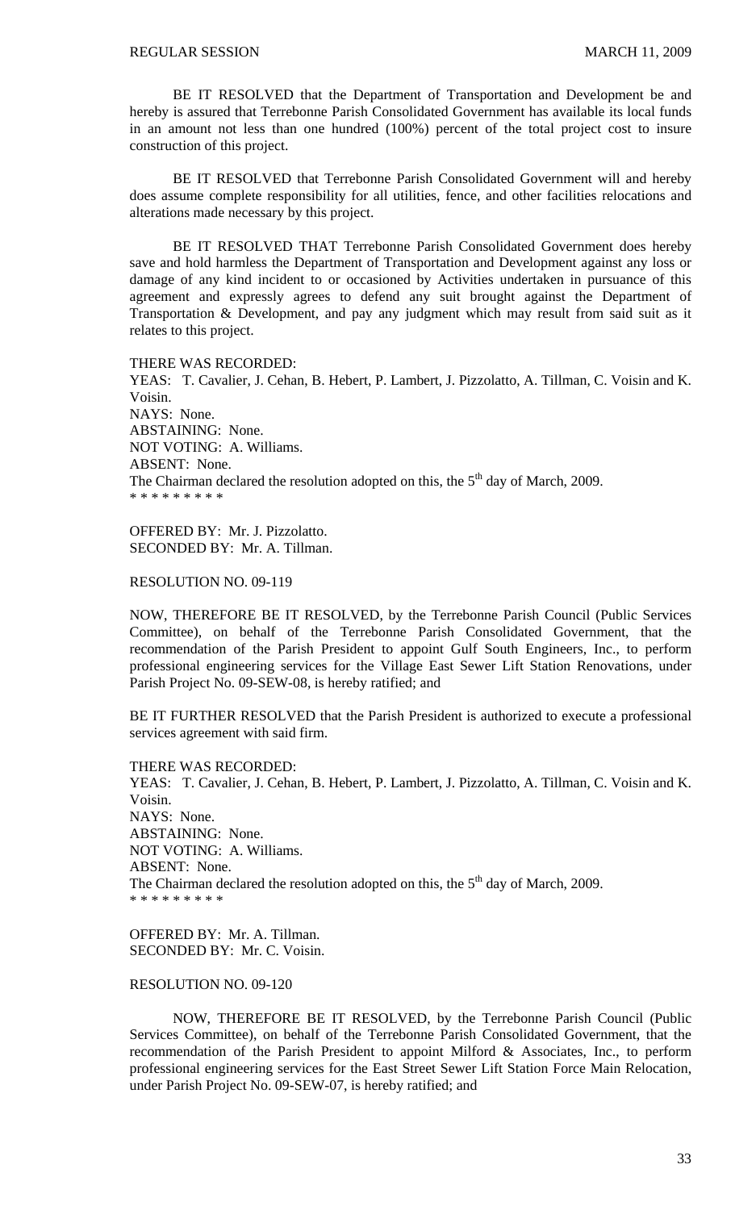BE IT RESOLVED that the Department of Transportation and Development be and hereby is assured that Terrebonne Parish Consolidated Government has available its local funds in an amount not less than one hundred (100%) percent of the total project cost to insure construction of this project.

BE IT RESOLVED that Terrebonne Parish Consolidated Government will and hereby does assume complete responsibility for all utilities, fence, and other facilities relocations and alterations made necessary by this project.

BE IT RESOLVED THAT Terrebonne Parish Consolidated Government does hereby save and hold harmless the Department of Transportation and Development against any loss or damage of any kind incident to or occasioned by Activities undertaken in pursuance of this agreement and expressly agrees to defend any suit brought against the Department of Transportation & Development, and pay any judgment which may result from said suit as it relates to this project.

THERE WAS RECORDED:
YEAS: T. Cavalier, J. Cehan, B. Hebert, P. Lambert, J. Pizzolatto, A. Tillman, C. Voisin and K. Voisin.
NAYS: None.
ABSTAINING: None.
NOT VOTING: A. Williams.
ABSENT: None.
The Chairman declared the resolution adopted on this, the 5th day of March, 2009.
* * * * * * * * *

OFFERED BY: Mr. J. Pizzolatto.
SECONDED BY: Mr. A. Tillman.

RESOLUTION NO. 09-119

NOW, THEREFORE BE IT RESOLVED, by the Terrebonne Parish Council (Public Services Committee), on behalf of the Terrebonne Parish Consolidated Government, that the recommendation of the Parish President to appoint Gulf South Engineers, Inc., to perform professional engineering services for the Village East Sewer Lift Station Renovations, under Parish Project No. 09-SEW-08, is hereby ratified; and

BE IT FURTHER RESOLVED that the Parish President is authorized to execute a professional services agreement with said firm.

THERE WAS RECORDED:
YEAS: T. Cavalier, J. Cehan, B. Hebert, P. Lambert, J. Pizzolatto, A. Tillman, C. Voisin and K. Voisin.
NAYS: None.
ABSTAINING: None.
NOT VOTING: A. Williams.
ABSENT: None.
The Chairman declared the resolution adopted on this, the 5th day of March, 2009.
* * * * * * * * *

OFFERED BY: Mr. A. Tillman.
SECONDED BY: Mr. C. Voisin.

RESOLUTION NO. 09-120

NOW, THEREFORE BE IT RESOLVED, by the Terrebonne Parish Council (Public Services Committee), on behalf of the Terrebonne Parish Consolidated Government, that the recommendation of the Parish President to appoint Milford & Associates, Inc., to perform professional engineering services for the East Street Sewer Lift Station Force Main Relocation, under Parish Project No. 09-SEW-07, is hereby ratified; and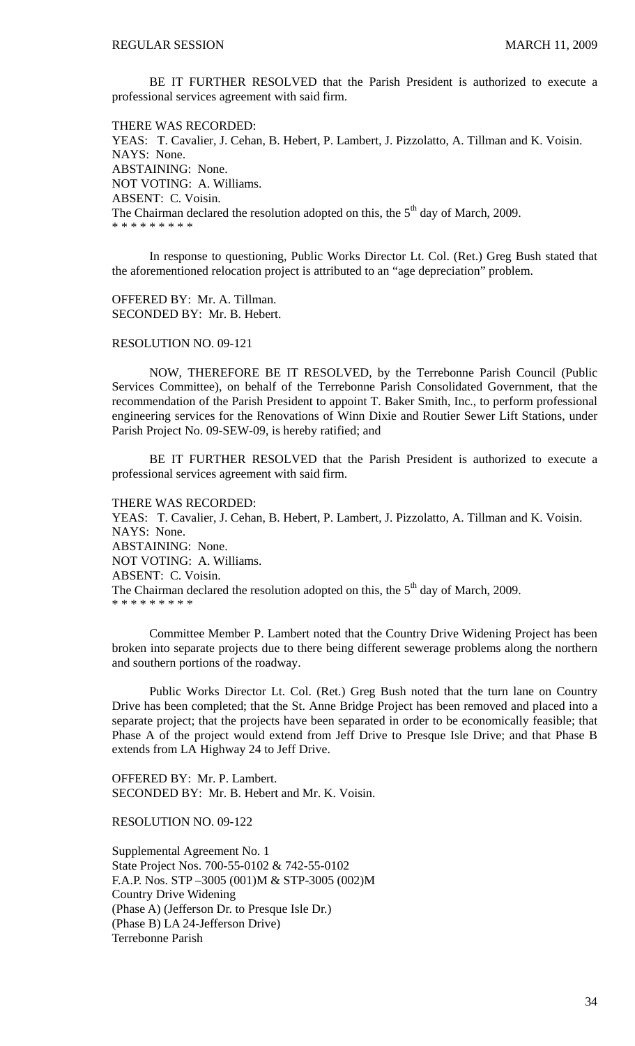BE IT FURTHER RESOLVED that the Parish President is authorized to execute a professional services agreement with said firm.

THERE WAS RECORDED:
YEAS: T. Cavalier, J. Cehan, B. Hebert, P. Lambert, J. Pizzolatto, A. Tillman and K. Voisin.
NAYS: None.
ABSTAINING: None.
NOT VOTING: A. Williams.
ABSENT: C. Voisin.
The Chairman declared the resolution adopted on this, the 5th day of March, 2009.
* * * * * * * * *

In response to questioning, Public Works Director Lt. Col. (Ret.) Greg Bush stated that the aforementioned relocation project is attributed to an "age depreciation" problem.

OFFERED BY: Mr. A. Tillman.
SECONDED BY: Mr. B. Hebert.

RESOLUTION NO. 09-121

NOW, THEREFORE BE IT RESOLVED, by the Terrebonne Parish Council (Public Services Committee), on behalf of the Terrebonne Parish Consolidated Government, that the recommendation of the Parish President to appoint T. Baker Smith, Inc., to perform professional engineering services for the Renovations of Winn Dixie and Routier Sewer Lift Stations, under Parish Project No. 09-SEW-09, is hereby ratified; and

BE IT FURTHER RESOLVED that the Parish President is authorized to execute a professional services agreement with said firm.

THERE WAS RECORDED:
YEAS: T. Cavalier, J. Cehan, B. Hebert, P. Lambert, J. Pizzolatto, A. Tillman and K. Voisin.
NAYS: None.
ABSTAINING: None.
NOT VOTING: A. Williams.
ABSENT: C. Voisin.
The Chairman declared the resolution adopted on this, the 5th day of March, 2009.
* * * * * * * * *

Committee Member P. Lambert noted that the Country Drive Widening Project has been broken into separate projects due to there being different sewerage problems along the northern and southern portions of the roadway.

Public Works Director Lt. Col. (Ret.) Greg Bush noted that the turn lane on Country Drive has been completed; that the St. Anne Bridge Project has been removed and placed into a separate project; that the projects have been separated in order to be economically feasible; that Phase A of the project would extend from Jeff Drive to Presque Isle Drive; and that Phase B extends from LA Highway 24 to Jeff Drive.

OFFERED BY: Mr. P. Lambert.
SECONDED BY: Mr. B. Hebert and Mr. K. Voisin.

RESOLUTION NO. 09-122

Supplemental Agreement No. 1
State Project Nos. 700-55-0102 & 742-55-0102
F.A.P. Nos. STP –3005 (001)M & STP-3005 (002)M
Country Drive Widening
(Phase A) (Jefferson Dr. to Presque Isle Dr.)
(Phase B) LA 24-Jefferson Drive)
Terrebonne Parish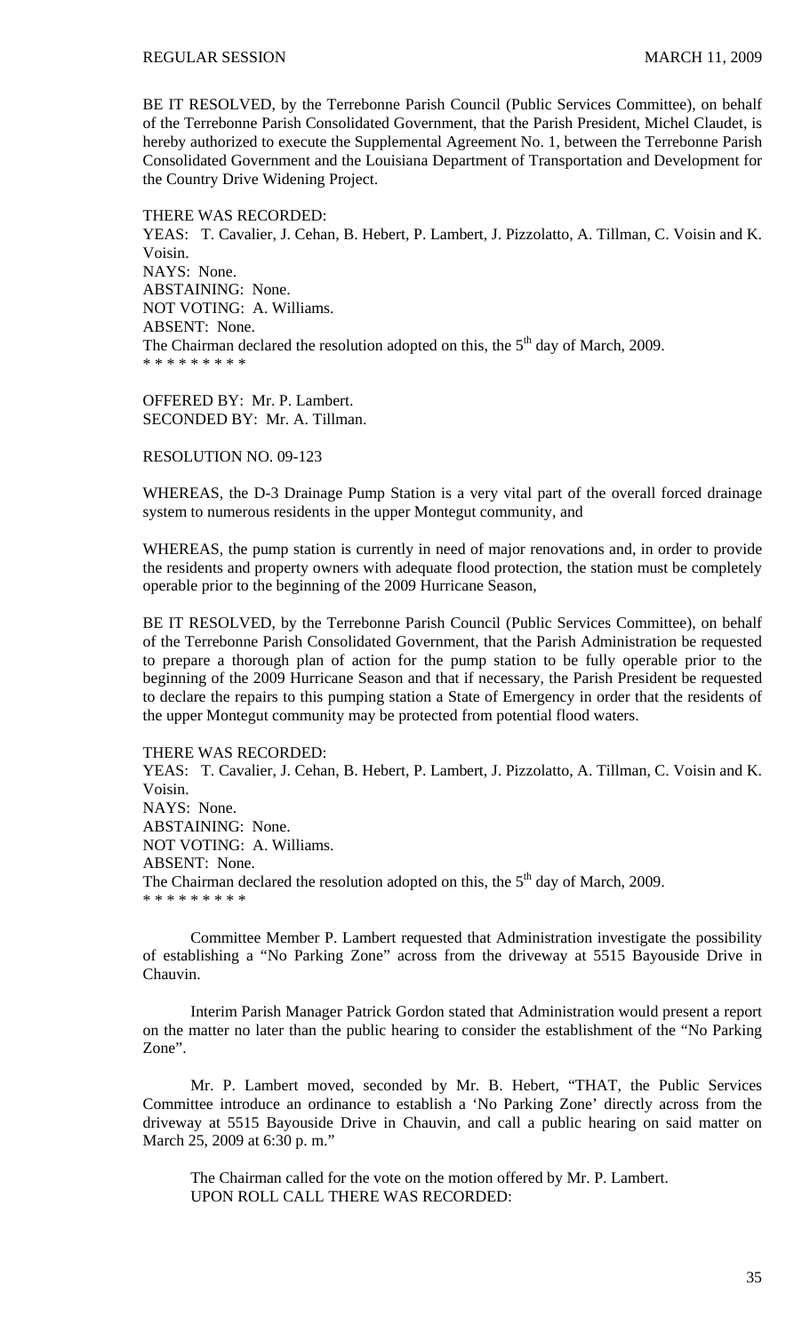BE IT RESOLVED, by the Terrebonne Parish Council (Public Services Committee), on behalf of the Terrebonne Parish Consolidated Government, that the Parish President, Michel Claudet, is hereby authorized to execute the Supplemental Agreement No. 1, between the Terrebonne Parish Consolidated Government and the Louisiana Department of Transportation and Development for the Country Drive Widening Project.

THERE WAS RECORDED:
YEAS: T. Cavalier, J. Cehan, B. Hebert, P. Lambert, J. Pizzolatto, A. Tillman, C. Voisin and K. Voisin.
NAYS: None.
ABSTAINING: None.
NOT VOTING: A. Williams.
ABSENT: None.
The Chairman declared the resolution adopted on this, the 5th day of March, 2009.
* * * * * * * * *

OFFERED BY: Mr. P. Lambert.
SECONDED BY: Mr. A. Tillman.

RESOLUTION NO. 09-123

WHEREAS, the D-3 Drainage Pump Station is a very vital part of the overall forced drainage system to numerous residents in the upper Montegut community, and

WHEREAS, the pump station is currently in need of major renovations and, in order to provide the residents and property owners with adequate flood protection, the station must be completely operable prior to the beginning of the 2009 Hurricane Season,

BE IT RESOLVED, by the Terrebonne Parish Council (Public Services Committee), on behalf of the Terrebonne Parish Consolidated Government, that the Parish Administration be requested to prepare a thorough plan of action for the pump station to be fully operable prior to the beginning of the 2009 Hurricane Season and that if necessary, the Parish President be requested to declare the repairs to this pumping station a State of Emergency in order that the residents of the upper Montegut community may be protected from potential flood waters.

THERE WAS RECORDED:
YEAS: T. Cavalier, J. Cehan, B. Hebert, P. Lambert, J. Pizzolatto, A. Tillman, C. Voisin and K. Voisin.
NAYS: None.
ABSTAINING: None.
NOT VOTING: A. Williams.
ABSENT: None.
The Chairman declared the resolution adopted on this, the 5th day of March, 2009.
* * * * * * * * *

Committee Member P. Lambert requested that Administration investigate the possibility of establishing a "No Parking Zone" across from the driveway at 5515 Bayouside Drive in Chauvin.

Interim Parish Manager Patrick Gordon stated that Administration would present a report on the matter no later than the public hearing to consider the establishment of the "No Parking Zone".

Mr. P. Lambert moved, seconded by Mr. B. Hebert, "THAT, the Public Services Committee introduce an ordinance to establish a 'No Parking Zone' directly across from the driveway at 5515 Bayouside Drive in Chauvin, and call a public hearing on said matter on March 25, 2009 at 6:30 p. m."

The Chairman called for the vote on the motion offered by Mr. P. Lambert.
UPON ROLL CALL THERE WAS RECORDED: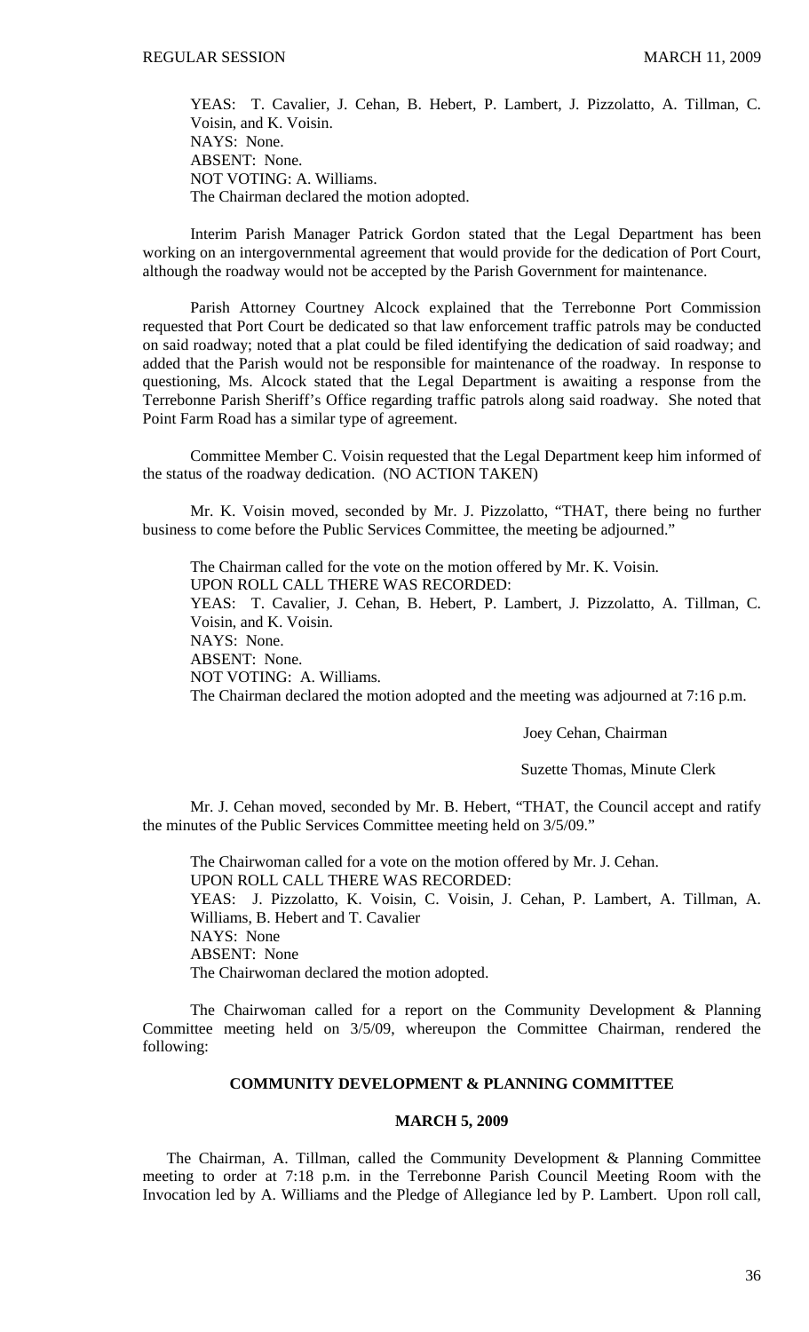YEAS: T. Cavalier, J. Cehan, B. Hebert, P. Lambert, J. Pizzolatto, A. Tillman, C. Voisin, and K. Voisin.
NAYS: None.
ABSENT: None.
NOT VOTING: A. Williams.
The Chairman declared the motion adopted.

Interim Parish Manager Patrick Gordon stated that the Legal Department has been working on an intergovernmental agreement that would provide for the dedication of Port Court, although the roadway would not be accepted by the Parish Government for maintenance.

Parish Attorney Courtney Alcock explained that the Terrebonne Port Commission requested that Port Court be dedicated so that law enforcement traffic patrols may be conducted on said roadway; noted that a plat could be filed identifying the dedication of said roadway; and added that the Parish would not be responsible for maintenance of the roadway. In response to questioning, Ms. Alcock stated that the Legal Department is awaiting a response from the Terrebonne Parish Sheriff's Office regarding traffic patrols along said roadway. She noted that Point Farm Road has a similar type of agreement.

Committee Member C. Voisin requested that the Legal Department keep him informed of the status of the roadway dedication. (NO ACTION TAKEN)

Mr. K. Voisin moved, seconded by Mr. J. Pizzolatto, "THAT, there being no further business to come before the Public Services Committee, the meeting be adjourned."

The Chairman called for the vote on the motion offered by Mr. K. Voisin.
UPON ROLL CALL THERE WAS RECORDED:
YEAS: T. Cavalier, J. Cehan, B. Hebert, P. Lambert, J. Pizzolatto, A. Tillman, C. Voisin, and K. Voisin.
NAYS: None.
ABSENT: None.
NOT VOTING: A. Williams.
The Chairman declared the motion adopted and the meeting was adjourned at 7:16 p.m.

Joey Cehan, Chairman

Suzette Thomas, Minute Clerk

Mr. J. Cehan moved, seconded by Mr. B. Hebert, "THAT, the Council accept and ratify the minutes of the Public Services Committee meeting held on 3/5/09."

The Chairwoman called for a vote on the motion offered by Mr. J. Cehan.
UPON ROLL CALL THERE WAS RECORDED:
YEAS: J. Pizzolatto, K. Voisin, C. Voisin, J. Cehan, P. Lambert, A. Tillman, A. Williams, B. Hebert and T. Cavalier
NAYS: None
ABSENT: None
The Chairwoman declared the motion adopted.

The Chairwoman called for a report on the Community Development & Planning Committee meeting held on 3/5/09, whereupon the Committee Chairman, rendered the following:

## COMMUNITY DEVELOPMENT & PLANNING COMMITTEE

## MARCH 5, 2009

The Chairman, A. Tillman, called the Community Development & Planning Committee meeting to order at 7:18 p.m. in the Terrebonne Parish Council Meeting Room with the Invocation led by A. Williams and the Pledge of Allegiance led by P. Lambert. Upon roll call,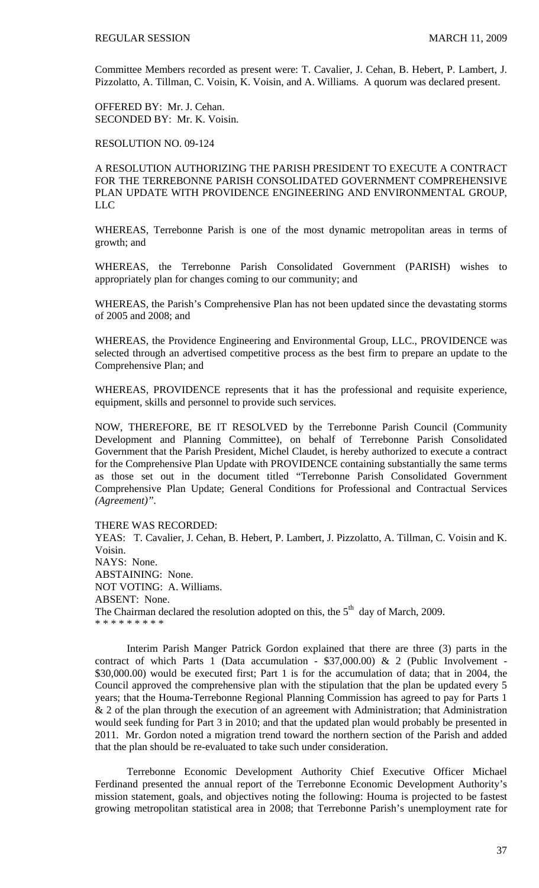Committee Members recorded as present were: T. Cavalier, J. Cehan, B. Hebert, P. Lambert, J. Pizzolatto, A. Tillman, C. Voisin, K. Voisin, and A. Williams. A quorum was declared present.

OFFERED BY: Mr. J. Cehan.
SECONDED BY: Mr. K. Voisin.

RESOLUTION NO. 09-124

A RESOLUTION AUTHORIZING THE PARISH PRESIDENT TO EXECUTE A CONTRACT FOR THE TERREBONNE PARISH CONSOLIDATED GOVERNMENT COMPREHENSIVE PLAN UPDATE WITH PROVIDENCE ENGINEERING AND ENVIRONMENTAL GROUP, LLC

WHEREAS, Terrebonne Parish is one of the most dynamic metropolitan areas in terms of growth; and

WHEREAS, the Terrebonne Parish Consolidated Government (PARISH) wishes to appropriately plan for changes coming to our community; and

WHEREAS, the Parish's Comprehensive Plan has not been updated since the devastating storms of 2005 and 2008; and

WHEREAS, the Providence Engineering and Environmental Group, LLC., PROVIDENCE was selected through an advertised competitive process as the best firm to prepare an update to the Comprehensive Plan; and

WHEREAS, PROVIDENCE represents that it has the professional and requisite experience, equipment, skills and personnel to provide such services.

NOW, THEREFORE, BE IT RESOLVED by the Terrebonne Parish Council (Community Development and Planning Committee), on behalf of Terrebonne Parish Consolidated Government that the Parish President, Michel Claudet, is hereby authorized to execute a contract for the Comprehensive Plan Update with PROVIDENCE containing substantially the same terms as those set out in the document titled "Terrebonne Parish Consolidated Government Comprehensive Plan Update; General Conditions for Professional and Contractual Services *(Agreement)*".

THERE WAS RECORDED:
YEAS: T. Cavalier, J. Cehan, B. Hebert, P. Lambert, J. Pizzolatto, A. Tillman, C. Voisin and K. Voisin.
NAYS: None.
ABSTAINING: None.
NOT VOTING: A. Williams.
ABSENT: None.
The Chairman declared the resolution adopted on this, the 5th day of March, 2009.
* * * * * * * * *

Interim Parish Manger Patrick Gordon explained that there are three (3) parts in the contract of which Parts 1 (Data accumulation - $37,000.00) & 2 (Public Involvement - $30,000.00) would be executed first; Part 1 is for the accumulation of data; that in 2004, the Council approved the comprehensive plan with the stipulation that the plan be updated every 5 years; that the Houma-Terrebonne Regional Planning Commission has agreed to pay for Parts 1 & 2 of the plan through the execution of an agreement with Administration; that Administration would seek funding for Part 3 in 2010; and that the updated plan would probably be presented in 2011. Mr. Gordon noted a migration trend toward the northern section of the Parish and added that the plan should be re-evaluated to take such under consideration.

Terrebonne Economic Development Authority Chief Executive Officer Michael Ferdinand presented the annual report of the Terrebonne Economic Development Authority's mission statement, goals, and objectives noting the following: Houma is projected to be fastest growing metropolitan statistical area in 2008; that Terrebonne Parish's unemployment rate for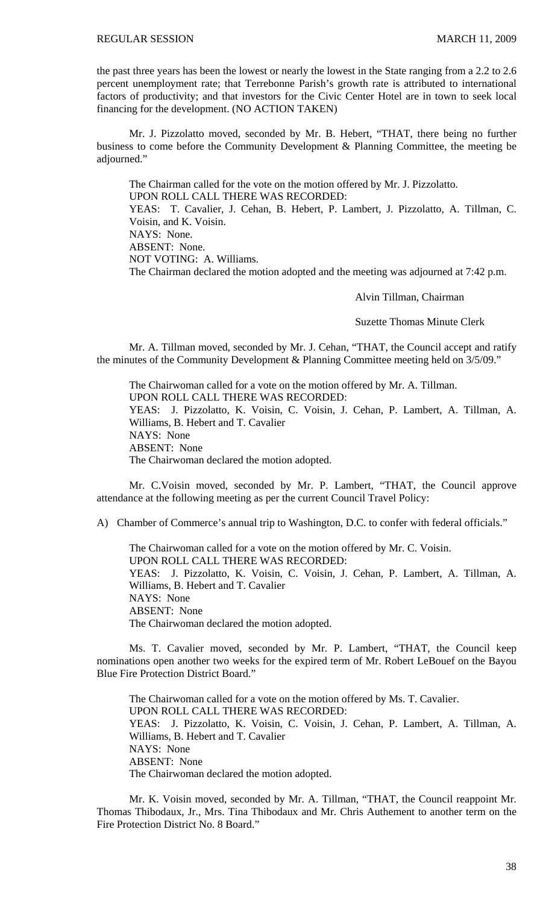the past three years has been the lowest or nearly the lowest in the State ranging from a 2.2 to 2.6 percent unemployment rate; that Terrebonne Parish's growth rate is attributed to international factors of productivity; and that investors for the Civic Center Hotel are in town to seek local financing for the development. (NO ACTION TAKEN)

Mr. J. Pizzolatto moved, seconded by Mr. B. Hebert, "THAT, there being no further business to come before the Community Development & Planning Committee, the meeting be adjourned."

The Chairman called for the vote on the motion offered by Mr. J. Pizzolatto.
UPON ROLL CALL THERE WAS RECORDED:
YEAS: T. Cavalier, J. Cehan, B. Hebert, P. Lambert, J. Pizzolatto, A. Tillman, C. Voisin, and K. Voisin.
NAYS: None.
ABSENT: None.
NOT VOTING: A. Williams.
The Chairman declared the motion adopted and the meeting was adjourned at 7:42 p.m.

Alvin Tillman, Chairman

Suzette Thomas Minute Clerk

Mr. A. Tillman moved, seconded by Mr. J. Cehan, "THAT, the Council accept and ratify the minutes of the Community Development & Planning Committee meeting held on 3/5/09."

The Chairwoman called for a vote on the motion offered by Mr. A. Tillman.
UPON ROLL CALL THERE WAS RECORDED:
YEAS: J. Pizzolatto, K. Voisin, C. Voisin, J. Cehan, P. Lambert, A. Tillman, A. Williams, B. Hebert and T. Cavalier
NAYS: None
ABSENT: None
The Chairwoman declared the motion adopted.

Mr. C.Voisin moved, seconded by Mr. P. Lambert, "THAT, the Council approve attendance at the following meeting as per the current Council Travel Policy:

A) Chamber of Commerce's annual trip to Washington, D.C. to confer with federal officials."

The Chairwoman called for a vote on the motion offered by Mr. C. Voisin.
UPON ROLL CALL THERE WAS RECORDED:
YEAS: J. Pizzolatto, K. Voisin, C. Voisin, J. Cehan, P. Lambert, A. Tillman, A. Williams, B. Hebert and T. Cavalier
NAYS: None
ABSENT: None
The Chairwoman declared the motion adopted.

Ms. T. Cavalier moved, seconded by Mr. P. Lambert, "THAT, the Council keep nominations open another two weeks for the expired term of Mr. Robert LeBouef on the Bayou Blue Fire Protection District Board."

The Chairwoman called for a vote on the motion offered by Ms. T. Cavalier.
UPON ROLL CALL THERE WAS RECORDED:
YEAS: J. Pizzolatto, K. Voisin, C. Voisin, J. Cehan, P. Lambert, A. Tillman, A. Williams, B. Hebert and T. Cavalier
NAYS: None
ABSENT: None
The Chairwoman declared the motion adopted.

Mr. K. Voisin moved, seconded by Mr. A. Tillman, "THAT, the Council reappoint Mr. Thomas Thibodaux, Jr., Mrs. Tina Thibodaux and Mr. Chris Authement to another term on the Fire Protection District No. 8 Board."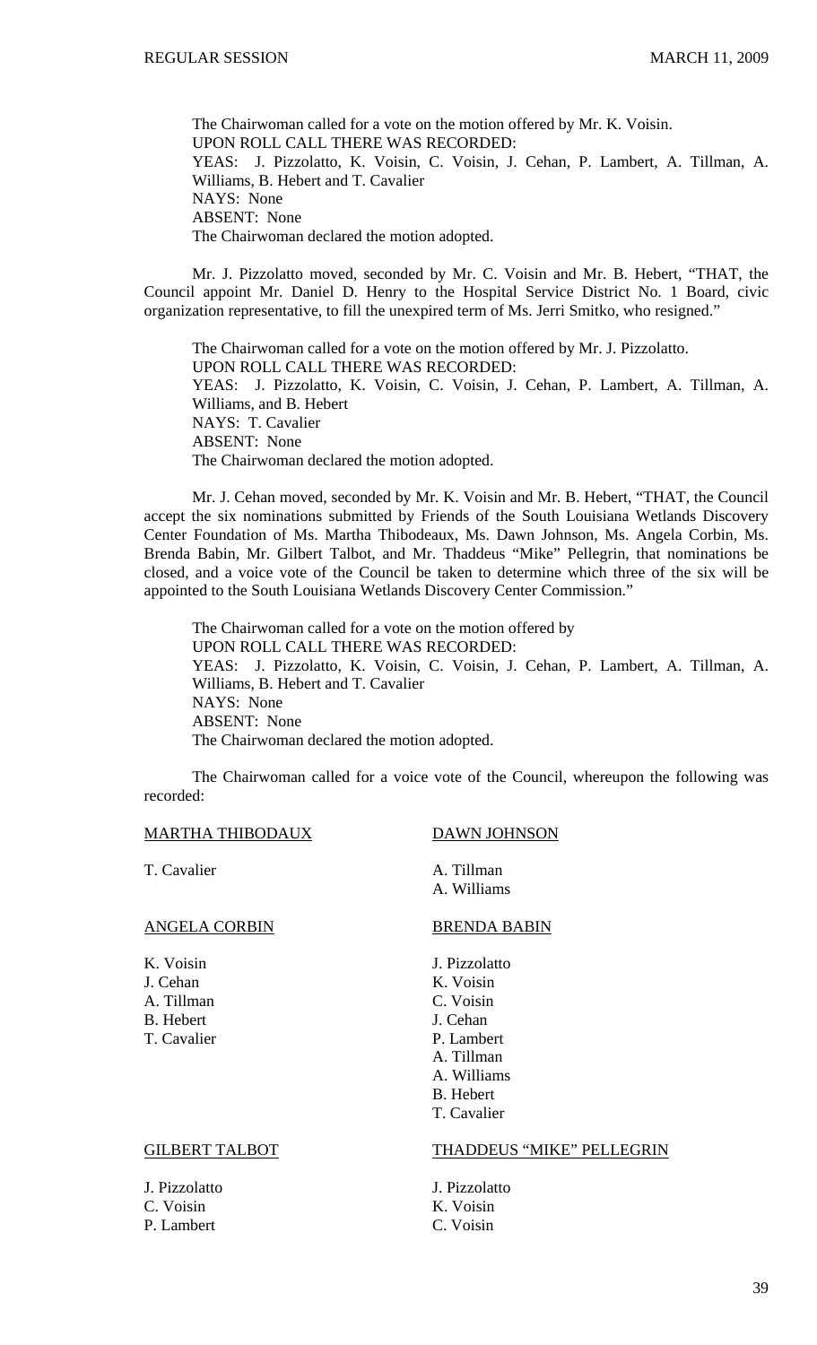The Chairwoman called for a vote on the motion offered by Mr. K. Voisin.
UPON ROLL CALL THERE WAS RECORDED:
YEAS: J. Pizzolatto, K. Voisin, C. Voisin, J. Cehan, P. Lambert, A. Tillman, A. Williams, B. Hebert and T. Cavalier
NAYS: None
ABSENT: None
The Chairwoman declared the motion adopted.

Mr. J. Pizzolatto moved, seconded by Mr. C. Voisin and Mr. B. Hebert, "THAT, the Council appoint Mr. Daniel D. Henry to the Hospital Service District No. 1 Board, civic organization representative, to fill the unexpired term of Ms. Jerri Smitko, who resigned."

The Chairwoman called for a vote on the motion offered by Mr. J. Pizzolatto.
UPON ROLL CALL THERE WAS RECORDED:
YEAS: J. Pizzolatto, K. Voisin, C. Voisin, J. Cehan, P. Lambert, A. Tillman, A. Williams, and B. Hebert
NAYS: T. Cavalier
ABSENT: None
The Chairwoman declared the motion adopted.

Mr. J. Cehan moved, seconded by Mr. K. Voisin and Mr. B. Hebert, "THAT, the Council accept the six nominations submitted by Friends of the South Louisiana Wetlands Discovery Center Foundation of Ms. Martha Thibodeaux, Ms. Dawn Johnson, Ms. Angela Corbin, Ms. Brenda Babin, Mr. Gilbert Talbot, and Mr. Thaddeus "Mike" Pellegrin, that nominations be closed, and a voice vote of the Council be taken to determine which three of the six will be appointed to the South Louisiana Wetlands Discovery Center Commission."

The Chairwoman called for a vote on the motion offered by
UPON ROLL CALL THERE WAS RECORDED:
YEAS: J. Pizzolatto, K. Voisin, C. Voisin, J. Cehan, P. Lambert, A. Tillman, A. Williams, B. Hebert and T. Cavalier
NAYS: None
ABSENT: None
The Chairwoman declared the motion adopted.

The Chairwoman called for a voice vote of the Council, whereupon the following was recorded:

<u>MARTHA THIBODAUX</u>

T. Cavalier

<u>DAWN JOHNSON</u>

A. Tillman
A. Williams

<u>ANGELA CORBIN</u>

K. Voisin
J. Cehan
A. Tillman
B. Hebert
T. Cavalier

<u>BRENDA BABIN</u>

J. Pizzolatto
K. Voisin
C. Voisin
J. Cehan
P. Lambert
A. Tillman
A. Williams
B. Hebert
T. Cavalier

<u>GILBERT TALBOT</u>

J. Pizzolatto
C. Voisin
P. Lambert

<u>THADDEUS "MIKE" PELLEGRIN</u>

J. Pizzolatto
K. Voisin
C. Voisin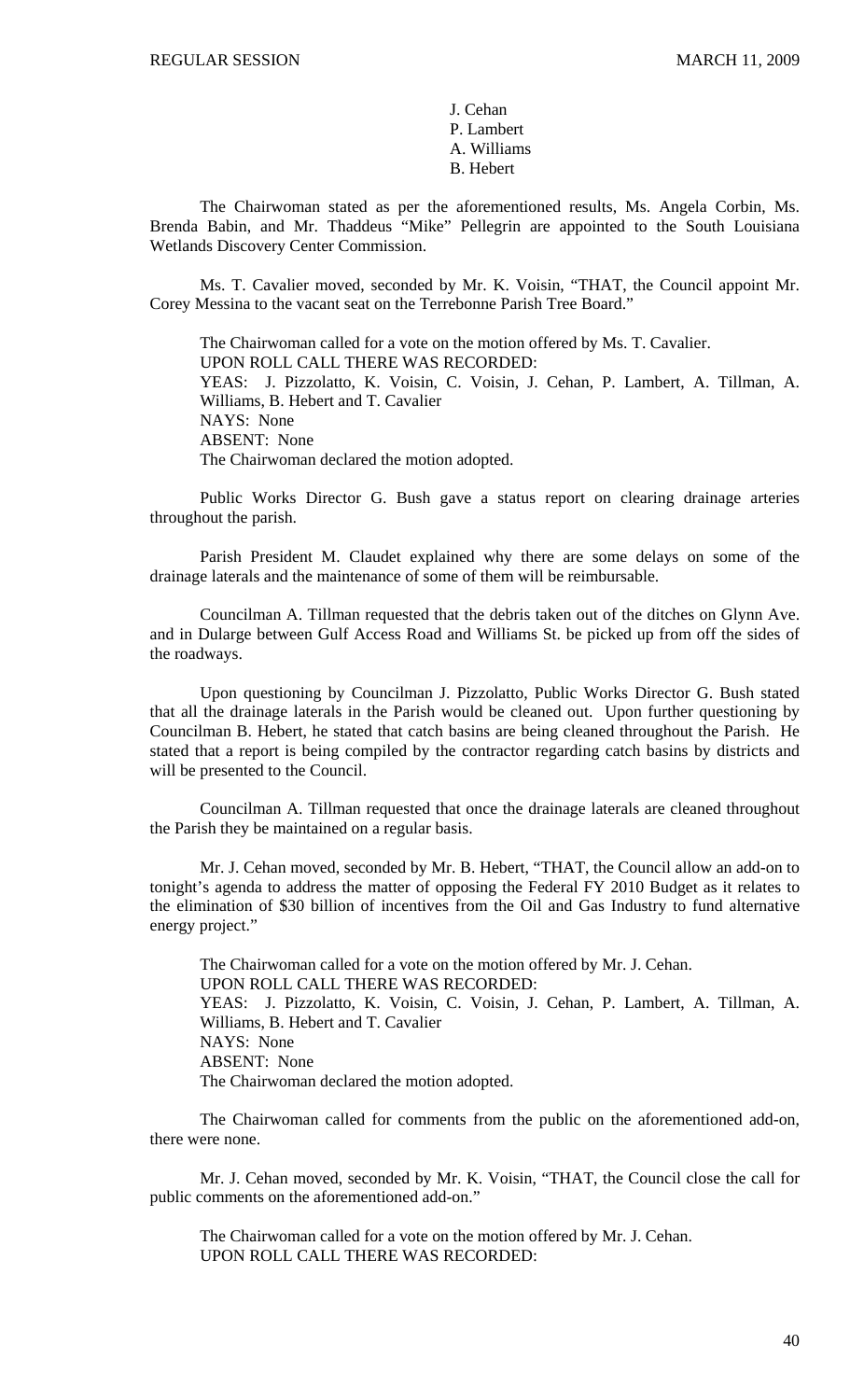J. Cehan
P. Lambert
A. Williams
B. Hebert

The Chairwoman stated as per the aforementioned results, Ms. Angela Corbin, Ms. Brenda Babin, and Mr. Thaddeus "Mike" Pellegrin are appointed to the South Louisiana Wetlands Discovery Center Commission.

Ms. T. Cavalier moved, seconded by Mr. K. Voisin, "THAT, the Council appoint Mr. Corey Messina to the vacant seat on the Terrebonne Parish Tree Board."

The Chairwoman called for a vote on the motion offered by Ms. T. Cavalier.
UPON ROLL CALL THERE WAS RECORDED:
YEAS: J. Pizzolatto, K. Voisin, C. Voisin, J. Cehan, P. Lambert, A. Tillman, A. Williams, B. Hebert and T. Cavalier
NAYS: None
ABSENT: None
The Chairwoman declared the motion adopted.

Public Works Director G. Bush gave a status report on clearing drainage arteries throughout the parish.

Parish President M. Claudet explained why there are some delays on some of the drainage laterals and the maintenance of some of them will be reimbursable.

Councilman A. Tillman requested that the debris taken out of the ditches on Glynn Ave. and in Dularge between Gulf Access Road and Williams St. be picked up from off the sides of the roadways.

Upon questioning by Councilman J. Pizzolatto, Public Works Director G. Bush stated that all the drainage laterals in the Parish would be cleaned out. Upon further questioning by Councilman B. Hebert, he stated that catch basins are being cleaned throughout the Parish. He stated that a report is being compiled by the contractor regarding catch basins by districts and will be presented to the Council.

Councilman A. Tillman requested that once the drainage laterals are cleaned throughout the Parish they be maintained on a regular basis.

Mr. J. Cehan moved, seconded by Mr. B. Hebert, "THAT, the Council allow an add-on to tonight's agenda to address the matter of opposing the Federal FY 2010 Budget as it relates to the elimination of $30 billion of incentives from the Oil and Gas Industry to fund alternative energy project."

The Chairwoman called for a vote on the motion offered by Mr. J. Cehan.
UPON ROLL CALL THERE WAS RECORDED:
YEAS: J. Pizzolatto, K. Voisin, C. Voisin, J. Cehan, P. Lambert, A. Tillman, A. Williams, B. Hebert and T. Cavalier
NAYS: None
ABSENT: None
The Chairwoman declared the motion adopted.

The Chairwoman called for comments from the public on the aforementioned add-on, there were none.

Mr. J. Cehan moved, seconded by Mr. K. Voisin, "THAT, the Council close the call for public comments on the aforementioned add-on."

The Chairwoman called for a vote on the motion offered by Mr. J. Cehan.
UPON ROLL CALL THERE WAS RECORDED: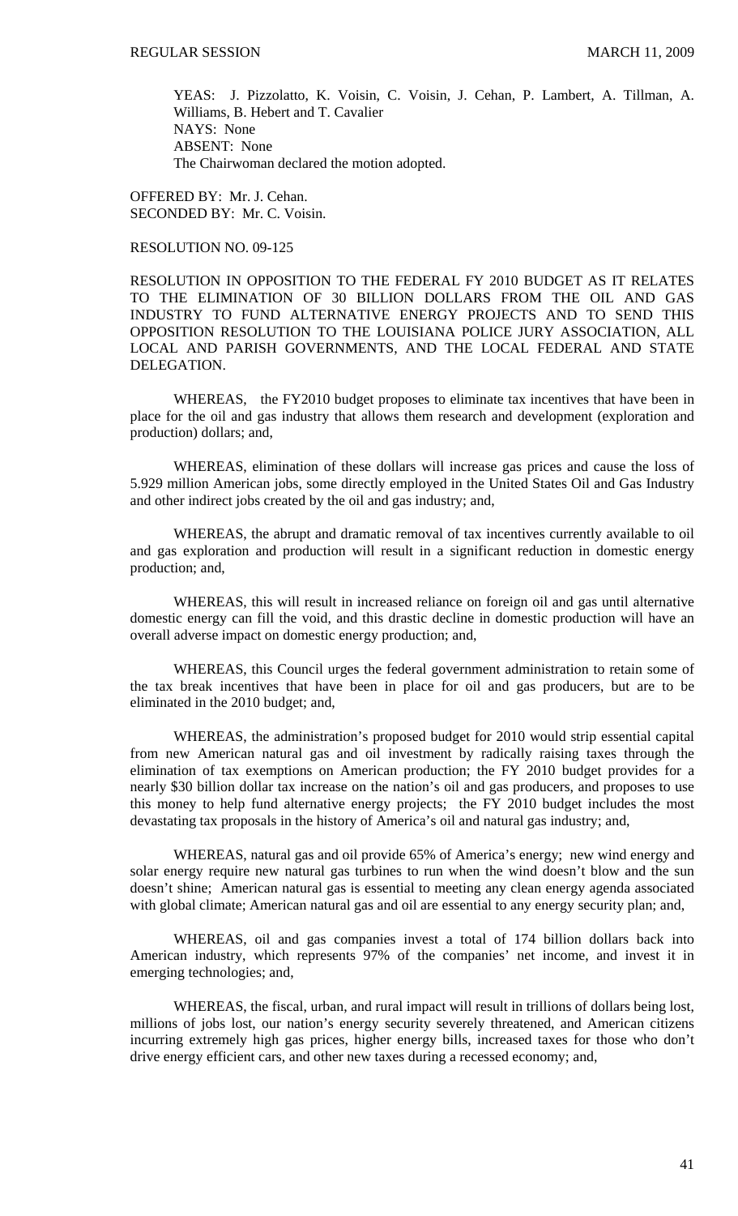YEAS: J. Pizzolatto, K. Voisin, C. Voisin, J. Cehan, P. Lambert, A. Tillman, A. Williams, B. Hebert and T. Cavalier
NAYS: None
ABSENT: None
The Chairwoman declared the motion adopted.

OFFERED BY: Mr. J. Cehan.
SECONDED BY: Mr. C. Voisin.

RESOLUTION NO. 09-125

RESOLUTION IN OPPOSITION TO THE FEDERAL FY 2010 BUDGET AS IT RELATES TO THE ELIMINATION OF 30 BILLION DOLLARS FROM THE OIL AND GAS INDUSTRY TO FUND ALTERNATIVE ENERGY PROJECTS AND TO SEND THIS OPPOSITION RESOLUTION TO THE LOUISIANA POLICE JURY ASSOCIATION, ALL LOCAL AND PARISH GOVERNMENTS, AND THE LOCAL FEDERAL AND STATE DELEGATION.

WHEREAS, the FY2010 budget proposes to eliminate tax incentives that have been in place for the oil and gas industry that allows them research and development (exploration and production) dollars; and,

WHEREAS, elimination of these dollars will increase gas prices and cause the loss of 5.929 million American jobs, some directly employed in the United States Oil and Gas Industry and other indirect jobs created by the oil and gas industry; and,

WHEREAS, the abrupt and dramatic removal of tax incentives currently available to oil and gas exploration and production will result in a significant reduction in domestic energy production; and,

WHEREAS, this will result in increased reliance on foreign oil and gas until alternative domestic energy can fill the void, and this drastic decline in domestic production will have an overall adverse impact on domestic energy production; and,

WHEREAS, this Council urges the federal government administration to retain some of the tax break incentives that have been in place for oil and gas producers, but are to be eliminated in the 2010 budget; and,

WHEREAS, the administration's proposed budget for 2010 would strip essential capital from new American natural gas and oil investment by radically raising taxes through the elimination of tax exemptions on American production; the FY 2010 budget provides for a nearly $30 billion dollar tax increase on the nation's oil and gas producers, and proposes to use this money to help fund alternative energy projects; the FY 2010 budget includes the most devastating tax proposals in the history of America's oil and natural gas industry; and,

WHEREAS, natural gas and oil provide 65% of America's energy; new wind energy and solar energy require new natural gas turbines to run when the wind doesn't blow and the sun doesn't shine; American natural gas is essential to meeting any clean energy agenda associated with global climate; American natural gas and oil are essential to any energy security plan; and,

WHEREAS, oil and gas companies invest a total of 174 billion dollars back into American industry, which represents 97% of the companies' net income, and invest it in emerging technologies; and,

WHEREAS, the fiscal, urban, and rural impact will result in trillions of dollars being lost, millions of jobs lost, our nation's energy security severely threatened, and American citizens incurring extremely high gas prices, higher energy bills, increased taxes for those who don't drive energy efficient cars, and other new taxes during a recessed economy; and,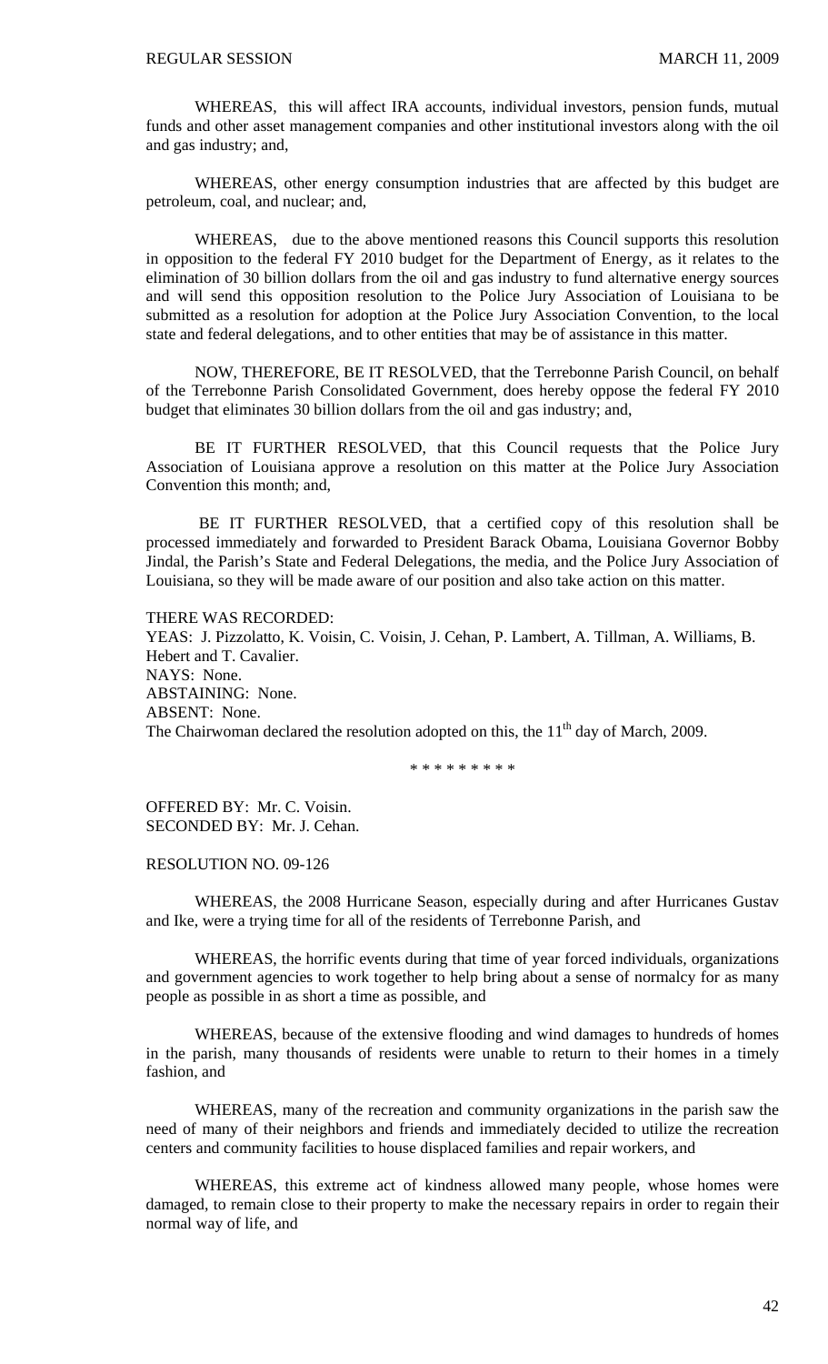WHEREAS, this will affect IRA accounts, individual investors, pension funds, mutual funds and other asset management companies and other institutional investors along with the oil and gas industry; and,

WHEREAS, other energy consumption industries that are affected by this budget are petroleum, coal, and nuclear; and,

WHEREAS, due to the above mentioned reasons this Council supports this resolution in opposition to the federal FY 2010 budget for the Department of Energy, as it relates to the elimination of 30 billion dollars from the oil and gas industry to fund alternative energy sources and will send this opposition resolution to the Police Jury Association of Louisiana to be submitted as a resolution for adoption at the Police Jury Association Convention, to the local state and federal delegations, and to other entities that may be of assistance in this matter.

NOW, THEREFORE, BE IT RESOLVED, that the Terrebonne Parish Council, on behalf of the Terrebonne Parish Consolidated Government, does hereby oppose the federal FY 2010 budget that eliminates 30 billion dollars from the oil and gas industry; and,

BE IT FURTHER RESOLVED, that this Council requests that the Police Jury Association of Louisiana approve a resolution on this matter at the Police Jury Association Convention this month; and,

BE IT FURTHER RESOLVED, that a certified copy of this resolution shall be processed immediately and forwarded to President Barack Obama, Louisiana Governor Bobby Jindal, the Parish's State and Federal Delegations, the media, and the Police Jury Association of Louisiana, so they will be made aware of our position and also take action on this matter.

THERE WAS RECORDED:
YEAS: J. Pizzolatto, K. Voisin, C. Voisin, J. Cehan, P. Lambert, A. Tillman, A. Williams, B. Hebert and T. Cavalier.
NAYS: None.
ABSTAINING: None.
ABSENT: None.
The Chairwoman declared the resolution adopted on this, the 11th day of March, 2009.

\* \* \* \* \* \* \* \* \*

OFFERED BY: Mr. C. Voisin.
SECONDED BY: Mr. J. Cehan.

RESOLUTION NO. 09-126

WHEREAS, the 2008 Hurricane Season, especially during and after Hurricanes Gustav and Ike, were a trying time for all of the residents of Terrebonne Parish, and

WHEREAS, the horrific events during that time of year forced individuals, organizations and government agencies to work together to help bring about a sense of normalcy for as many people as possible in as short a time as possible, and

WHEREAS, because of the extensive flooding and wind damages to hundreds of homes in the parish, many thousands of residents were unable to return to their homes in a timely fashion, and

WHEREAS, many of the recreation and community organizations in the parish saw the need of many of their neighbors and friends and immediately decided to utilize the recreation centers and community facilities to house displaced families and repair workers, and

WHEREAS, this extreme act of kindness allowed many people, whose homes were damaged, to remain close to their property to make the necessary repairs in order to regain their normal way of life, and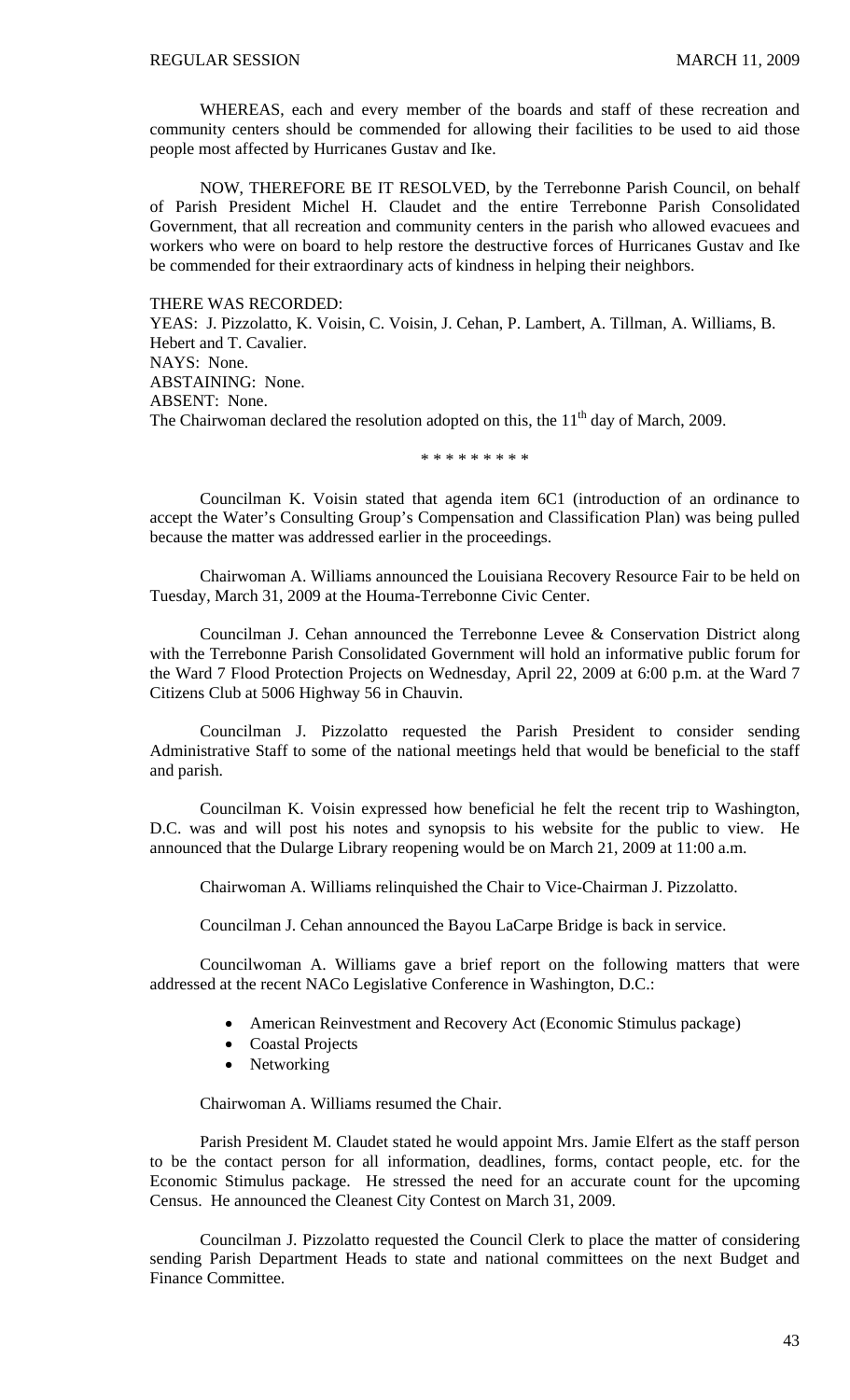WHEREAS, each and every member of the boards and staff of these recreation and community centers should be commended for allowing their facilities to be used to aid those people most affected by Hurricanes Gustav and Ike.

NOW, THEREFORE BE IT RESOLVED, by the Terrebonne Parish Council, on behalf of Parish President Michel H. Claudet and the entire Terrebonne Parish Consolidated Government, that all recreation and community centers in the parish who allowed evacuees and workers who were on board to help restore the destructive forces of Hurricanes Gustav and Ike be commended for their extraordinary acts of kindness in helping their neighbors.

THERE WAS RECORDED:
YEAS: J. Pizzolatto, K. Voisin, C. Voisin, J. Cehan, P. Lambert, A. Tillman, A. Williams, B. Hebert and T. Cavalier.
NAYS: None.
ABSTAINING: None.
ABSENT: None.
The Chairwoman declared the resolution adopted on this, the 11th day of March, 2009.

\* \* \* \* \* \* \* \* \*

Councilman K. Voisin stated that agenda item 6C1 (introduction of an ordinance to accept the Water's Consulting Group's Compensation and Classification Plan) was being pulled because the matter was addressed earlier in the proceedings.

Chairwoman A. Williams announced the Louisiana Recovery Resource Fair to be held on Tuesday, March 31, 2009 at the Houma-Terrebonne Civic Center.

Councilman J. Cehan announced the Terrebonne Levee & Conservation District along with the Terrebonne Parish Consolidated Government will hold an informative public forum for the Ward 7 Flood Protection Projects on Wednesday, April 22, 2009 at 6:00 p.m. at the Ward 7 Citizens Club at 5006 Highway 56 in Chauvin.

Councilman J. Pizzolatto requested the Parish President to consider sending Administrative Staff to some of the national meetings held that would be beneficial to the staff and parish.

Councilman K. Voisin expressed how beneficial he felt the recent trip to Washington, D.C. was and will post his notes and synopsis to his website for the public to view. He announced that the Dularge Library reopening would be on March 21, 2009 at 11:00 a.m.

Chairwoman A. Williams relinquished the Chair to Vice-Chairman J. Pizzolatto.

Councilman J. Cehan announced the Bayou LaCarpe Bridge is back in service.

Councilwoman A. Williams gave a brief report on the following matters that were addressed at the recent NACo Legislative Conference in Washington, D.C.:

- American Reinvestment and Recovery Act (Economic Stimulus package)
- Coastal Projects
- Networking

Chairwoman A. Williams resumed the Chair.

Parish President M. Claudet stated he would appoint Mrs. Jamie Elfert as the staff person to be the contact person for all information, deadlines, forms, contact people, etc. for the Economic Stimulus package. He stressed the need for an accurate count for the upcoming Census. He announced the Cleanest City Contest on March 31, 2009.

Councilman J. Pizzolatto requested the Council Clerk to place the matter of considering sending Parish Department Heads to state and national committees on the next Budget and Finance Committee.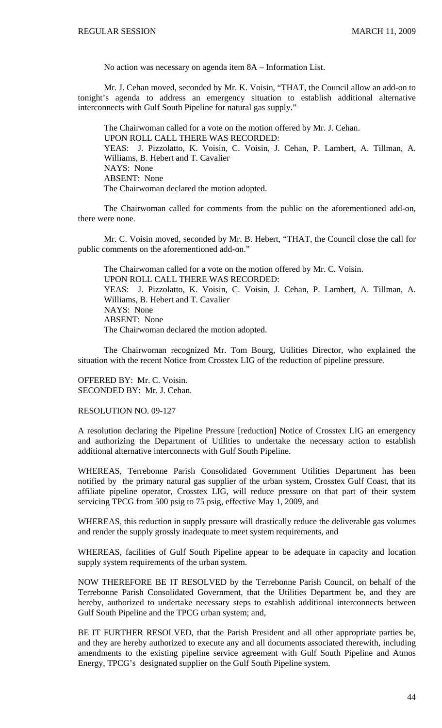No action was necessary on agenda item 8A – Information List.

Mr. J. Cehan moved, seconded by Mr. K. Voisin, "THAT, the Council allow an add-on to tonight's agenda to address an emergency situation to establish additional alternative interconnects with Gulf South Pipeline for natural gas supply."

The Chairwoman called for a vote on the motion offered by Mr. J. Cehan.
UPON ROLL CALL THERE WAS RECORDED:
YEAS: J. Pizzolatto, K. Voisin, C. Voisin, J. Cehan, P. Lambert, A. Tillman, A. Williams, B. Hebert and T. Cavalier
NAYS: None
ABSENT: None
The Chairwoman declared the motion adopted.

The Chairwoman called for comments from the public on the aforementioned add-on, there were none.

Mr. C. Voisin moved, seconded by Mr. B. Hebert, "THAT, the Council close the call for public comments on the aforementioned add-on."

The Chairwoman called for a vote on the motion offered by Mr. C. Voisin.
UPON ROLL CALL THERE WAS RECORDED:
YEAS: J. Pizzolatto, K. Voisin, C. Voisin, J. Cehan, P. Lambert, A. Tillman, A. Williams, B. Hebert and T. Cavalier
NAYS: None
ABSENT: None
The Chairwoman declared the motion adopted.

The Chairwoman recognized Mr. Tom Bourg, Utilities Director, who explained the situation with the recent Notice from Crosstex LIG of the reduction of pipeline pressure.

OFFERED BY: Mr. C. Voisin.
SECONDED BY: Mr. J. Cehan.

RESOLUTION NO. 09-127

A resolution declaring the Pipeline Pressure [reduction] Notice of Crosstex LIG an emergency and authorizing the Department of Utilities to undertake the necessary action to establish additional alternative interconnects with Gulf South Pipeline.

WHEREAS, Terrebonne Parish Consolidated Government Utilities Department has been notified by the primary natural gas supplier of the urban system, Crosstex Gulf Coast, that its affiliate pipeline operator, Crosstex LIG, will reduce pressure on that part of their system servicing TPCG from 500 psig to 75 psig, effective May 1, 2009, and

WHEREAS, this reduction in supply pressure will drastically reduce the deliverable gas volumes and render the supply grossly inadequate to meet system requirements, and

WHEREAS, facilities of Gulf South Pipeline appear to be adequate in capacity and location supply system requirements of the urban system.

NOW THEREFORE BE IT RESOLVED by the Terrebonne Parish Council, on behalf of the Terrebonne Parish Consolidated Government, that the Utilities Department be, and they are hereby, authorized to undertake necessary steps to establish additional interconnects between Gulf South Pipeline and the TPCG urban system; and,

BE IT FURTHER RESOLVED, that the Parish President and all other appropriate parties be, and they are hereby authorized to execute any and all documents associated therewith, including amendments to the existing pipeline service agreement with Gulf South Pipeline and Atmos Energy, TPCG's designated supplier on the Gulf South Pipeline system.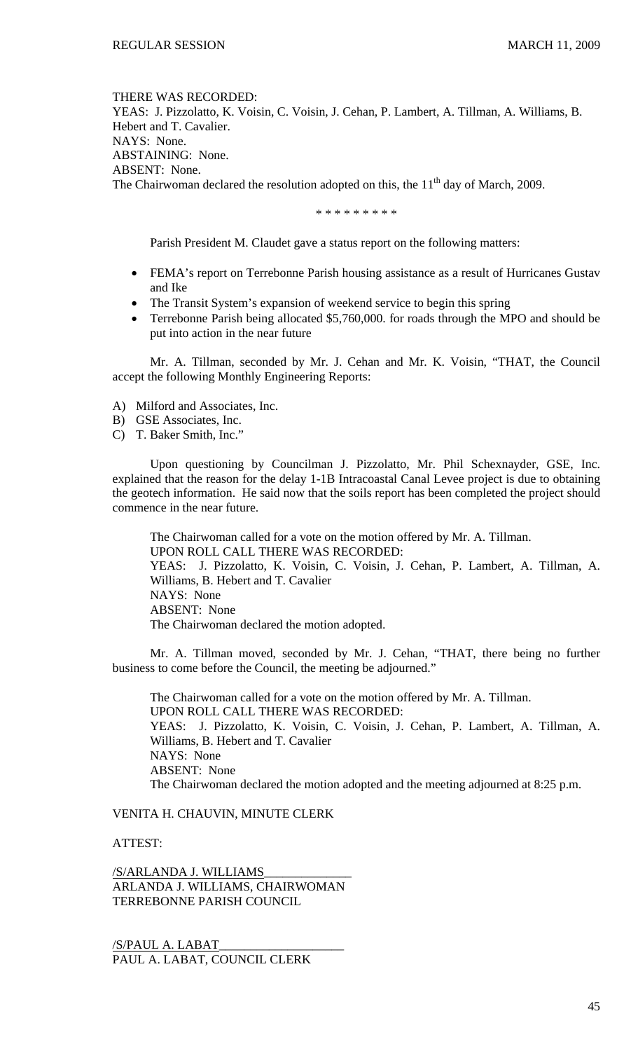THERE WAS RECORDED:
YEAS: J. Pizzolatto, K. Voisin, C. Voisin, J. Cehan, P. Lambert, A. Tillman, A. Williams, B. Hebert and T. Cavalier.
NAYS: None.
ABSTAINING: None.
ABSENT: None.
The Chairwoman declared the resolution adopted on this, the 11th day of March, 2009.

\* \* \* \* \* \* \* \* \*

Parish President M. Claudet gave a status report on the following matters:

- FEMA's report on Terrebonne Parish housing assistance as a result of Hurricanes Gustav and Ike
- The Transit System's expansion of weekend service to begin this spring
- Terrebonne Parish being allocated $5,760,000. for roads through the MPO and should be put into action in the near future

Mr. A. Tillman, seconded by Mr. J. Cehan and Mr. K. Voisin, "THAT, the Council accept the following Monthly Engineering Reports:

A) Milford and Associates, Inc.
B) GSE Associates, Inc.
C) T. Baker Smith, Inc."

Upon questioning by Councilman J. Pizzolatto, Mr. Phil Schexnayder, GSE, Inc. explained that the reason for the delay 1-1B Intracoastal Canal Levee project is due to obtaining the geotech information. He said now that the soils report has been completed the project should commence in the near future.

The Chairwoman called for a vote on the motion offered by Mr. A. Tillman.
UPON ROLL CALL THERE WAS RECORDED:
YEAS: J. Pizzolatto, K. Voisin, C. Voisin, J. Cehan, P. Lambert, A. Tillman, A. Williams, B. Hebert and T. Cavalier
NAYS: None
ABSENT: None
The Chairwoman declared the motion adopted.

Mr. A. Tillman moved, seconded by Mr. J. Cehan, "THAT, there being no further business to come before the Council, the meeting be adjourned."

The Chairwoman called for a vote on the motion offered by Mr. A. Tillman.
UPON ROLL CALL THERE WAS RECORDED:
YEAS: J. Pizzolatto, K. Voisin, C. Voisin, J. Cehan, P. Lambert, A. Tillman, A. Williams, B. Hebert and T. Cavalier
NAYS: None
ABSENT: None
The Chairwoman declared the motion adopted and the meeting adjourned at 8:25 p.m.

VENITA H. CHAUVIN, MINUTE CLERK

ATTEST:

/S/ARLANDA J. WILLIAMS
ARLANDA J. WILLIAMS, CHAIRWOMAN
TERREBONNE PARISH COUNCIL

/S/PAUL A. LABAT
PAUL A. LABAT, COUNCIL CLERK